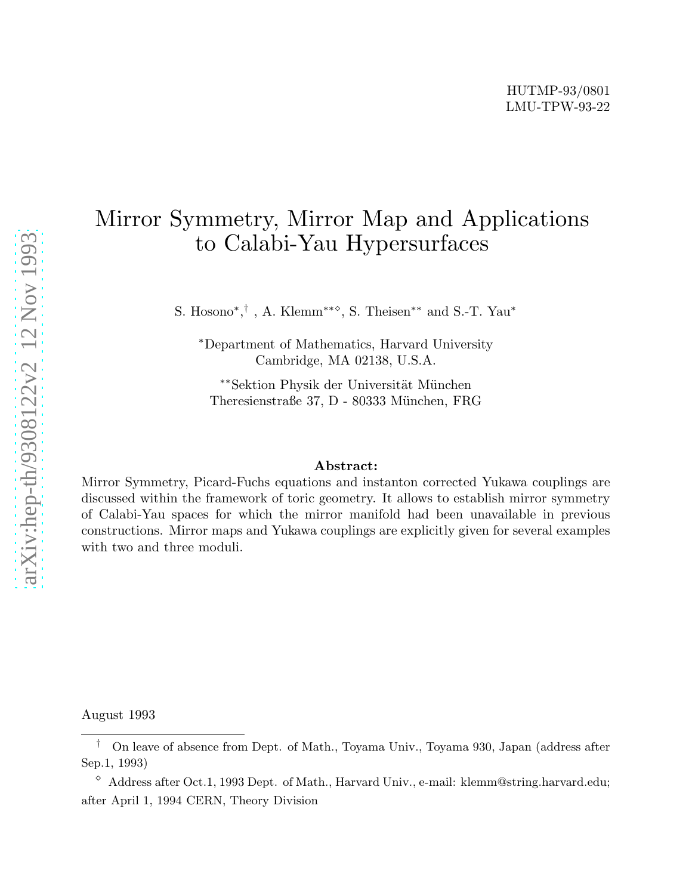HUTMP-93/0801

LMU-TPW-93-22

# Mirror Symmetry, Mirror Map and Applications to Calabi-Yau Hypersurfaces

S. Hosono[*,†], A. Klemm[**◇], S. Theisen[**] and S.-T. Yau[*]

[*]Department of Mathematics, Harvard University
Cambridge, MA 02138, U.S.A.

[**]Sektion Physik der Universität München
Theresienstraße 37, D - 80333 München, FRG

**Abstract:**

Mirror Symmetry, Picard-Fuchs equations and instanton corrected Yukawa couplings are discussed within the framework of toric geometry. It allows to establish mirror symmetry of Calabi-Yau spaces for which the mirror manifold had been unavailable in previous constructions. Mirror maps and Yukawa couplings are explicitly given for several examples with two and three moduli.

August 1993

[†] On leave of absence from Dept. of Math., Toyama Univ., Toyama 930, Japan (address after Sep.1, 1993)

[◇] Address after Oct.1, 1993 Dept. of Math., Harvard Univ., e-mail: klemm@string.harvard.edu; after April 1, 1994 CERN, Theory Division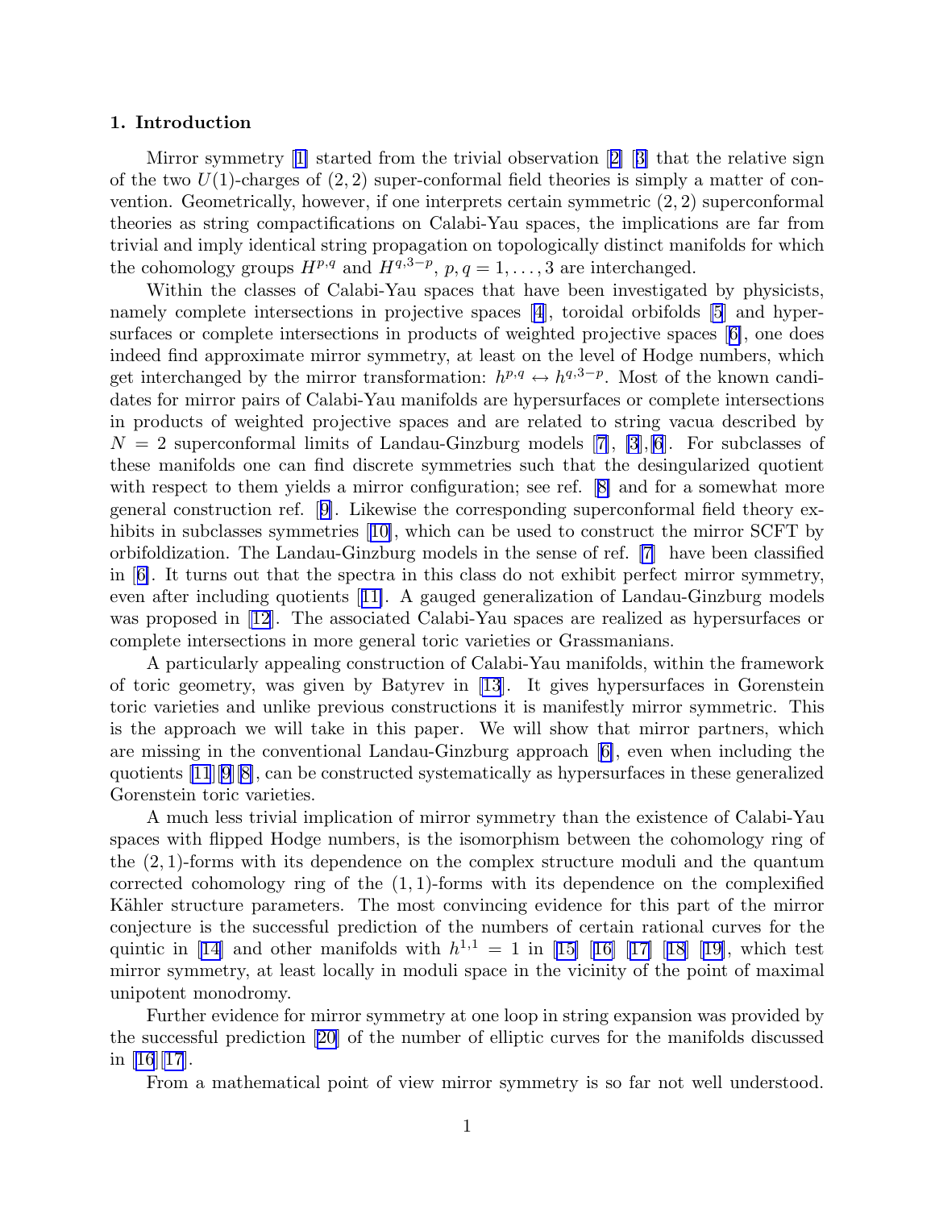## 1. Introduction

Mirror symmetry [1] started from the trivial observation [2] [3] that the relative sign of the two $U(1)$-charges of $(2,2)$ super-conformal field theories is simply a matter of convention. Geometrically, however, if one interprets certain symmetric $(2,2)$ superconformal theories as string compactifications on Calabi-Yau spaces, the implications are far from trivial and imply identical string propagation on topologically distinct manifolds for which the cohomology groups $H^{p,q}$ and $H^{q,3-p}$, $p,q = 1,\ldots,3$ are interchanged.

Within the classes of Calabi-Yau spaces that have been investigated by physicists, namely complete intersections in projective spaces [4], toroidal orbifolds [5] and hypersurfaces or complete intersections in products of weighted projective spaces [6], one does indeed find approximate mirror symmetry, at least on the level of Hodge numbers, which get interchanged by the mirror transformation: $h^{p,q} \leftrightarrow h^{q,3-p}$. Most of the known candidates for mirror pairs of Calabi-Yau manifolds are hypersurfaces or complete intersections in products of weighted projective spaces and are related to string vacua described by $N=2$ superconformal limits of Landau-Ginzburg models [7], [3], [6]. For subclasses of these manifolds one can find discrete symmetries such that the desingularized quotient with respect to them yields a mirror configuration; see ref. [8] and for a somewhat more general construction ref. [9]. Likewise the corresponding superconformal field theory exhibits in subclasses symmetries [10], which can be used to construct the mirror SCFT by orbifoldization. The Landau-Ginzburg models in the sense of ref. [7] have been classified in [6]. It turns out that the spectra in this class do not exhibit perfect mirror symmetry, even after including quotients [11]. A gauged generalization of Landau-Ginzburg models was proposed in [12]. The associated Calabi-Yau spaces are realized as hypersurfaces or complete intersections in more general toric varieties or Grassmanians.

A particularly appealing construction of Calabi-Yau manifolds, within the framework of toric geometry, was given by Batyrev in [13]. It gives hypersurfaces in Gorenstein toric varieties and unlike previous constructions it is manifestly mirror symmetric. This is the approach we will take in this paper. We will show that mirror partners, which are missing in the conventional Landau-Ginzburg approach [6], even when including the quotients [11][9][8], can be constructed systematically as hypersurfaces in these generalized Gorenstein toric varieties.

A much less trivial implication of mirror symmetry than the existence of Calabi-Yau spaces with flipped Hodge numbers, is the isomorphism between the cohomology ring of the $(2,1)$-forms with its dependence on the complex structure moduli and the quantum corrected cohomology ring of the $(1,1)$-forms with its dependence on the complexified Kähler structure parameters. The most convincing evidence for this part of the mirror conjecture is the successful prediction of the numbers of certain rational curves for the quintic in [14] and other manifolds with $h^{1,1} = 1$ in [15] [16] [17] [18] [19], which test mirror symmetry, at least locally in moduli space in the vicinity of the point of maximal unipotent monodromy.

Further evidence for mirror symmetry at one loop in string expansion was provided by the successful prediction [20] of the number of elliptic curves for the manifolds discussed in [16][17].

From a mathematical point of view mirror symmetry is so far not well understood.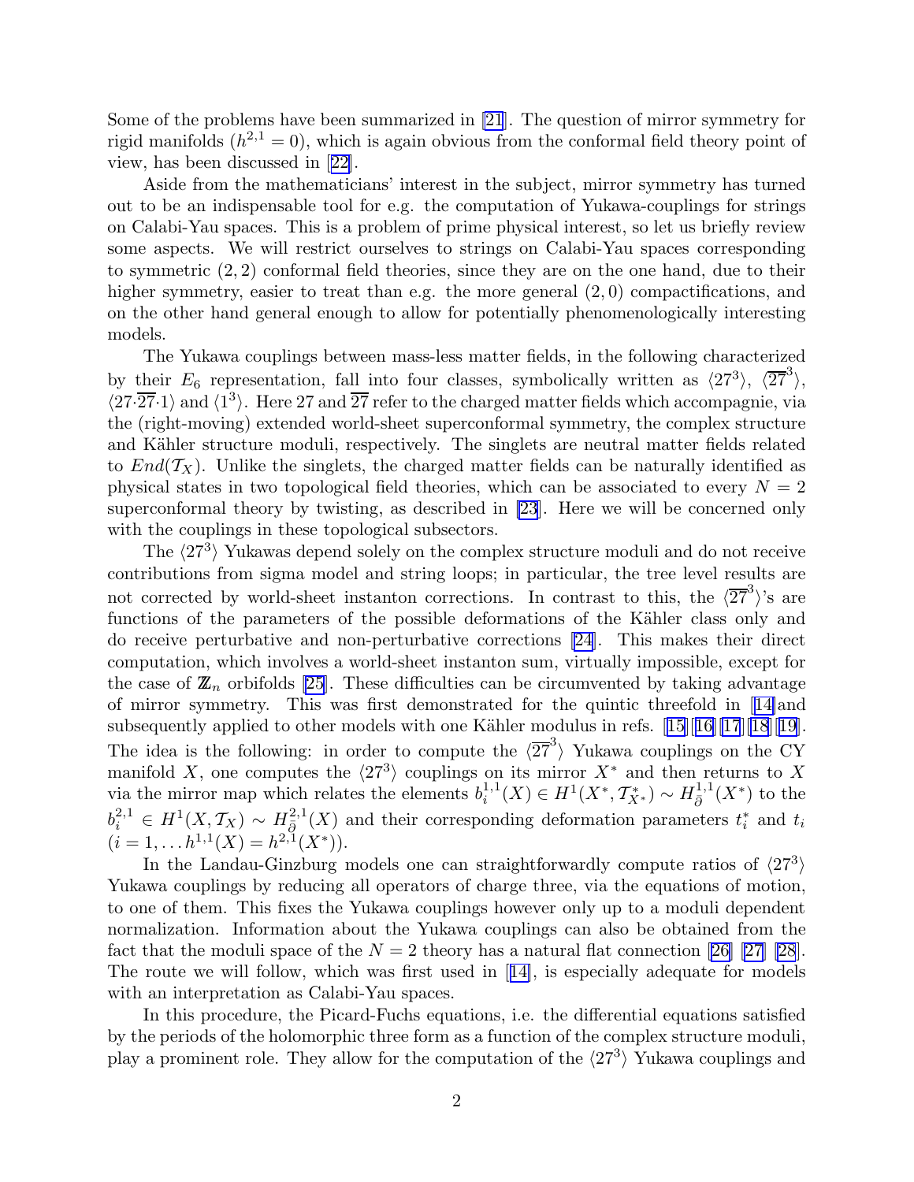Some of the problems have been summarized in [21]. The question of mirror symmetry for rigid manifolds ($h^{2,1} = 0$), which is again obvious from the conformal field theory point of view, has been discussed in [22].

Aside from the mathematicians' interest in the subject, mirror symmetry has turned out to be an indispensable tool for e.g. the computation of Yukawa-couplings for strings on Calabi-Yau spaces. This is a problem of prime physical interest, so let us briefly review some aspects. We will restrict ourselves to strings on Calabi-Yau spaces corresponding to symmetric $(2,2)$ conformal field theories, since they are on the one hand, due to their higher symmetry, easier to treat than e.g. the more general $(2,0)$ compactifications, and on the other hand general enough to allow for potentially phenomenologically interesting models.

The Yukawa couplings between mass-less matter fields, in the following characterized by their $E_6$ representation, fall into four classes, symbolically written as $\langle 27^3 \rangle$, $\langle \overline{27}^3 \rangle$, $\langle 27 {\cdot} \overline{27} {\cdot} 1 \rangle$ and $\langle 1^3 \rangle$. Here 27 and $\overline{27}$ refer to the charged matter fields which accompagnie, via the (right-moving) extended world-sheet superconformal symmetry, the complex structure and Kähler structure moduli, respectively. The singlets are neutral matter fields related to $End(\mathcal{T}_X)$. Unlike the singlets, the charged matter fields can be naturally identified as physical states in two topological field theories, which can be associated to every $N = 2$ superconformal theory by twisting, as described in [23]. Here we will be concerned only with the couplings in these topological subsectors.

The $\langle 27^3 \rangle$ Yukawas depend solely on the complex structure moduli and do not receive contributions from sigma model and string loops; in particular, the tree level results are not corrected by world-sheet instanton corrections. In contrast to this, the $\langle \overline{27}^3 \rangle$'s are functions of the parameters of the possible deformations of the Kähler class only and do receive perturbative and non-perturbative corrections [24]. This makes their direct computation, which involves a world-sheet instanton sum, virtually impossible, except for the case of $\mathbb{Z}_n$ orbifolds [25]. These difficulties can be circumvented by taking advantage of mirror symmetry. This was first demonstrated for the quintic threefold in [14]and subsequently applied to other models with one Kähler modulus in refs. [15][16][17][18][19]. The idea is the following: in order to compute the $\langle \overline{27}^3 \rangle$ Yukawa couplings on the CY manifold $X$, one computes the $\langle 27^3 \rangle$ couplings on its mirror $X^*$ and then returns to $X$ via the mirror map which relates the elements $b_i^{1,1}(X) \in H^1(X^*, \mathcal{T}^*_{X^*}) \sim H^{1,1}_{\bar\partial}(X^*)$ to the $b_i^{2,1} \in H^1(X, \mathcal{T}_X) \sim H^{2,1}_{\bar\partial}(X)$ and their corresponding deformation parameters $t_i^*$ and $t_i$ $(i = 1, \ldots h^{1,1}(X) = h^{2,1}(X^*))$.

In the Landau-Ginzburg models one can straightforwardly compute ratios of $\langle 27^3 \rangle$ Yukawa couplings by reducing all operators of charge three, via the equations of motion, to one of them. This fixes the Yukawa couplings however only up to a moduli dependent normalization. Information about the Yukawa couplings can also be obtained from the fact that the moduli space of the $N = 2$ theory has a natural flat connection [26] [27] [28]. The route we will follow, which was first used in [14], is especially adequate for models with an interpretation as Calabi-Yau spaces.

In this procedure, the Picard-Fuchs equations, i.e. the differential equations satisfied by the periods of the holomorphic three form as a function of the complex structure moduli, play a prominent role. They allow for the computation of the $\langle 27^3 \rangle$ Yukawa couplings and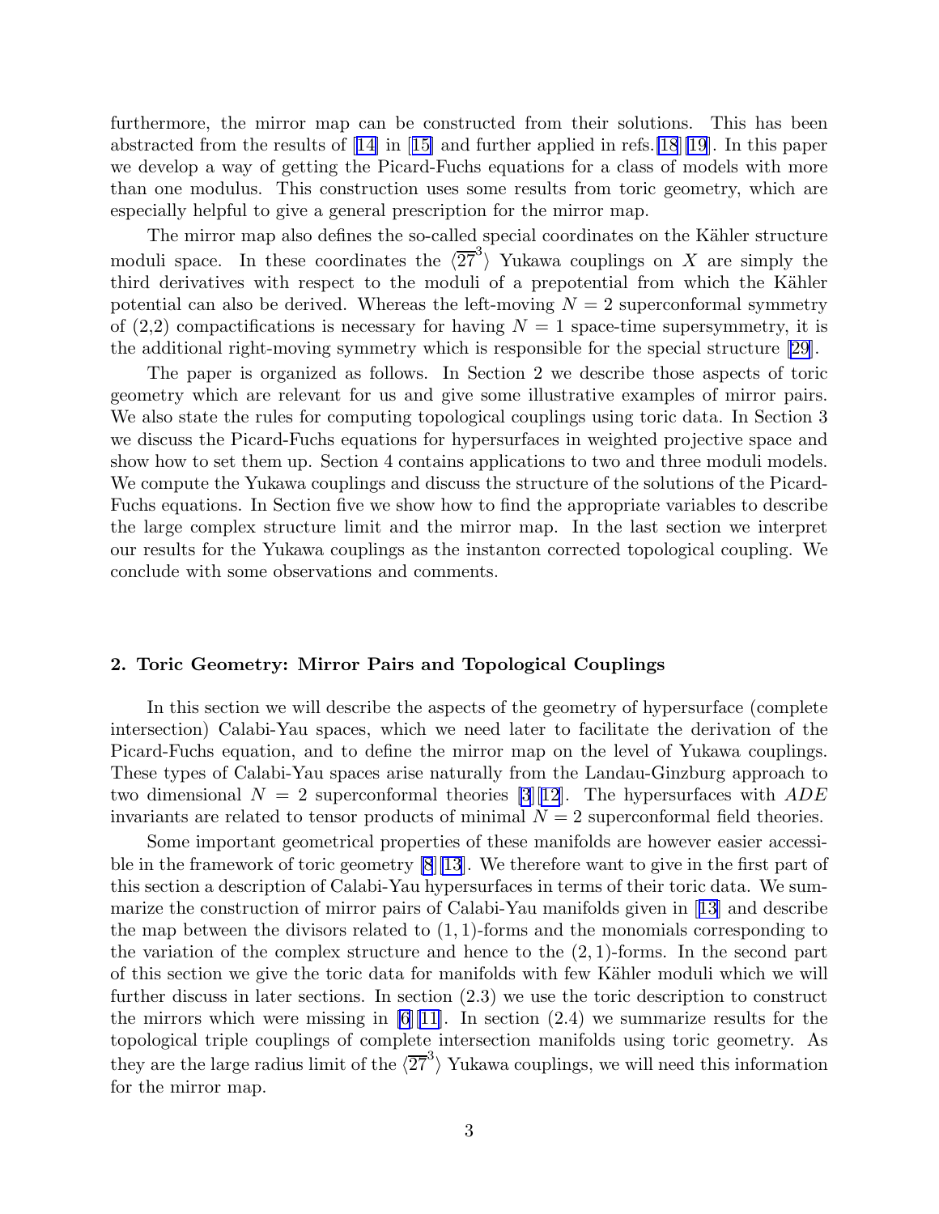furthermore, the mirror map can be constructed from their solutions. This has been abstracted from the results of [14] in [15] and further applied in refs.[18][19]. In this paper we develop a way of getting the Picard-Fuchs equations for a class of models with more than one modulus. This construction uses some results from toric geometry, which are especially helpful to give a general prescription for the mirror map.

The mirror map also defines the so-called special coordinates on the Kähler structure moduli space. In these coordinates the $\langle \overline{27}^3 \rangle$ Yukawa couplings on $X$ are simply the third derivatives with respect to the moduli of a prepotential from which the Kähler potential can also be derived. Whereas the left-moving $N = 2$ superconformal symmetry of (2,2) compactifications is necessary for having $N = 1$ space-time supersymmetry, it is the additional right-moving symmetry which is responsible for the special structure [29].

The paper is organized as follows. In Section 2 we describe those aspects of toric geometry which are relevant for us and give some illustrative examples of mirror pairs. We also state the rules for computing topological couplings using toric data. In Section 3 we discuss the Picard-Fuchs equations for hypersurfaces in weighted projective space and show how to set them up. Section 4 contains applications to two and three moduli models. We compute the Yukawa couplings and discuss the structure of the solutions of the Picard-Fuchs equations. In Section five we show how to find the appropriate variables to describe the large complex structure limit and the mirror map. In the last section we interpret our results for the Yukawa couplings as the instanton corrected topological coupling. We conclude with some observations and comments.

## 2. Toric Geometry: Mirror Pairs and Topological Couplings

In this section we will describe the aspects of the geometry of hypersurface (complete intersection) Calabi-Yau spaces, which we need later to facilitate the derivation of the Picard-Fuchs equation, and to define the mirror map on the level of Yukawa couplings. These types of Calabi-Yau spaces arise naturally from the Landau-Ginzburg approach to two dimensional $N = 2$ superconformal theories [3][12]. The hypersurfaces with $ADE$ invariants are related to tensor products of minimal $N = 2$ superconformal field theories.

Some important geometrical properties of these manifolds are however easier accessible in the framework of toric geometry [8][13]. We therefore want to give in the first part of this section a description of Calabi-Yau hypersurfaces in terms of their toric data. We summarize the construction of mirror pairs of Calabi-Yau manifolds given in [13] and describe the map between the divisors related to $(1,1)$-forms and the monomials corresponding to the variation of the complex structure and hence to the $(2,1)$-forms. In the second part of this section we give the toric data for manifolds with few Kähler moduli which we will further discuss in later sections. In section (2.3) we use the toric description to construct the mirrors which were missing in [6][11]. In section (2.4) we summarize results for the topological triple couplings of complete intersection manifolds using toric geometry. As they are the large radius limit of the $\langle \overline{27}^3 \rangle$ Yukawa couplings, we will need this information for the mirror map.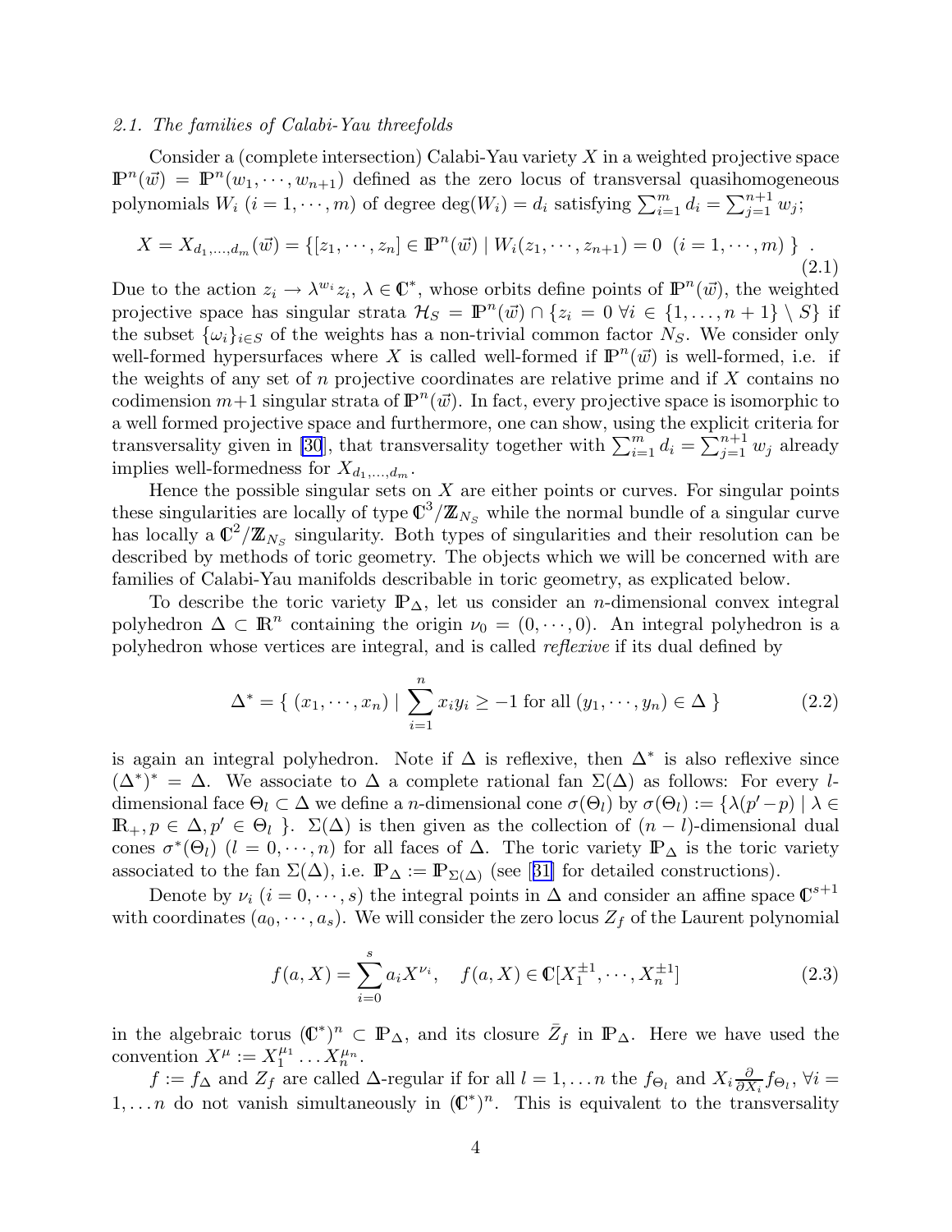*2.1. The families of Calabi-Yau threefolds*

Consider a (complete intersection) Calabi-Yau variety $X$ in a weighted projective space $\mathbb{P}^n(\vec{w}) = \mathbb{P}^n(w_1, \cdots, w_{n+1})$ defined as the zero locus of transversal quasihomogeneous polynomials $W_i$ $(i = 1, \cdots, m)$ of degree $\deg(W_i) = d_i$ satisfying $\sum_{i=1}^m d_i = \sum_{j=1}^{n+1} w_j$;

$$X = X_{d_1,\ldots,d_m}(\vec{w}) = \{[z_1, \cdots, z_n] \in \mathbb{P}^n(\vec{w}) \mid W_i(z_1, \cdots, z_{n+1}) = 0 \ \ (i = 1, \cdots, m) \ \} \ . \tag{2.1}$$

Due to the action $z_i \to \lambda^{w_i} z_i$, $\lambda \in \mathbb{C}^*$, whose orbits define points of $\mathbb{P}^n(\vec{w})$, the weighted projective space has singular strata $\mathcal{H}_S = \mathbb{P}^n(\vec{w}) \cap \{z_i = 0 \ \forall i \in \{1, \ldots, n+1\} \setminus S\}$ if the subset $\{\omega_i\}_{i \in S}$ of the weights has a non-trivial common factor $N_S$. We consider only well-formed hypersurfaces where $X$ is called well-formed if $\mathbb{P}^n(\vec{w})$ is well-formed, i.e. if the weights of any set of $n$ projective coordinates are relative prime and if $X$ contains no codimension $m+1$ singular strata of $\mathbb{P}^n(\vec{w})$. In fact, every projective space is isomorphic to a well formed projective space and furthermore, one can show, using the explicit criteria for transversality given in [30], that transversality together with $\sum_{i=1}^m d_i = \sum_{j=1}^{n+1} w_j$ already implies well-formedness for $X_{d_1,\ldots,d_m}$.

Hence the possible singular sets on $X$ are either points or curves. For singular points these singularities are locally of type $\mathbb{C}^3/\mathbb{Z}_{N_S}$ while the normal bundle of a singular curve has locally a $\mathbb{C}^2/\mathbb{Z}_{N_S}$ singularity. Both types of singularities and their resolution can be described by methods of toric geometry. The objects which we will be concerned with are families of Calabi-Yau manifolds describable in toric geometry, as explicated below.

To describe the toric variety $\mathbb{P}_\Delta$, let us consider an $n$-dimensional convex integral polyhedron $\Delta \subset \mathbb{R}^n$ containing the origin $\nu_0 = (0, \cdots, 0)$. An integral polyhedron is a polyhedron whose vertices are integral, and is called *reflexive* if its dual defined by

$$\Delta^* = \{ \ (x_1, \cdots, x_n) \mid \sum_{i=1}^n x_i y_i \geq -1 \text{ for all } (y_1, \cdots, y_n) \in \Delta \ \} \tag{2.2}$$

is again an integral polyhedron. Note if $\Delta$ is reflexive, then $\Delta^*$ is also reflexive since $(\Delta^*)^* = \Delta$. We associate to $\Delta$ a complete rational fan $\Sigma(\Delta)$ as follows: For every $l$-dimensional face $\Theta_l \subset \Delta$ we define a $n$-dimensional cone $\sigma(\Theta_l)$ by $\sigma(\Theta_l) := \{\lambda(p' - p) \mid \lambda \in \mathbb{R}_+, p \in \Delta, p' \in \Theta_l \ \}$. $\Sigma(\Delta)$ is then given as the collection of $(n-l)$-dimensional dual cones $\sigma^*(\Theta_l)$ $(l = 0, \cdots, n)$ for all faces of $\Delta$. The toric variety $\mathbb{P}_\Delta$ is the toric variety associated to the fan $\Sigma(\Delta)$, i.e. $\mathbb{P}_\Delta := \mathbb{P}_{\Sigma(\Delta)}$ (see [31] for detailed constructions).

Denote by $\nu_i$ $(i = 0, \cdots, s)$ the integral points in $\Delta$ and consider an affine space $\mathbb{C}^{s+1}$ with coordinates $(a_0, \cdots, a_s)$. We will consider the zero locus $Z_f$ of the Laurent polynomial

$$f(a, X) = \sum_{i=0}^s a_i X^{\nu_i}, \quad f(a, X) \in \mathbb{C}[X_1^{\pm 1}, \cdots, X_n^{\pm 1}] \tag{2.3}$$

in the algebraic torus $(\mathbb{C}^*)^n \subset \mathbb{P}_\Delta$, and its closure $\bar{Z}_f$ in $\mathbb{P}_\Delta$. Here we have used the convention $X^\mu := X_1^{\mu_1} \ldots X_n^{\mu_n}$.

$f := f_\Delta$ and $Z_f$ are called $\Delta$-regular if for all $l = 1, \ldots n$ the $f_{\Theta_l}$ and $X_i \frac{\partial}{\partial X_i} f_{\Theta_l}$, $\forall i = 1, \ldots n$ do not vanish simultaneously in $(\mathbb{C}^*)^n$. This is equivalent to the transversality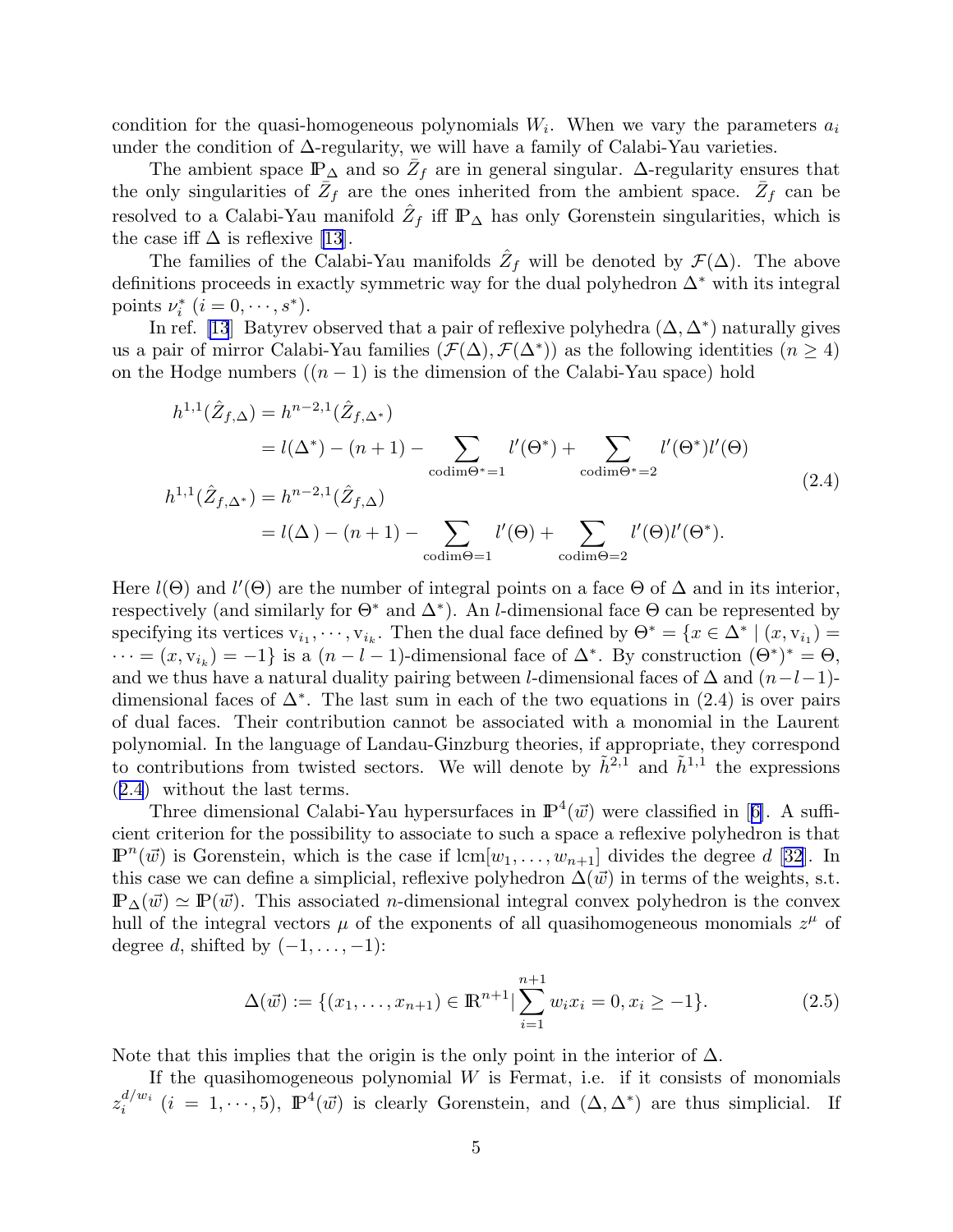condition for the quasi-homogeneous polynomials $W_i$. When we vary the parameters $a_i$ under the condition of $\Delta$-regularity, we will have a family of Calabi-Yau varieties.

The ambient space $\mathbb{P}_\Delta$ and so $\bar{Z}_f$ are in general singular. $\Delta$-regularity ensures that the only singularities of $\bar{Z}_f$ are the ones inherited from the ambient space. $\bar{Z}_f$ can be resolved to a Calabi-Yau manifold $\hat{Z}_f$ iff $\mathbb{P}_\Delta$ has only Gorenstein singularities, which is the case iff $\Delta$ is reflexive [13].

The families of the Calabi-Yau manifolds $\hat{Z}_f$ will be denoted by $\mathcal{F}(\Delta)$. The above definitions proceeds in exactly symmetric way for the dual polyhedron $\Delta^*$ with its integral points $\nu_i^*$ $(i = 0, \cdots, s^*)$.

In ref. [13] Batyrev observed that a pair of reflexive polyhedra $(\Delta, \Delta^*)$ naturally gives us a pair of mirror Calabi-Yau families $(\mathcal{F}(\Delta), \mathcal{F}(\Delta^*))$ as the following identities $(n \geq 4)$ on the Hodge numbers ($(n-1)$ is the dimension of the Calabi-Yau space) hold

$$
\begin{aligned}
h^{1,1}(\hat{Z}_{f,\Delta}) &= h^{n-2,1}(\hat{Z}_{f,\Delta^*}) \\
&= l(\Delta^*) - (n+1) - \sum_{\mathrm{codim}\Theta^*=1} l'(\Theta^*) + \sum_{\mathrm{codim}\Theta^*=2} l'(\Theta^*) l'(\Theta) \\
h^{1,1}(\hat{Z}_{f,\Delta^*}) &= h^{n-2,1}(\hat{Z}_{f,\Delta}) \\
&= l(\Delta) - (n+1) - \sum_{\mathrm{codim}\Theta=1} l'(\Theta) + \sum_{\mathrm{codim}\Theta=2} l'(\Theta) l'(\Theta^*).
\end{aligned}
\tag{2.4}
$$

Here $l(\Theta)$ and $l'(\Theta)$ are the number of integral points on a face $\Theta$ of $\Delta$ and in its interior, respectively (and similarly for $\Theta^*$ and $\Delta^*$). An $l$-dimensional face $\Theta$ can be represented by specifying its vertices $\mathrm{v}_{i_1}, \cdots, \mathrm{v}_{i_k}$. Then the dual face defined by $\Theta^* = \{x \in \Delta^* \mid (x, \mathrm{v}_{i_1}) = \cdots = (x, \mathrm{v}_{i_k}) = -1\}$ is a $(n-l-1)$-dimensional face of $\Delta^*$. By construction $(\Theta^*)^* = \Theta$, and we thus have a natural duality pairing between $l$-dimensional faces of $\Delta$ and $(n-l-1)$-dimensional faces of $\Delta^*$. The last sum in each of the two equations in (2.4) is over pairs of dual faces. Their contribution cannot be associated with a monomial in the Laurent polynomial. In the language of Landau-Ginzburg theories, if appropriate, they correspond to contributions from twisted sectors. We will denote by $\tilde{h}^{2,1}$ and $\tilde{h}^{1,1}$ the expressions (2.4) without the last terms.

Three dimensional Calabi-Yau hypersurfaces in $\mathbb{P}^4(\vec{w})$ were classified in [6]. A sufficient criterion for the possibility to associate to such a space a reflexive polyhedron is that $\mathbb{P}^n(\vec{w})$ is Gorenstein, which is the case if $\mathrm{lcm}[w_1, \ldots, w_{n+1}]$ divides the degree $d$ [32]. In this case we can define a simplicial, reflexive polyhedron $\Delta(\vec{w})$ in terms of the weights, s.t. $\mathbb{P}_\Delta(\vec{w}) \simeq \mathbb{P}(\vec{w})$. This associated $n$-dimensional integral convex polyhedron is the convex hull of the integral vectors $\mu$ of the exponents of all quasihomogeneous monomials $z^\mu$ of degree $d$, shifted by $(-1, \ldots, -1)$:

$$
\Delta(\vec{w}) := \{(x_1, \ldots, x_{n+1}) \in \mathbb{R}^{n+1} | \sum_{i=1}^{n+1} w_i x_i = 0, x_i \geq -1\}. \tag{2.5}
$$

Note that this implies that the origin is the only point in the interior of $\Delta$.

If the quasihomogeneous polynomial $W$ is Fermat, i.e. if it consists of monomials $z_i^{d/w_i}$ $(i = 1, \cdots, 5)$, $\mathbb{P}^4(\vec{w})$ is clearly Gorenstein, and $(\Delta, \Delta^*)$ are thus simplicial. If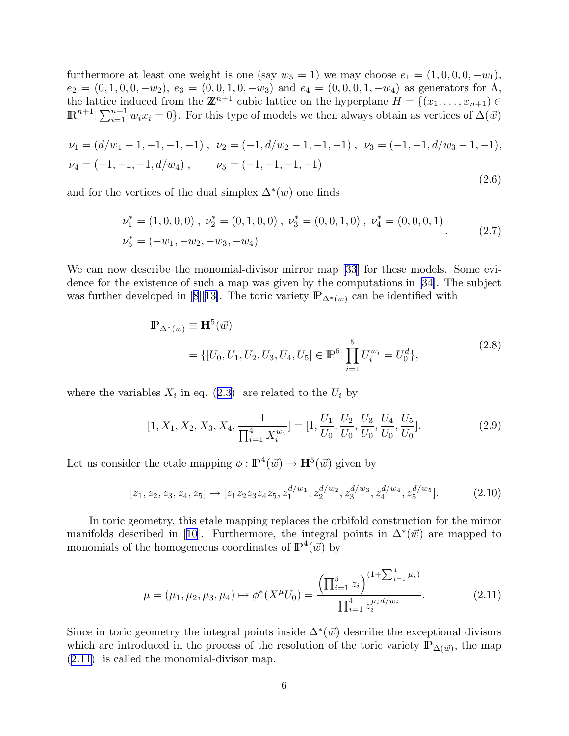furthermore at least one weight is one (say $w_5 = 1$) we may choose $e_1 = (1, 0, 0, 0, -w_1)$, $e_2 = (0, 1, 0, 0, -w_2)$, $e_3 = (0, 0, 1, 0, -w_3)$ and $e_4 = (0, 0, 0, 1, -w_4)$ as generators for $\Lambda$, the lattice induced from the $\mathbb{Z}^{n+1}$ cubic lattice on the hyperplane $H = \{(x_1, \ldots, x_{n+1}) \in \mathbb{R}^{n+1} | \sum_{i=1}^{n+1} w_i x_i = 0\}$. For this type of models we then always obtain as vertices of $\Delta(\vec{w})$

$$
\begin{aligned}
&\nu_1 = (d/w_1 - 1, -1, -1, -1)\ ,\ \nu_2 = (-1, d/w_2 - 1, -1, -1)\ ,\ \nu_3 = (-1, -1, d/w_3 - 1, -1), \\
&\nu_4 = (-1, -1, -1, d/w_4)\ , \qquad \nu_5 = (-1, -1, -1, -1)
\end{aligned}
\tag{2.6}
$$

and for the vertices of the dual simplex $\Delta^*(w)$ one finds

$$
\begin{aligned}
&\nu_1^* = (1, 0, 0, 0)\ ,\ \nu_2^* = (0, 1, 0, 0)\ ,\ \nu_3^* = (0, 0, 1, 0)\ ,\ \nu_4^* = (0, 0, 0, 1) \\
&\nu_5^* = (-w_1, -w_2, -w_3, -w_4)
\end{aligned}
\ . \tag{2.7}
$$

We can now describe the monomial-divisor mirror map [33] for these models. Some evidence for the existence of such a map was given by the computations in [34]. The subject was further developed in [8][13]. The toric variety $\mathbb{P}_{\Delta^*(w)}$ can be identified with

$$
\begin{aligned}
\mathbb{P}_{\Delta^*(w)} &\equiv \mathbf{H}^5(\vec{w}) \\
&= \{[U_0, U_1, U_2, U_3, U_4, U_5] \in \mathbb{P}^6 | \prod_{i=1}^{5} U_i^{w_i} = U_0^d\},
\end{aligned}
\tag{2.8}
$$

where the variables $X_i$ in eq. (2.3) are related to the $U_i$ by

$$
[1, X_1, X_2, X_3, X_4, \frac{1}{\prod_{i=1}^4 X_i^{w_i}}] = [1, \frac{U_1}{U_0}, \frac{U_2}{U_0}, \frac{U_3}{U_0}, \frac{U_4}{U_0}, \frac{U_5}{U_0}]. \tag{2.9}
$$

Let us consider the etale mapping $\phi : \mathbb{P}^4(\vec{w}) \to \mathbf{H}^5(\vec{w})$ given by

$$
[z_1, z_2, z_3, z_4, z_5] \mapsto [z_1 z_2 z_3 z_4 z_5, z_1^{d/w_1}, z_2^{d/w_2}, z_3^{d/w_3}, z_4^{d/w_4}, z_5^{d/w_5}]. \tag{2.10}
$$

In toric geometry, this etale mapping replaces the orbifold construction for the mirror manifolds described in [10]. Furthermore, the integral points in $\Delta^*(\vec{w})$ are mapped to monomials of the homogeneous coordinates of $\mathbb{P}^4(\vec{w})$ by

$$
\mu = (\mu_1, \mu_2, \mu_3, \mu_4) \mapsto \phi^*(X^\mu U_0) = \frac{\left(\prod_{i=1}^5 z_i\right)^{(1 + \sum_{i=1}^4 \mu_i)}}{\prod_{i=1}^4 z_i^{\mu_i d/w_i}}. \tag{2.11}
$$

Since in toric geometry the integral points inside $\Delta^*(\vec{w})$ describe the exceptional divisors which are introduced in the process of the resolution of the toric variety $\mathbb{P}_{\Delta(\vec{w})}$, the map (2.11) is called the monomial-divisor map.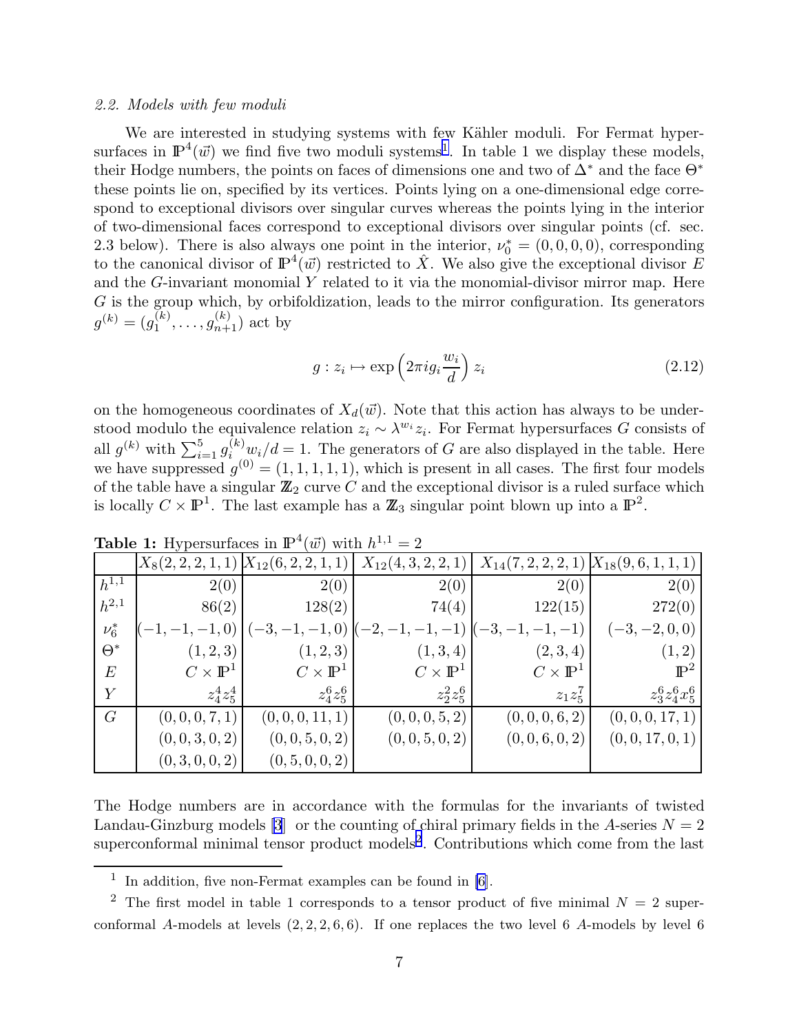*2.2. Models with few moduli*

We are interested in studying systems with few Kähler moduli. For Fermat hypersurfaces in $\mathbb{P}^4(\vec{w})$ we find five two moduli systems[1]. In table 1 we display these models, their Hodge numbers, the points on faces of dimensions one and two of $\Delta^*$ and the face $\Theta^*$ these points lie on, specified by its vertices. Points lying on a one-dimensional edge correspond to exceptional divisors over singular curves whereas the points lying in the interior of two-dimensional faces correspond to exceptional divisors over singular points (cf. sec. 2.3 below). There is also always one point in the interior, $\nu_0^* = (0,0,0,0)$, corresponding to the canonical divisor of $\mathbb{P}^4(\vec{w})$ restricted to $\hat{X}$. We also give the exceptional divisor $E$ and the $G$-invariant monomial $Y$ related to it via the monomial-divisor mirror map. Here $G$ is the group which, by orbifoldization, leads to the mirror configuration. Its generators $g^{(k)} = (g_1^{(k)}, \ldots, g_{n+1}^{(k)})$ act by

$$g : z_i \mapsto \exp\left(2\pi i g_i \frac{w_i}{d}\right) z_i \tag{2.12}$$

on the homogeneous coordinates of $X_d(\vec{w})$. Note that this action has always to be understood modulo the equivalence relation $z_i \sim \lambda^{w_i} z_i$. For Fermat hypersurfaces $G$ consists of all $g^{(k)}$ with $\sum_{i=1}^5 g_i^{(k)} w_i/d = 1$. The generators of $G$ are also displayed in the table. Here we have suppressed $g^{(0)} = (1,1,1,1,1)$, which is present in all cases. The first four models of the table have a singular $\mathbb{Z}_2$ curve $C$ and the exceptional divisor is a ruled surface which is locally $C \times \mathbb{P}^1$. The last example has a $\mathbb{Z}_3$ singular point blown up into a $\mathbb{P}^2$.

**Table 1:** Hypersurfaces in $\mathbb{P}^4(\vec{w})$ with $h^{1,1} = 2$

| | $X_8(2,2,2,1,1)$ | $X_{12}(6,2,2,1,1)$ | $X_{12}(4,3,2,2,1)$ | $X_{14}(7,2,2,2,1)$ | $X_{18}(9,6,1,1,1)$ |
|---|---|---|---|---|---|
| $h^{1,1}$ | $2(0)$ | $2(0)$ | $2(0)$ | $2(0)$ | $2(0)$ |
| $h^{2,1}$ | $86(2)$ | $128(2)$ | $74(4)$ | $122(15)$ | $272(0)$ |
| $\nu_6^*$ | $(-1,-1,-1,0)$ | $(-3,-1,-1,0)$ | $(-2,-1,-1,-1)$ | $(-3,-1,-1,-1)$ | $(-3,-2,0,0)$ |
| $\Theta^*$ | $(1,2,3)$ | $(1,2,3)$ | $(1,3,4)$ | $(2,3,4)$ | $(1,2)$ |
| $E$ | $C \times \mathbb{P}^1$ | $C \times \mathbb{P}^1$ | $C \times \mathbb{P}^1$ | $C \times \mathbb{P}^1$ | $\mathbb{P}^2$ |
| $Y$ | $z_4^4 z_5^4$ | $z_4^6 z_5^6$ | $z_2^2 z_5^6$ | $z_1 z_5^7$ | $z_3^6 z_4^6 x_5^6$ |
| $G$ | $(0,0,0,7,1)$ | $(0,0,0,11,1)$ | $(0,0,0,5,2)$ | $(0,0,0,6,2)$ | $(0,0,0,17,1)$ |
| | $(0,0,3,0,2)$ | $(0,0,5,0,2)$ | $(0,0,5,0,2)$ | $(0,0,6,0,2)$ | $(0,0,17,0,1)$ |
| | $(0,3,0,0,2)$ | $(0,5,0,0,2)$ | | | |

The Hodge numbers are in accordance with the formulas for the invariants of twisted Landau-Ginzburg models [3] or the counting of chiral primary fields in the $A$-series $N = 2$ superconformal minimal tensor product models[2]. Contributions which come from the last

---

[1] In addition, five non-Fermat examples can be found in [6].

[2] The first model in table 1 corresponds to a tensor product of five minimal $N = 2$ superconformal $A$-models at levels $(2,2,2,6,6)$. If one replaces the two level 6 $A$-models by level 6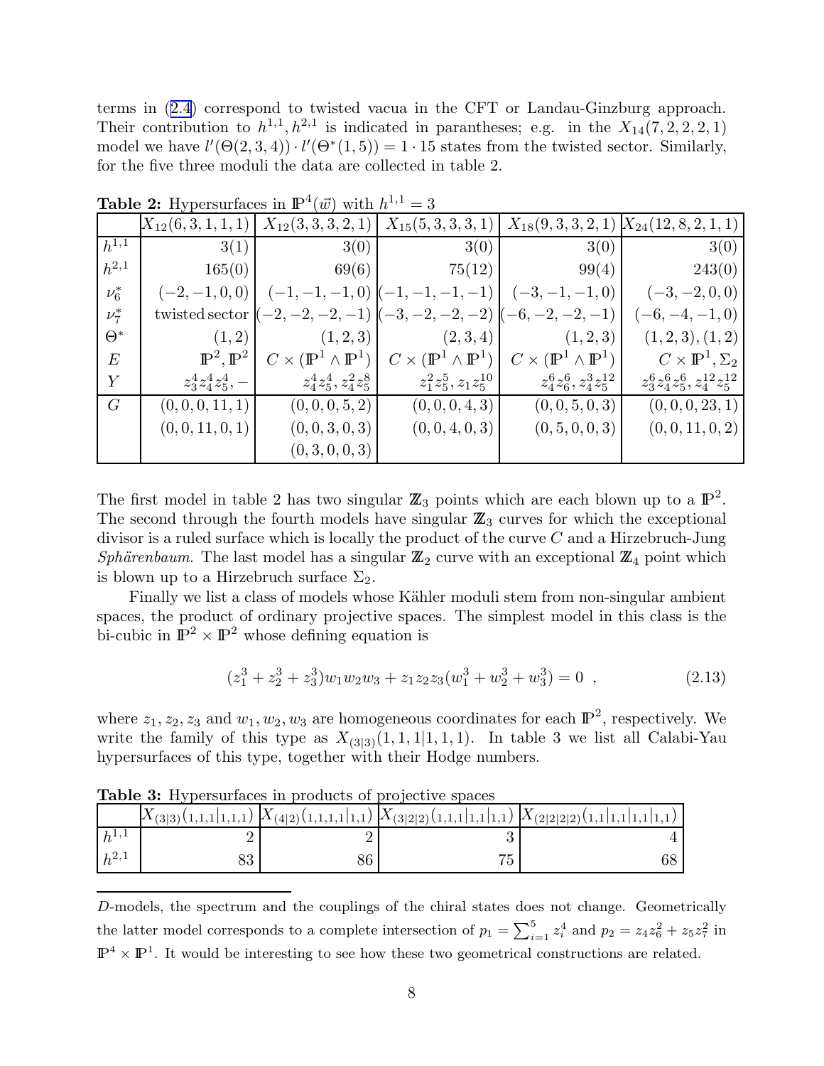terms in (2.4) correspond to twisted vacua in the CFT or Landau-Ginzburg approach. Their contribution to $h^{1,1}, h^{2,1}$ is indicated in parantheses; e.g. in the $X_{14}(7,2,2,2,1)$ model we have $l'(\Theta(2,3,4)) \cdot l'(\Theta^*(1,5)) = 1 \cdot 15$ states from the twisted sector. Similarly, for the five three moduli the data are collected in table 2.

**Table 2:** Hypersurfaces in $\mathbb{P}^4(\vec{w})$ with $h^{1,1} = 3$

| | $X_{12}(6,3,1,1,1)$ | $X_{12}(3,3,3,2,1)$ | $X_{15}(5,3,3,3,1)$ | $X_{18}(9,3,3,2,1)$ | $X_{24}(12,8,2,1,1)$ |
|---|---|---|---|---|---|
| $h^{1,1}$ | $3(1)$ | $3(0)$ | $3(0)$ | $3(0)$ | $3(0)$ |
| $h^{2,1}$ | $165(0)$ | $69(6)$ | $75(12)$ | $99(4)$ | $243(0)$ |
| $\nu_6^*$ | $(-2,-1,0,0)$ | $(-1,-1,-1,0)$ | $(-1,-1,-1,-1)$ | $(-3,-1,-1,0)$ | $(-3,-2,0,0)$ |
| $\nu_7^*$ | twisted sector | $(-2,-2,-2,-1)$ | $(-3,-2,-2,-2)$ | $(-6,-2,-2,-1)$ | $(-6,-4,-1,0)$ |
| $\Theta^*$ | $(1,2)$ | $(1,2,3)$ | $(2,3,4)$ | $(1,2,3)$ | $(1,2,3),(1,2)$ |
| $E$ | $\mathbb{P}^2, \mathbb{P}^2$ | $C \times (\mathbb{P}^1 \wedge \mathbb{P}^1)$ | $C \times (\mathbb{P}^1 \wedge \mathbb{P}^1)$ | $C \times (\mathbb{P}^1 \wedge \mathbb{P}^1)$ | $C \times \mathbb{P}^1, \Sigma_2$ |
| $Y$ | $z_3^4 z_4^4 z_5^4, -$ | $z_4^4 z_5^4, z_4^2 z_5^8$ | $z_1^2 z_5^5, z_1 z_5^{10}$ | $z_4^6 z_6^6, z_4^3 z_5^{12}$ | $z_3^6 z_4^6 z_5^6, z_4^{12} z_5^{12}$ |
| $G$ | $(0,0,0,11,1)$ | $(0,0,0,5,2)$ | $(0,0,0,4,3)$ | $(0,0,5,0,3)$ | $(0,0,0,23,1)$ |
| | $(0,0,11,0,1)$ | $(0,0,3,0,3)$ | $(0,0,4,0,3)$ | $(0,5,0,0,3)$ | $(0,0,11,0,2)$ |
| | | $(0,3,0,0,3)$ | | | |

The first model in table 2 has two singular $\mathbb{Z}_3$ points which are each blown up to a $\mathbb{P}^2$. The second through the fourth models have singular $\mathbb{Z}_3$ curves for which the exceptional divisor is a ruled surface which is locally the product of the curve $C$ and a Hirzebruch-Jung *Sphärenbaum*. The last model has a singular $\mathbb{Z}_2$ curve with an exceptional $\mathbb{Z}_4$ point which is blown up to a Hirzebruch surface $\Sigma_2$.

Finally we list a class of models whose Kähler moduli stem from non-singular ambient spaces, the product of ordinary projective spaces. The simplest model in this class is the bi-cubic in $\mathbb{P}^2 \times \mathbb{P}^2$ whose defining equation is

$$(z_1^3 + z_2^3 + z_3^3) w_1 w_2 w_3 + z_1 z_2 z_3 (w_1^3 + w_2^3 + w_3^3) = 0 \ , \tag{2.13}$$

where $z_1, z_2, z_3$ and $w_1, w_2, w_3$ are homogeneous coordinates for each $\mathbb{P}^2$, respectively. We write the family of this type as $X_{(3|3)}(1,1,1|1,1,1)$. In table 3 we list all Calabi-Yau hypersurfaces of this type, together with their Hodge numbers.

**Table 3:** Hypersurfaces in products of projective spaces

| | $X_{(3\|3)}(1,1,1\|1,1,1)$ | $X_{(4\|2)}(1,1,1,1\|1,1)$ | $X_{(3\|2\|2)}(1,1,1\|1,1\|1,1)$ | $X_{(2\|2\|2\|2)}(1,1\|1,1\|1,1\|1,1)$ |
|---|---|---|---|---|
| $h^{1,1}$ | 2 | 2 | 3 | 4 |
| $h^{2,1}$ | 83 | 86 | 75 | 68 |

---

$D$-models, the spectrum and the couplings of the chiral states does not change. Geometrically the latter model corresponds to a complete intersection of $p_1 = \sum_{i=1}^5 z_i^4$ and $p_2 = z_4 z_6^2 + z_5 z_7^2$ in $\mathbb{P}^4 \times \mathbb{P}^1$. It would be interesting to see how these two geometrical constructions are related.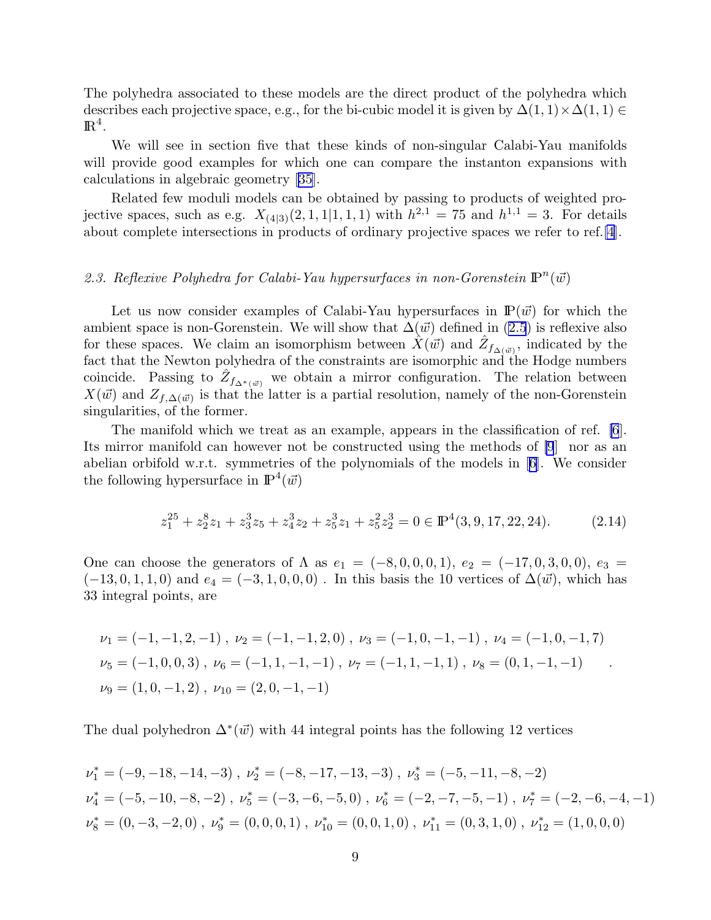The polyhedra associated to these models are the direct product of the polyhedra which describes each projective space, e.g., for the bi-cubic model it is given by $\Delta(1,1)\times\Delta(1,1) \in \mathbb{R}^4$.

We will see in section five that these kinds of non-singular Calabi-Yau manifolds will provide good examples for which one can compare the instanton expansions with calculations in algebraic geometry [35].

Related few moduli models can be obtained by passing to products of weighted projective spaces, such as e.g. $X_{(4|3)}(2,1,1|1,1,1)$ with $h^{2,1} = 75$ and $h^{1,1} = 3$. For details about complete intersections in products of ordinary projective spaces we refer to ref. [4].

*2.3. Reflexive Polyhedra for Calabi-Yau hypersurfaces in non-Gorenstein $\mathbb{P}^n(\vec{w})$*

Let us now consider examples of Calabi-Yau hypersurfaces in $\mathbb{P}(\vec{w})$ for which the ambient space is non-Gorenstein. We will show that $\Delta(\vec{w})$ defined in (2.5) is reflexive also for these spaces. We claim an isomorphism between $\hat{X}(\vec{w})$ and $\hat{Z}_{f_{\Delta(\vec{w})}}$, indicated by the fact that the Newton polyhedra of the constraints are isomorphic and the Hodge numbers coincide. Passing to $\hat{Z}_{f_{\Delta^*(\vec{w})}}$ we obtain a mirror configuration. The relation between $X(\vec{w})$ and $Z_{f,\Delta(\vec{w})}$ is that the latter is a partial resolution, namely of the non-Gorenstein singularities, of the former.

The manifold which we treat as an example, appears in the classification of ref. [6]. Its mirror manifold can however not be constructed using the methods of [9] nor as an abelian orbifold w.r.t. symmetries of the polynomials of the models in [6]. We consider the following hypersurface in $\mathbb{P}^4(\vec{w})$

$$z_1^{25} + z_2^8 z_1 + z_3^3 z_5 + z_4^3 z_2 + z_5^3 z_1 + z_5^2 z_2^3 = 0 \in \mathbb{P}^4(3,9,17,22,24). \tag{2.14}$$

One can choose the generators of $\Lambda$ as $e_1 = (-8,0,0,0,1)$, $e_2 = (-17,0,3,0,0)$, $e_3 = (-13,0,1,1,0)$ and $e_4 = (-3,1,0,0,0)$ . In this basis the 10 vertices of $\Delta(\vec{w})$, which has 33 integral points, are

$$\begin{aligned}
&\nu_1 = (-1,-1,2,-1)\ ,\ \nu_2 = (-1,-1,2,0)\ ,\ \nu_3 = (-1,0,-1,-1)\ ,\ \nu_4 = (-1,0,-1,7)\\
&\nu_5 = (-1,0,0,3)\ ,\ \nu_6 = (-1,1,-1,-1)\ ,\ \nu_7 = (-1,1,-1,1)\ ,\ \nu_8 = (0,1,-1,-1)\qquad .\\
&\nu_9 = (1,0,-1,2)\ ,\ \nu_{10} = (2,0,-1,-1)
\end{aligned}$$

The dual polyhedron $\Delta^*(\vec{w})$ with 44 integral points has the following 12 vertices

$$\begin{aligned}
&\nu_1^* = (-9,-18,-14,-3)\ ,\ \nu_2^* = (-8,-17,-13,-3)\ ,\ \nu_3^* = (-5,-11,-8,-2)\\
&\nu_4^* = (-5,-10,-8,-2)\ ,\ \nu_5^* = (-3,-6,-5,0)\ ,\ \nu_6^* = (-2,-7,-5,-1)\ ,\ \nu_7^* = (-2,-6,-4,-1)\\
&\nu_8^* = (0,-3,-2,0)\ ,\ \nu_9^* = (0,0,0,1)\ ,\ \nu_{10}^* = (0,0,1,0)\ ,\ \nu_{11}^* = (0,3,1,0)\ ,\ \nu_{12}^* = (1,0,0,0)
\end{aligned}$$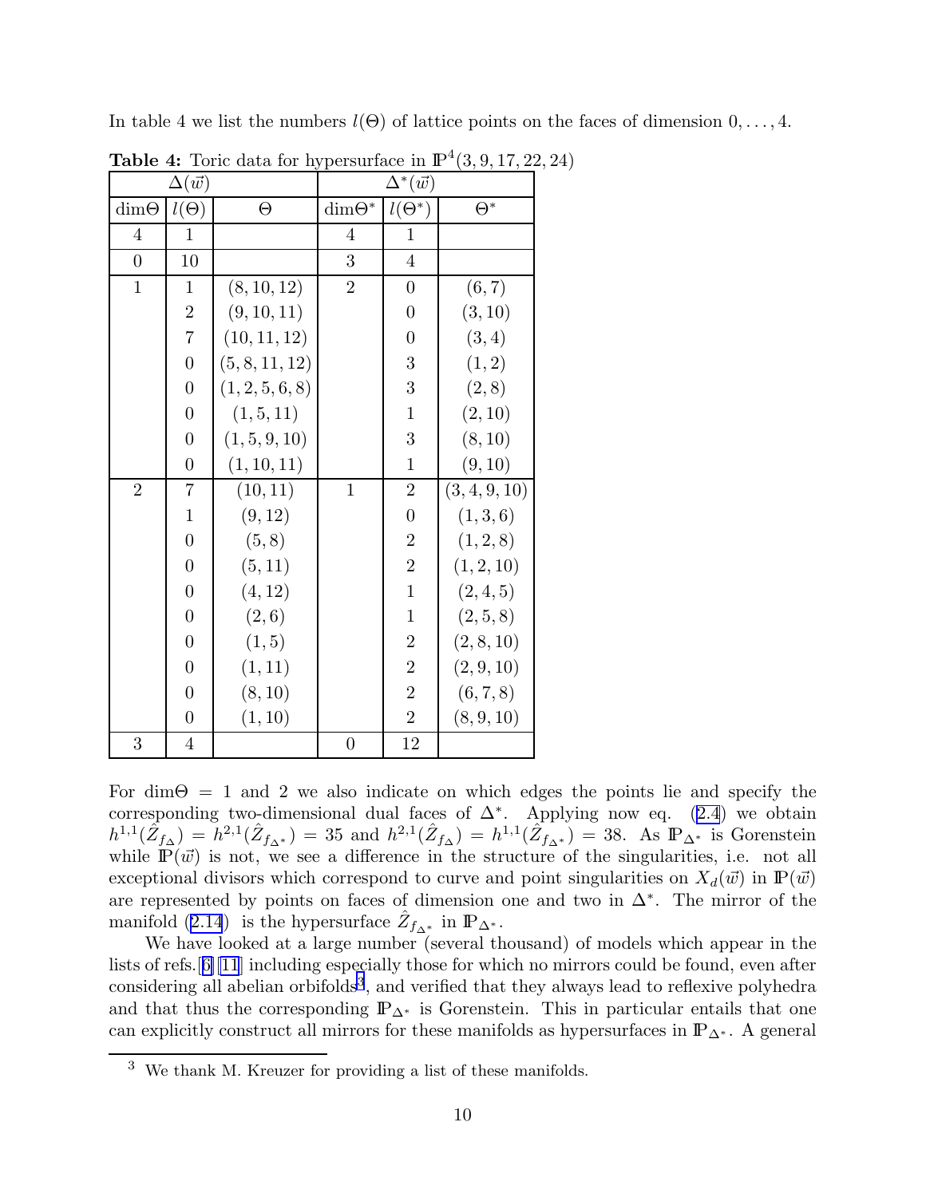In table 4 we list the numbers $l(\Theta)$ of lattice points on the faces of dimension $0,\ldots,4$.

**Table 4:** Toric data for hypersurface in $\mathbb{P}^4(3,9,17,22,24)$

| $\Delta(\vec{w})$ | | | $\Delta^*(\vec{w})$ | | |
|---|---|---|---|---|---|
| dim$\Theta$ | $l(\Theta)$ | $\Theta$ | dim$\Theta^*$ | $l(\Theta^*)$ | $\Theta^*$ |
| 4 | 1 | | 4 | 1 | |
| 0 | 10 | | 3 | 4 | |
| 1 | 1 | $(8,10,12)$ | 2 | 0 | $(6,7)$ |
| | 2 | $(9,10,11)$ | | 0 | $(3,10)$ |
| | 7 | $(10,11,12)$ | | 0 | $(3,4)$ |
| | 0 | $(5,8,11,12)$ | | 3 | $(1,2)$ |
| | 0 | $(1,2,5,6,8)$ | | 3 | $(2,8)$ |
| | 0 | $(1,5,11)$ | | 1 | $(2,10)$ |
| | 0 | $(1,5,9,10)$ | | 3 | $(8,10)$ |
| | 0 | $(1,10,11)$ | | 1 | $(9,10)$ |
| 2 | 7 | $(10,11)$ | 1 | 2 | $(3,4,9,10)$ |
| | 1 | $(9,12)$ | | 0 | $(1,3,6)$ |
| | 0 | $(5,8)$ | | 2 | $(1,2,8)$ |
| | 0 | $(5,11)$ | | 2 | $(1,2,10)$ |
| | 0 | $(4,12)$ | | 1 | $(2,4,5)$ |
| | 0 | $(2,6)$ | | 1 | $(2,5,8)$ |
| | 0 | $(1,5)$ | | 2 | $(2,8,10)$ |
| | 0 | $(1,11)$ | | 2 | $(2,9,10)$ |
| | 0 | $(8,10)$ | | 2 | $(6,7,8)$ |
| | 0 | $(1,10)$ | | 2 | $(8,9,10)$ |
| 3 | 4 | | 0 | 12 | |

For dim$\Theta = 1$ and 2 we also indicate on which edges the points lie and specify the corresponding two-dimensional dual faces of $\Delta^*$. Applying now eq. (2.4) we obtain $h^{1,1}(\hat{Z}_{f_\Delta}) = h^{2,1}(\hat{Z}_{f_{\Delta^*}}) = 35$ and $h^{2,1}(\hat{Z}_{f_\Delta}) = h^{1,1}(\hat{Z}_{f_{\Delta^*}}) = 38$. As $\mathbb{P}_{\Delta^*}$ is Gorenstein while $\mathbb{P}(\vec{w})$ is not, we see a difference in the structure of the singularities, i.e. not all exceptional divisors which correspond to curve and point singularities on $X_d(\vec{w})$ in $\mathbb{P}(\vec{w})$ are represented by points on faces of dimension one and two in $\Delta^*$. The mirror of the manifold (2.14) is the hypersurface $\hat{Z}_{f_{\Delta^*}}$ in $\mathbb{P}_{\Delta^*}$.

We have looked at a large number (several thousand) of models which appear in the lists of refs. [6][11] including especially those for which no mirrors could be found, even after considering all abelian orbifolds[3], and verified that they always lead to reflexive polyhedra and that thus the corresponding $\mathbb{P}_{\Delta^*}$ is Gorenstein. This in particular entails that one can explicitly construct all mirrors for these manifolds as hypersurfaces in $\mathbb{P}_{\Delta^*}$. A general

[3] We thank M. Kreuzer for providing a list of these manifolds.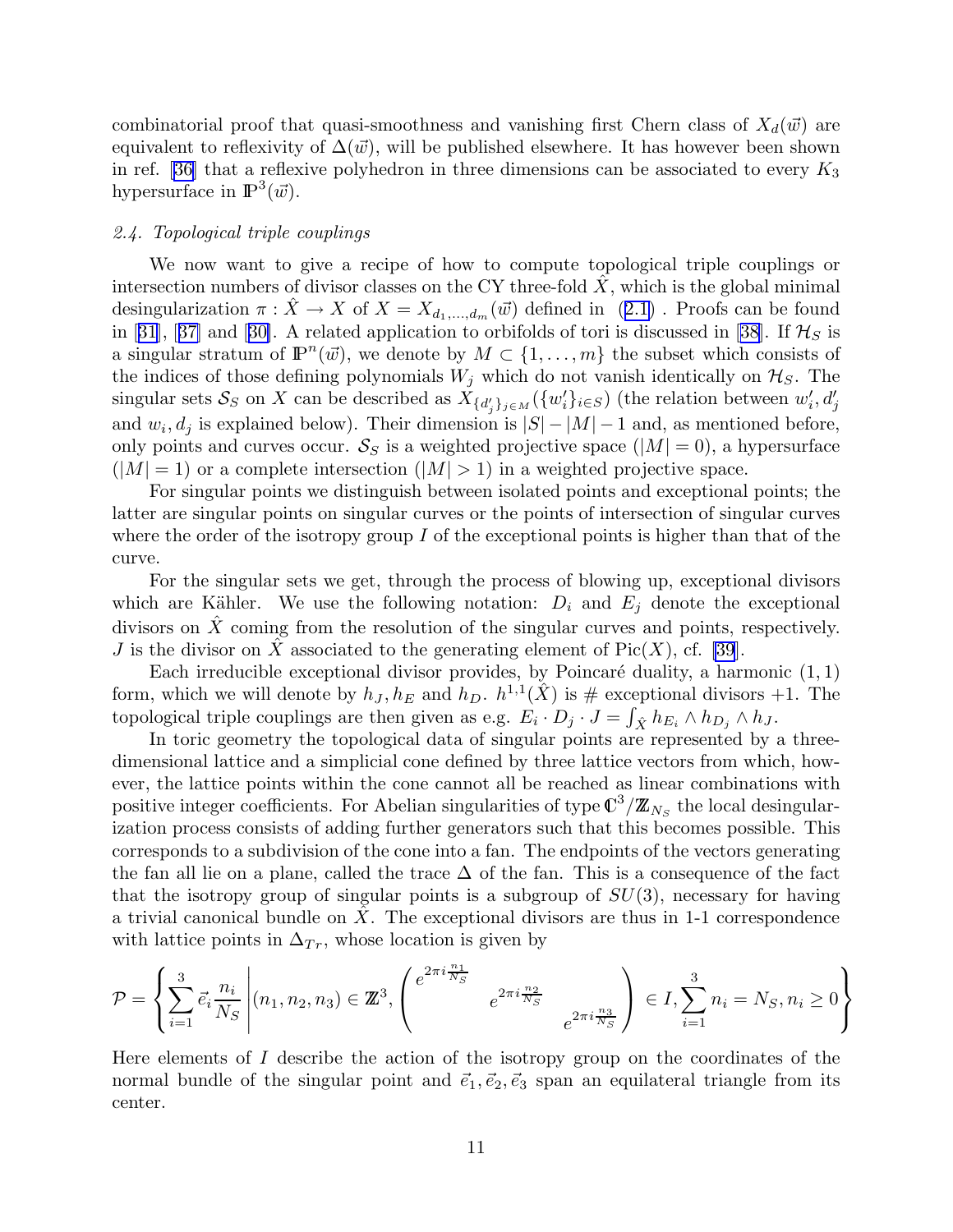combinatorial proof that quasi-smoothness and vanishing first Chern class of $X_d(\vec{w})$ are equivalent to reflexivity of $\Delta(\vec{w})$, will be published elsewhere. It has however been shown in ref. [36] that a reflexive polyhedron in three dimensions can be associated to every $K_3$ hypersurface in $\mathbb{P}^3(\vec{w})$.

*2.4. Topological triple couplings*

We now want to give a recipe of how to compute topological triple couplings or intersection numbers of divisor classes on the CY three-fold $\hat{X}$, which is the global minimal desingularization $\pi : \hat{X} \to X$ of $X = X_{d_1,\ldots,d_m}(\vec{w})$ defined in (2.1) . Proofs can be found in [31], [37] and [30]. A related application to orbifolds of tori is discussed in [38]. If $\mathcal{H}_S$ is a singular stratum of $\mathbb{P}^n(\vec{w})$, we denote by $M \subset \{1,\ldots,m\}$ the subset which consists of the indices of those defining polynomials $W_j$ which do not vanish identically on $\mathcal{H}_S$. The singular sets $\mathcal{S}_S$ on $X$ can be described as $X_{\{d'_j\}_{j\in M}}(\{w'_i\}_{i\in S})$ (the relation between $w'_i, d'_j$ and $w_i, d_j$ is explained below). Their dimension is $|S|-|M|-1$ and, as mentioned before, only points and curves occur. $\mathcal{S}_S$ is a weighted projective space ($|M|=0$), a hypersurface ($|M|=1$) or a complete intersection ($|M|>1$) in a weighted projective space.

For singular points we distinguish between isolated points and exceptional points; the latter are singular points on singular curves or the points of intersection of singular curves where the order of the isotropy group $I$ of the exceptional points is higher than that of the curve.

For the singular sets we get, through the process of blowing up, exceptional divisors which are Kähler. We use the following notation: $D_i$ and $E_j$ denote the exceptional divisors on $\hat{X}$ coming from the resolution of the singular curves and points, respectively. $J$ is the divisor on $\hat{X}$ associated to the generating element of $\mathrm{Pic}(X)$, cf. [39].

Each irreducible exceptional divisor provides, by Poincaré duality, a harmonic $(1,1)$ form, which we will denote by $h_J, h_E$ and $h_D$. $h^{1,1}(\hat{X})$ is # exceptional divisors +1. The topological triple couplings are then given as e.g. $E_i \cdot D_j \cdot J = \int_{\hat{X}} h_{E_i} \wedge h_{D_j} \wedge h_J$.

In toric geometry the topological data of singular points are represented by a three-dimensional lattice and a simplicial cone defined by three lattice vectors from which, however, the lattice points within the cone cannot all be reached as linear combinations with positive integer coefficients. For Abelian singularities of type $\mathbb{C}^3/\mathbb{Z}_{N_S}$ the local desingularization process consists of adding further generators such that this becomes possible. This corresponds to a subdivision of the cone into a fan. The endpoints of the vectors generating the fan all lie on a plane, called the trace $\Delta$ of the fan. This is a consequence of the fact that the isotropy group of singular points is a subgroup of $SU(3)$, necessary for having a trivial canonical bundle on $\hat{X}$. The exceptional divisors are thus in 1-1 correspondence with lattice points in $\Delta_{Tr}$, whose location is given by

$$
\mathcal{P} = \left\{ \sum_{i=1}^{3} \vec{e}_i \frac{n_i}{N_S} \,\middle|\, (n_1,n_2,n_3) \in \mathbb{Z}^3, \begin{pmatrix} e^{2\pi i \frac{n_1}{N_S}} & & \\ & e^{2\pi i \frac{n_2}{N_S}} & \\ & & e^{2\pi i \frac{n_3}{N_S}} \end{pmatrix} \in I, \sum_{i=1}^{3} n_i = N_S, n_i \geq 0 \right\}
$$

Here elements of $I$ describe the action of the isotropy group on the coordinates of the normal bundle of the singular point and $\vec{e}_1, \vec{e}_2, \vec{e}_3$ span an equilateral triangle from its center.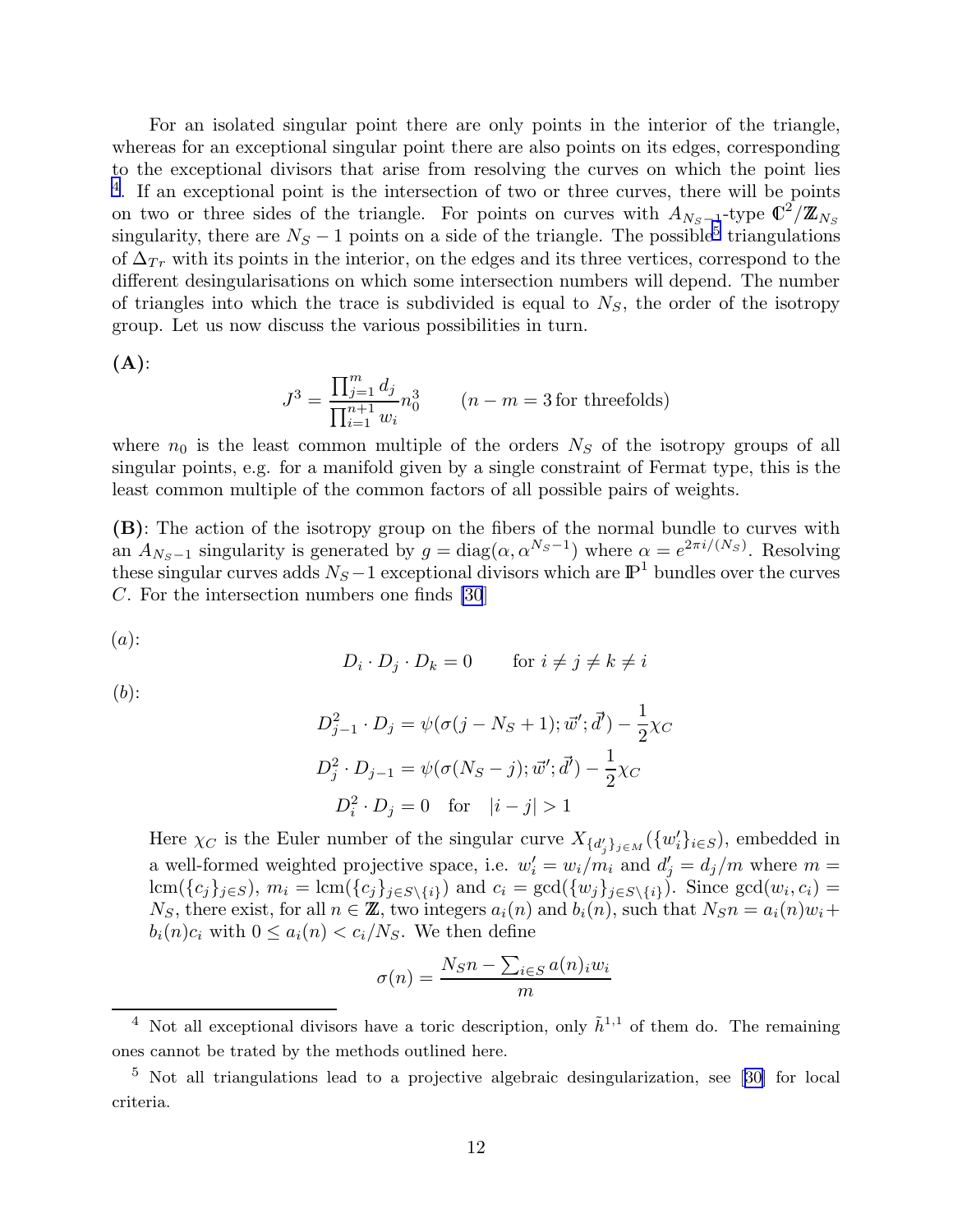For an isolated singular point there are only points in the interior of the triangle, whereas for an exceptional singular point there are also points on its edges, corresponding to the exceptional divisors that arise from resolving the curves on which the point lies [4]. If an exceptional point is the intersection of two or three curves, there will be points on two or three sides of the triangle. For points on curves with $A_{N_S-1}$-type $\mathbb{C}^2/\mathbb{Z}_{N_S}$ singularity, there are $N_S - 1$ points on a side of the triangle. The possible[5] triangulations of $\Delta_{Tr}$ with its points in the interior, on the edges and its three vertices, correspond to the different desingularisations on which some intersection numbers will depend. The number of triangles into which the trace is subdivided is equal to $N_S$, the order of the isotropy group. Let us now discuss the various possibilities in turn.

**(A)**:

$$J^3 = \frac{\prod_{j=1}^{m} d_j}{\prod_{i=1}^{n+1} w_i} n_0^3 \qquad (n - m = 3 \,\text{for threefolds})$$

where $n_0$ is the least common multiple of the orders $N_S$ of the isotropy groups of all singular points, e.g. for a manifold given by a single constraint of Fermat type, this is the least common multiple of the common factors of all possible pairs of weights.

**(B)**: The action of the isotropy group on the fibers of the normal bundle to curves with an $A_{N_S-1}$ singularity is generated by $g = \text{diag}(\alpha, \alpha^{N_S-1})$ where $\alpha = e^{2\pi i/(N_S)}$. Resolving these singular curves adds $N_S - 1$ exceptional divisors which are $\mathbb{P}^1$ bundles over the curves $C$. For the intersection numbers one finds [30]

$(a)$:

$$D_i \cdot D_j \cdot D_k = 0 \qquad \text{for } i \neq j \neq k \neq i$$

$(b)$:

$$D_{j-1}^2 \cdot D_j = \psi(\sigma(j - N_S + 1); \vec{w}'; \vec{d}') - \frac{1}{2}\chi_C$$

$$D_j^2 \cdot D_{j-1} = \psi(\sigma(N_S - j); \vec{w}'; \vec{d}') - \frac{1}{2}\chi_C$$

$$D_i^2 \cdot D_j = 0 \quad \text{for} \quad |i - j| > 1$$

Here $\chi_C$ is the Euler number of the singular curve $X_{\{d'_j\}_{j\in M}}(\{w'_i\}_{i\in S})$, embedded in a well-formed weighted projective space, i.e. $w'_i = w_i/m_i$ and $d'_j = d_j/m$ where $m = \text{lcm}(\{c_j\}_{j\in S})$, $m_i = \text{lcm}(\{c_j\}_{j\in S\setminus\{i\}})$ and $c_i = \gcd(\{w_j\}_{j\in S\setminus\{i\}})$. Since $\gcd(w_i, c_i) = N_S$, there exist, for all $n \in \mathbb{Z}$, two integers $a_i(n)$ and $b_i(n)$, such that $N_S n = a_i(n)w_i + b_i(n)c_i$ with $0 \leq a_i(n) < c_i/N_S$. We then define

$$\sigma(n) = \frac{N_S n - \sum_{i\in S} a(n)_i w_i}{m}$$

---

[4] Not all exceptional divisors have a toric description, only $\tilde{h}^{1,1}$ of them do. The remaining ones cannot be trated by the methods outlined here.

[5] Not all triangulations lead to a projective algebraic desingularization, see [30] for local criteria.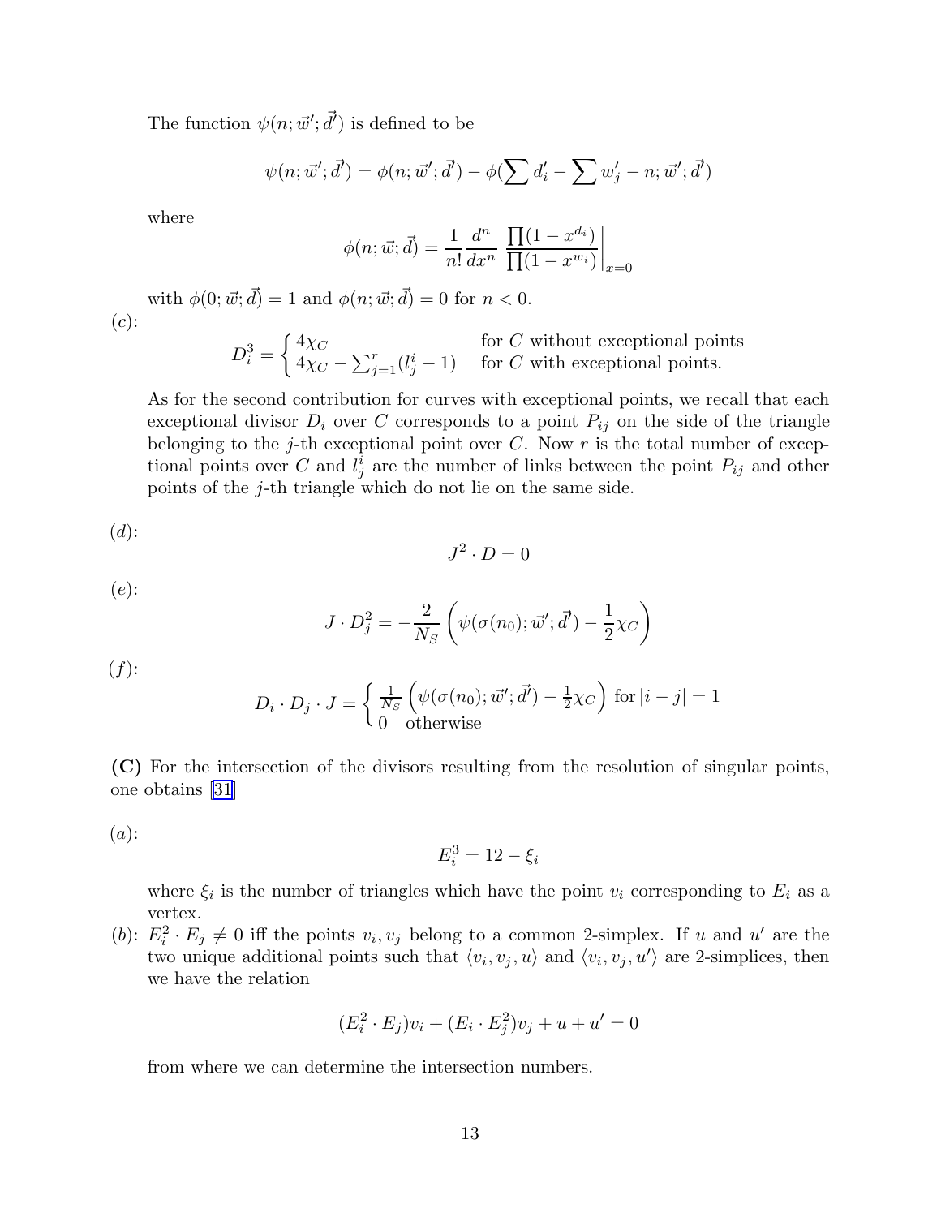The function $\psi(n; \vec{w}'; \vec{d}')$ is defined to be

$$\psi(n; \vec{w}'; \vec{d}') = \phi(n; \vec{w}'; \vec{d}') - \phi(\sum d'_i - \sum w'_j - n; \vec{w}'; \vec{d}')$$

where

$$\phi(n; \vec{w}; \vec{d}) = \frac{1}{n!} \frac{d^n}{dx^n} \left. \frac{\prod(1 - x^{d_i})}{\prod(1 - x^{w_i})} \right|_{x=0}$$

with $\phi(0; \vec{w}; \vec{d}) = 1$ and $\phi(n; \vec{w}; \vec{d}) = 0$ for $n < 0$.

$(c)$:

$$D_i^3 = \begin{cases} 4\chi_C & \text{for } C \text{ without exceptional points} \\ 4\chi_C - \sum_{j=1}^{r}(l_j^i - 1) & \text{for } C \text{ with exceptional points.} \end{cases}$$

As for the second contribution for curves with exceptional points, we recall that each exceptional divisor $D_i$ over $C$ corresponds to a point $P_{ij}$ on the side of the triangle belonging to the $j$-th exceptional point over $C$. Now $r$ is the total number of exceptional points over $C$ and $l_j^i$ are the number of links between the point $P_{ij}$ and other points of the $j$-th triangle which do not lie on the same side.

$(d)$:

$$J^2 \cdot D = 0$$

$(e)$:

$$J \cdot D_j^2 = -\frac{2}{N_S}\left(\psi(\sigma(n_0); \vec{w}'; \vec{d}') - \frac{1}{2}\chi_C\right)$$

$(f)$:

$$D_i \cdot D_j \cdot J = \begin{cases} \frac{1}{N_S}\left(\psi(\sigma(n_0); \vec{w}'; \vec{d}') - \frac{1}{2}\chi_C\right) \text{ for } |i - j| = 1 \\ 0 \quad \text{otherwise} \end{cases}$$

**(C)** For the intersection of the divisors resulting from the resolution of singular points, one obtains [31]

$(a)$:

$$E_i^3 = 12 - \xi_i$$

where $\xi_i$ is the number of triangles which have the point $v_i$ corresponding to $E_i$ as a vertex.

$(b)$: $E_i^2 \cdot E_j \neq 0$ iff the points $v_i, v_j$ belong to a common 2-simplex. If $u$ and $u'$ are the two unique additional points such that $\langle v_i, v_j, u\rangle$ and $\langle v_i, v_j, u'\rangle$ are 2-simplices, then we have the relation

$$(E_i^2 \cdot E_j)v_i + (E_i \cdot E_j^2)v_j + u + u' = 0$$

from where we can determine the intersection numbers.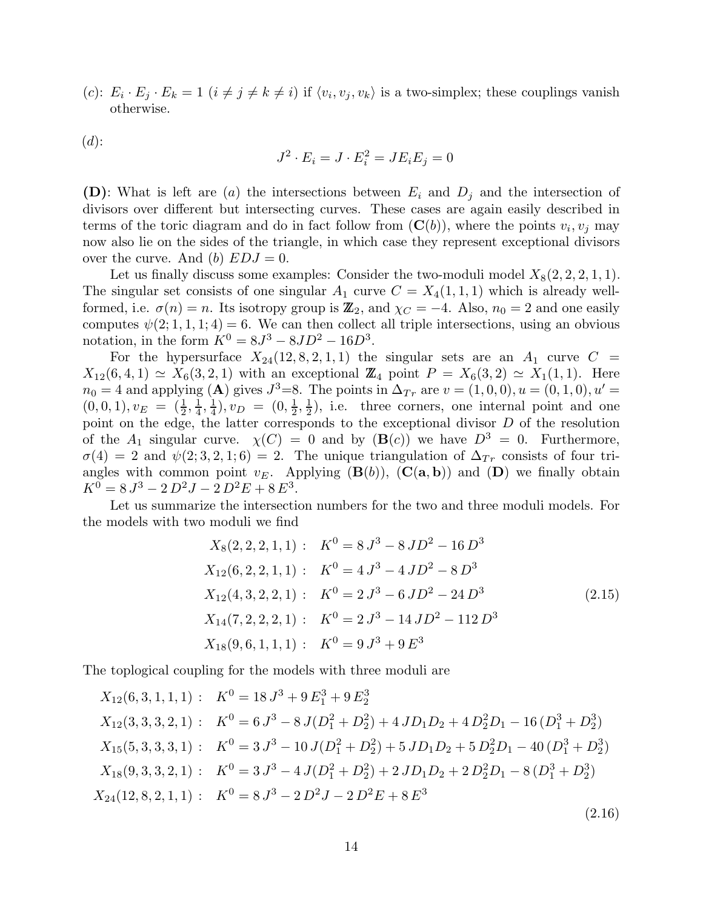($c$): $E_i \cdot E_j \cdot E_k = 1$ ($i \neq j \neq k \neq i$) if $\langle v_i, v_j, v_k \rangle$ is a two-simplex; these couplings vanish otherwise.

($d$):

$$J^2 \cdot E_i = J \cdot E_i^2 = J E_i E_j = 0$$

**(D)**: What is left are ($a$) the intersections between $E_i$ and $D_j$ and the intersection of divisors over different but intersecting curves. These cases are again easily described in terms of the toric diagram and do in fact follow from (**C**($b$)), where the points $v_i, v_j$ may now also lie on the sides of the triangle, in which case they represent exceptional divisors over the curve. And ($b$) $EDJ = 0$.

Let us finally discuss some examples: Consider the two-moduli model $X_8(2,2,2,1,1)$. The singular set consists of one singular $A_1$ curve $C = X_4(1,1,1)$ which is already well-formed, i.e. $\sigma(n) = n$. Its isotropy group is $\mathbb{Z}_2$, and $\chi_C = -4$. Also, $n_0 = 2$ and one easily computes $\psi(2;1,1,1;4) = 6$. We can then collect all triple intersections, using an obvious notation, in the form $K^0 = 8J^3 - 8JD^2 - 16D^3$.

For the hypersurface $X_{24}(12,8,2,1,1)$ the singular sets are an $A_1$ curve $C = X_{12}(6,4,1) \simeq X_6(3,2,1)$ with an exceptional $\mathbb{Z}_4$ point $P = X_6(3,2) \simeq X_1(1,1)$. Here $n_0 = 4$ and applying (**A**) gives $J^3$=8. The points in $\Delta_{Tr}$ are $v = (1,0,0), u = (0,1,0), u' = (0,0,1), v_E = (\frac{1}{2}, \frac{1}{4}, \frac{1}{4}), v_D = (0, \frac{1}{2}, \frac{1}{2})$, i.e. three corners, one internal point and one point on the edge, the latter corresponds to the exceptional divisor $D$ of the resolution of the $A_1$ singular curve. $\chi(C) = 0$ and by (**B**($c$)) we have $D^3 = 0$. Furthermore, $\sigma(4) = 2$ and $\psi(2;3,2,1;6) = 2$. The unique triangulation of $\Delta_{Tr}$ consists of four triangles with common point $v_E$. Applying (**B**($b$)), (**C**(**a**, **b**)) and (**D**) we finally obtain $K^0 = 8\,J^3 - 2\,D^2 J - 2\,D^2 E + 8\,E^3$.

Let us summarize the intersection numbers for the two and three moduli models. For the models with two moduli we find

$$\begin{aligned}
X_8(2,2,2,1,1):&\quad K^0 = 8\,J^3 - 8\,JD^2 - 16\,D^3 \\
X_{12}(6,2,2,1,1):&\quad K^0 = 4\,J^3 - 4\,JD^2 - 8\,D^3 \\
X_{12}(4,3,2,2,1):&\quad K^0 = 2\,J^3 - 6\,JD^2 - 24\,D^3 \\
X_{14}(7,2,2,2,1):&\quad K^0 = 2\,J^3 - 14\,JD^2 - 112\,D^3 \\
X_{18}(9,6,1,1,1):&\quad K^0 = 9\,J^3 + 9\,E^3
\end{aligned} \tag{2.15}$$

The toplogical coupling for the models with three moduli are

$$\begin{aligned}
X_{12}(6,3,1,1,1):&\quad K^0 = 18\,J^3 + 9\,E_1^3 + 9\,E_2^3 \\
X_{12}(3,3,3,2,1):&\quad K^0 = 6\,J^3 - 8\,J(D_1^2 + D_2^2) + 4\,JD_1D_2 + 4\,D_2^2 D_1 - 16\,(D_1^3 + D_2^3) \\
X_{15}(5,3,3,3,1):&\quad K^0 = 3\,J^3 - 10\,J(D_1^2 + D_2^2) + 5\,JD_1D_2 + 5\,D_2^2 D_1 - 40\,(D_1^3 + D_2^3) \\
X_{18}(9,3,3,2,1):&\quad K^0 = 3\,J^3 - 4\,J(D_1^2 + D_2^2) + 2\,JD_1D_2 + 2\,D_2^2 D_1 - 8\,(D_1^3 + D_2^3) \\
X_{24}(12,8,2,1,1):&\quad K^0 = 8\,J^3 - 2\,D^2 J - 2\,D^2 E + 8\,E^3
\end{aligned} \tag{2.16}$$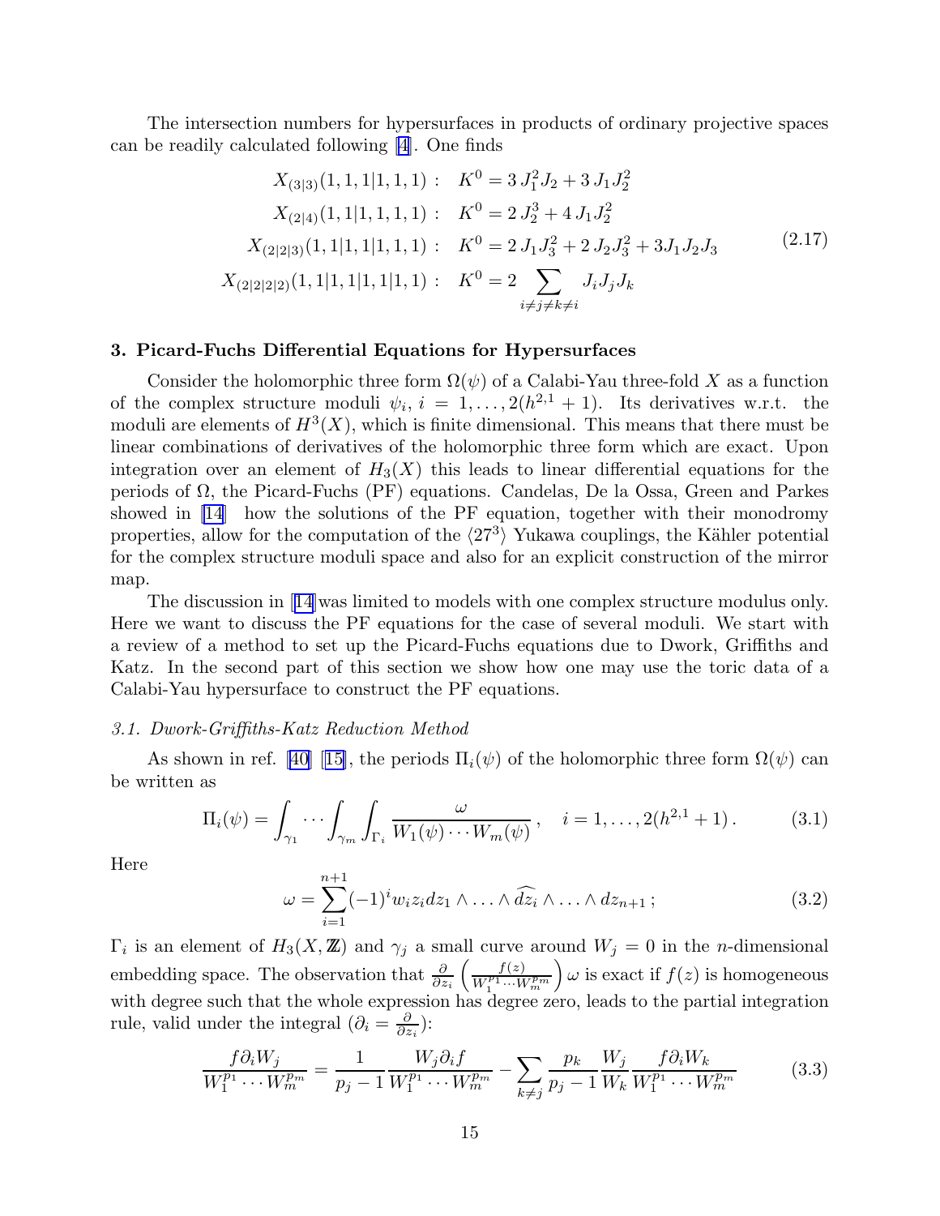The intersection numbers for hypersurfaces in products of ordinary projective spaces can be readily calculated following [4]. One finds

$$
\begin{aligned}
X_{(3|3)}(1,1,1|1,1,1):&\quad K^0 = 3\,J_1^2 J_2 + 3\,J_1 J_2^2\\
X_{(2|4)}(1,1|1,1,1,1):&\quad K^0 = 2\,J_2^3 + 4\,J_1 J_2^2\\
X_{(2|2|3)}(1,1|1,1|1,1,1):&\quad K^0 = 2\,J_1 J_3^2 + 2\,J_2 J_3^2 + 3 J_1 J_2 J_3\\
X_{(2|2|2|2)}(1,1|1,1|1,1|1,1):&\quad K^0 = 2 \sum_{i\neq j\neq k\neq i} J_i J_j J_k
\end{aligned}
\tag{2.17}
$$

### 3. Picard-Fuchs Differential Equations for Hypersurfaces

Consider the holomorphic three form $\Omega(\psi)$ of a Calabi-Yau three-fold $X$ as a function of the complex structure moduli $\psi_i$, $i=1,\ldots,2(h^{2,1}+1)$. Its derivatives w.r.t. the moduli are elements of $H^3(X)$, which is finite dimensional. This means that there must be linear combinations of derivatives of the holomorphic three form which are exact. Upon integration over an element of $H_3(X)$ this leads to linear differential equations for the periods of $\Omega$, the Picard-Fuchs (PF) equations. Candelas, De la Ossa, Green and Parkes showed in [14] how the solutions of the PF equation, together with their monodromy properties, allow for the computation of the $\langle 27^3\rangle$ Yukawa couplings, the Kähler potential for the complex structure moduli space and also for an explicit construction of the mirror map.

The discussion in [14] was limited to models with one complex structure modulus only. Here we want to discuss the PF equations for the case of several moduli. We start with a review of a method to set up the Picard-Fuchs equations due to Dwork, Griffiths and Katz. In the second part of this section we show how one may use the toric data of a Calabi-Yau hypersurface to construct the PF equations.

#### *3.1. Dwork-Griffiths-Katz Reduction Method*

As shown in ref. [40] [15], the periods $\Pi_i(\psi)$ of the holomorphic three form $\Omega(\psi)$ can be written as

$$
\Pi_i(\psi) = \int_{\gamma_1}\cdots\int_{\gamma_m}\int_{\Gamma_i} \frac{\omega}{W_1(\psi)\cdots W_m(\psi)}\,,\quad i=1,\ldots,2(h^{2,1}+1)\,. \tag{3.1}
$$

Here

$$
\omega = \sum_{i=1}^{n+1} (-1)^i w_i z_i dz_1\wedge\ldots\wedge\widehat{dz_i}\wedge\ldots\wedge dz_{n+1}\,; \tag{3.2}
$$

$\Gamma_i$ is an element of $H_3(X,\mathbb{Z})$ and $\gamma_j$ a small curve around $W_j=0$ in the $n$-dimensional embedding space. The observation that $\frac{\partial}{\partial z_i}\left(\frac{f(z)}{W_1^{p_1}\cdots W_m^{p_m}}\right)\omega$ is exact if $f(z)$ is homogeneous with degree such that the whole expression has degree zero, leads to the partial integration rule, valid under the integral ($\partial_i = \frac{\partial}{\partial z_i}$):

$$
\frac{f\partial_i W_j}{W_1^{p_1}\cdots W_m^{p_m}} = \frac{1}{p_j-1}\frac{W_j\partial_i f}{W_1^{p_1}\cdots W_m^{p_m}} - \sum_{k\neq j}\frac{p_k}{p_j-1}\frac{W_j}{W_k}\frac{f\partial_i W_k}{W_1^{p_1}\cdots W_m^{p_m}} \tag{3.3}
$$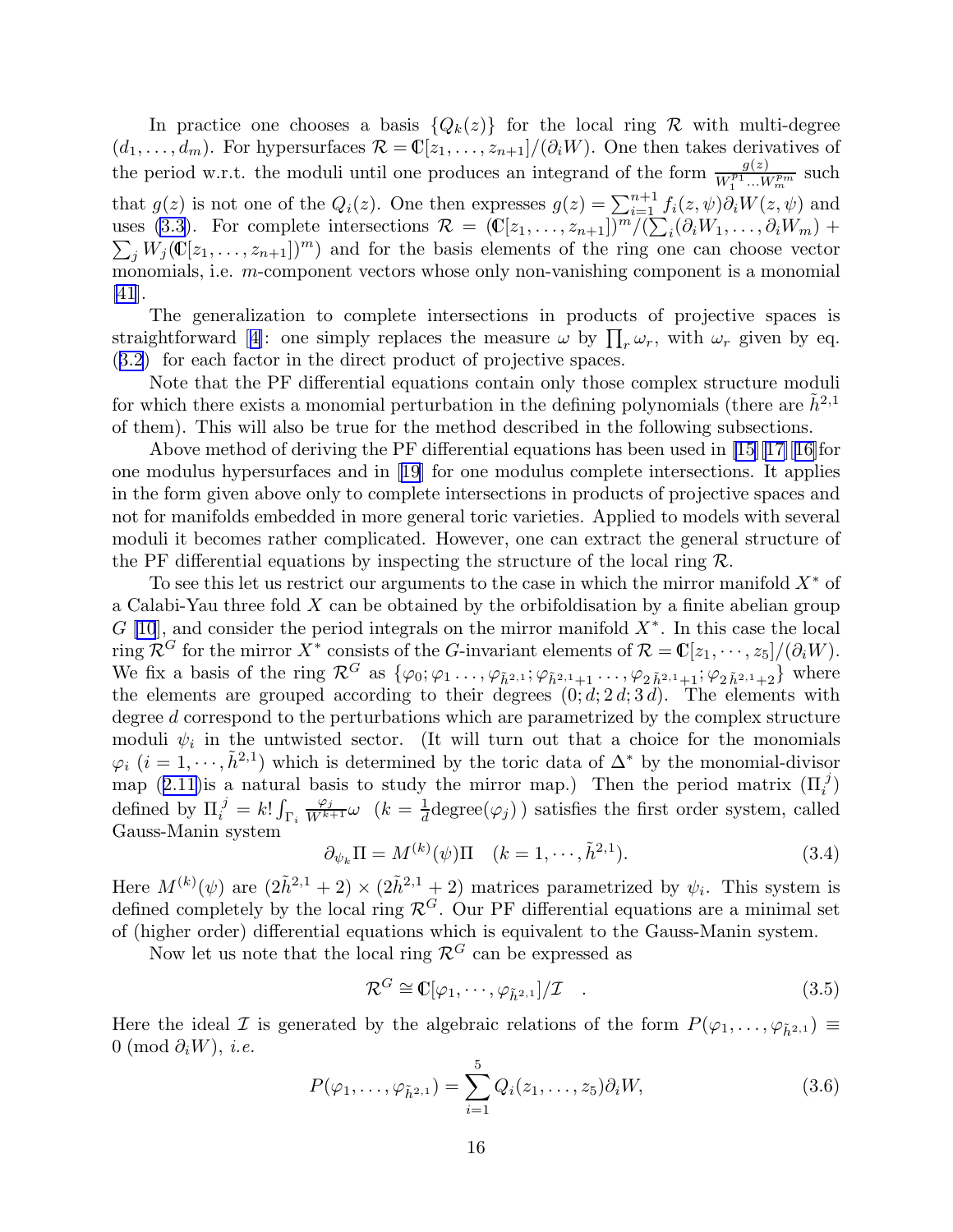In practice one chooses a basis $\{Q_k(z)\}$ for the local ring $\mathcal{R}$ with multi-degree $(d_1,\ldots,d_m)$. For hypersurfaces $\mathcal{R}=\mathbb{C}[z_1,\ldots,z_{n+1}]/(\partial_i W)$. One then takes derivatives of the period w.r.t. the moduli until one produces an integrand of the form $\frac{g(z)}{W_1^{p_1}\ldots W_m^{p_m}}$ such that $g(z)$ is not one of the $Q_i(z)$. One then expresses $g(z)=\sum_{i=1}^{n+1} f_i(z,\psi)\partial_i W(z,\psi)$ and uses (3.3). For complete intersections $\mathcal{R}=(\mathbb{C}[z_1,\ldots,z_{n+1}])^m/(\sum_i(\partial_i W_1,\ldots,\partial_i W_m)+\sum_j W_j(\mathbb{C}[z_1,\ldots,z_{n+1}])^m)$ and for the basis elements of the ring one can choose vector monomials, i.e. $m$-component vectors whose only non-vanishing component is a monomial [41].

The generalization to complete intersections in products of projective spaces is straightforward [4]: one simply replaces the measure $\omega$ by $\prod_r \omega_r$, with $\omega_r$ given by eq. (3.2) for each factor in the direct product of projective spaces.

Note that the PF differential equations contain only those complex structure moduli for which there exists a monomial perturbation in the defining polynomials (there are $\tilde{h}^{2,1}$ of them). This will also be true for the method described in the following subsections.

Above method of deriving the PF differential equations has been used in [15][17][16] for one modulus hypersurfaces and in [19] for one modulus complete intersections. It applies in the form given above only to complete intersections in products of projective spaces and not for manifolds embedded in more general toric varieties. Applied to models with several moduli it becomes rather complicated. However, one can extract the general structure of the PF differential equations by inspecting the structure of the local ring $\mathcal{R}$.

To see this let us restrict our arguments to the case in which the mirror manifold $X^*$ of a Calabi-Yau three fold $X$ can be obtained by the orbifoldisation by a finite abelian group $G$ [10], and consider the period integrals on the mirror manifold $X^*$. In this case the local ring $\mathcal{R}^G$ for the mirror $X^*$ consists of the $G$-invariant elements of $\mathcal{R}=\mathbb{C}[z_1,\cdots,z_5]/(\partial_i W)$. We fix a basis of the ring $\mathcal{R}^G$ as $\{\varphi_0;\varphi_1\ldots,\varphi_{\tilde{h}^{2,1}};\varphi_{\tilde{h}^{2,1}+1}\ldots,\varphi_{2\,\tilde{h}^{2,1}+1};\varphi_{2\,\tilde{h}^{2,1}+2}\}$ where the elements are grouped according to their degrees $(0;d;2\,d;3\,d)$. The elements with degree $d$ correspond to the perturbations which are parametrized by the complex structure moduli $\psi_i$ in the untwisted sector. (It will turn out that a choice for the monomials $\varphi_i$ $(i=1,\cdots,\tilde{h}^{2,1})$ which is determined by the toric data of $\Delta^*$ by the monomial-divisor map (2.11)is a natural basis to study the mirror map.) Then the period matrix $(\Pi_i^{\ j})$ defined by $\Pi_i^{\ j}=k!\int_{\Gamma_i}\frac{\varphi_j}{W^{k+1}}\omega$ $\ (k=\frac{1}{d}\mathrm{degree}(\varphi_j))$ satisfies the first order system, called Gauss-Manin system

$$\partial_{\psi_k}\Pi = M^{(k)}(\psi)\Pi \quad (k=1,\cdots,\tilde{h}^{2,1}). \tag{3.4}$$

Here $M^{(k)}(\psi)$ are $(2\tilde{h}^{2,1}+2)\times(2\tilde{h}^{2,1}+2)$ matrices parametrized by $\psi_i$. This system is defined completely by the local ring $\mathcal{R}^G$. Our PF differential equations are a minimal set of (higher order) differential equations which is equivalent to the Gauss-Manin system.

Now let us note that the local ring $\mathcal{R}^G$ can be expressed as

$$\mathcal{R}^G \cong \mathbb{C}[\varphi_1,\cdots,\varphi_{\tilde{h}^{2,1}}]/\mathcal{I} \quad . \tag{3.5}$$

Here the ideal $\mathcal{I}$ is generated by the algebraic relations of the form $P(\varphi_1,\ldots,\varphi_{\tilde{h}^{2,1}})\equiv 0 \pmod{\partial_i W}$, *i.e.*

$$P(\varphi_1,\ldots,\varphi_{\tilde{h}^{2,1}})=\sum_{i=1}^{5} Q_i(z_1,\ldots,z_5)\partial_i W, \tag{3.6}$$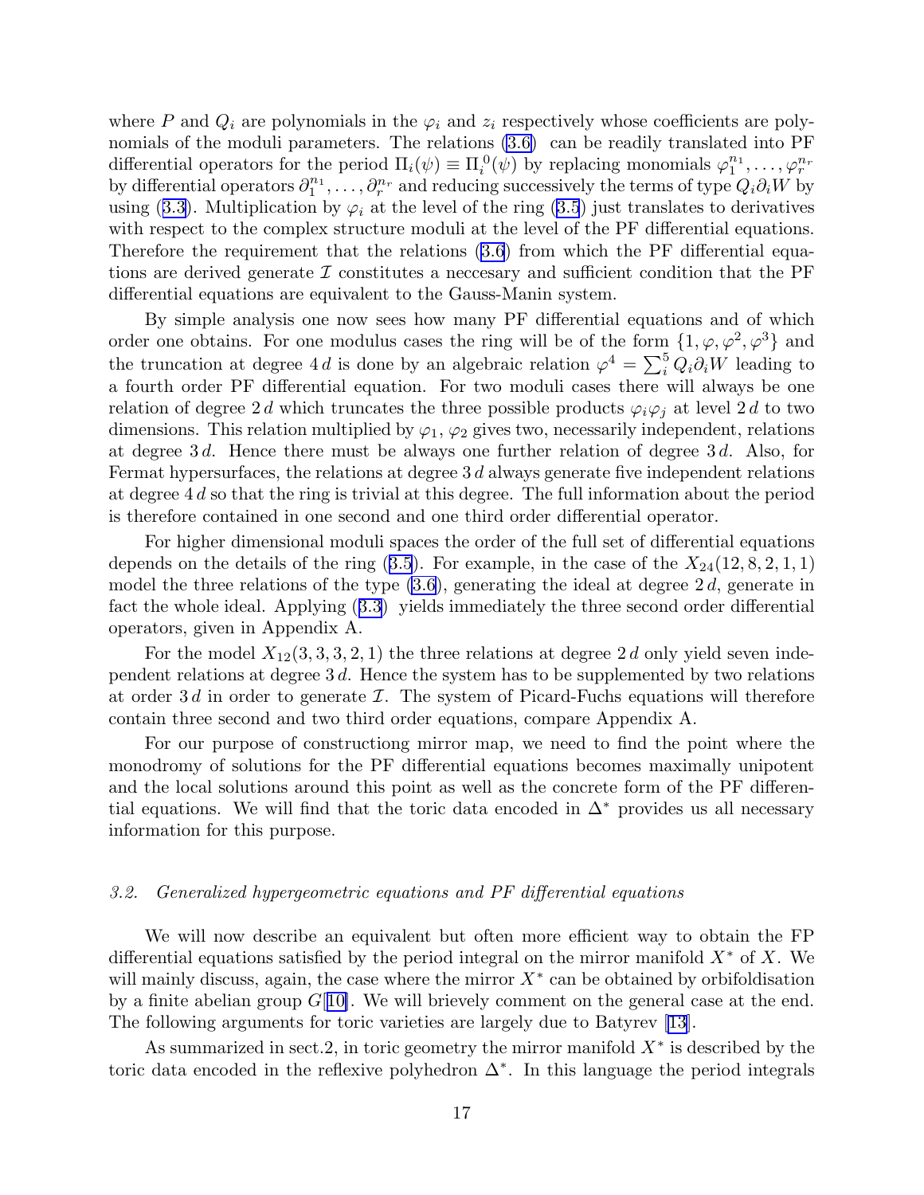where $P$ and $Q_i$ are polynomials in the $\varphi_i$ and $z_i$ respectively whose coefficients are polynomials of the moduli parameters. The relations (3.6) can be readily translated into PF differential operators for the period $\Pi_i(\psi) \equiv \Pi_i^{\,0}(\psi)$ by replacing monomials $\varphi_1^{n_1}, \ldots, \varphi_r^{n_r}$ by differential operators $\partial_1^{n_1}, \ldots, \partial_r^{n_r}$ and reducing successively the terms of type $Q_i \partial_i W$ by using (3.3). Multiplication by $\varphi_i$ at the level of the ring (3.5) just translates to derivatives with respect to the complex structure moduli at the level of the PF differential equations. Therefore the requirement that the relations (3.6) from which the PF differential equations are derived generate $\mathcal{I}$ constitutes a neccesary and sufficient condition that the PF differential equations are equivalent to the Gauss-Manin system.

By simple analysis one now sees how many PF differential equations and of which order one obtains. For one modulus cases the ring will be of the form $\{1, \varphi, \varphi^2, \varphi^3\}$ and the truncation at degree $4\,d$ is done by an algebraic relation $\varphi^4 = \sum_i^5 Q_i \partial_i W$ leading to a fourth order PF differential equation. For two moduli cases there will always be one relation of degree $2\,d$ which truncates the three possible products $\varphi_i \varphi_j$ at level $2\,d$ to two dimensions. This relation multiplied by $\varphi_1$, $\varphi_2$ gives two, necessarily independent, relations at degree $3\,d$. Hence there must be always one further relation of degree $3\,d$. Also, for Fermat hypersurfaces, the relations at degree $3\,d$ always generate five independent relations at degree $4\,d$ so that the ring is trivial at this degree. The full information about the period is therefore contained in one second and one third order differential operator.

For higher dimensional moduli spaces the order of the full set of differential equations depends on the details of the ring (3.5). For example, in the case of the $X_{24}(12, 8, 2, 1, 1)$ model the three relations of the type (3.6), generating the ideal at degree $2\,d$, generate in fact the whole ideal. Applying (3.3) yields immediately the three second order differential operators, given in Appendix A.

For the model $X_{12}(3, 3, 3, 2, 1)$ the three relations at degree $2\,d$ only yield seven independent relations at degree $3\,d$. Hence the system has to be supplemented by two relations at order $3\,d$ in order to generate $\mathcal{I}$. The system of Picard-Fuchs equations will therefore contain three second and two third order equations, compare Appendix A.

For our purpose of constructiong mirror map, we need to find the point where the monodromy of solutions for the PF differential equations becomes maximally unipotent and the local solutions around this point as well as the concrete form of the PF differential equations. We will find that the toric data encoded in $\Delta^*$ provides us all necessary information for this purpose.

### *3.2. Generalized hypergeometric equations and PF differential equations*

We will now describe an equivalent but often more efficient way to obtain the FP differential equations satisfied by the period integral on the mirror manifold $X^*$ of $X$. We will mainly discuss, again, the case where the mirror $X^*$ can be obtained by orbifoldisation by a finite abelian group $G$[10]. We will brievely comment on the general case at the end. The following arguments for toric varieties are largely due to Batyrev [13].

As summarized in sect.2, in toric geometry the mirror manifold $X^*$ is described by the toric data encoded in the reflexive polyhedron $\Delta^*$. In this language the period integrals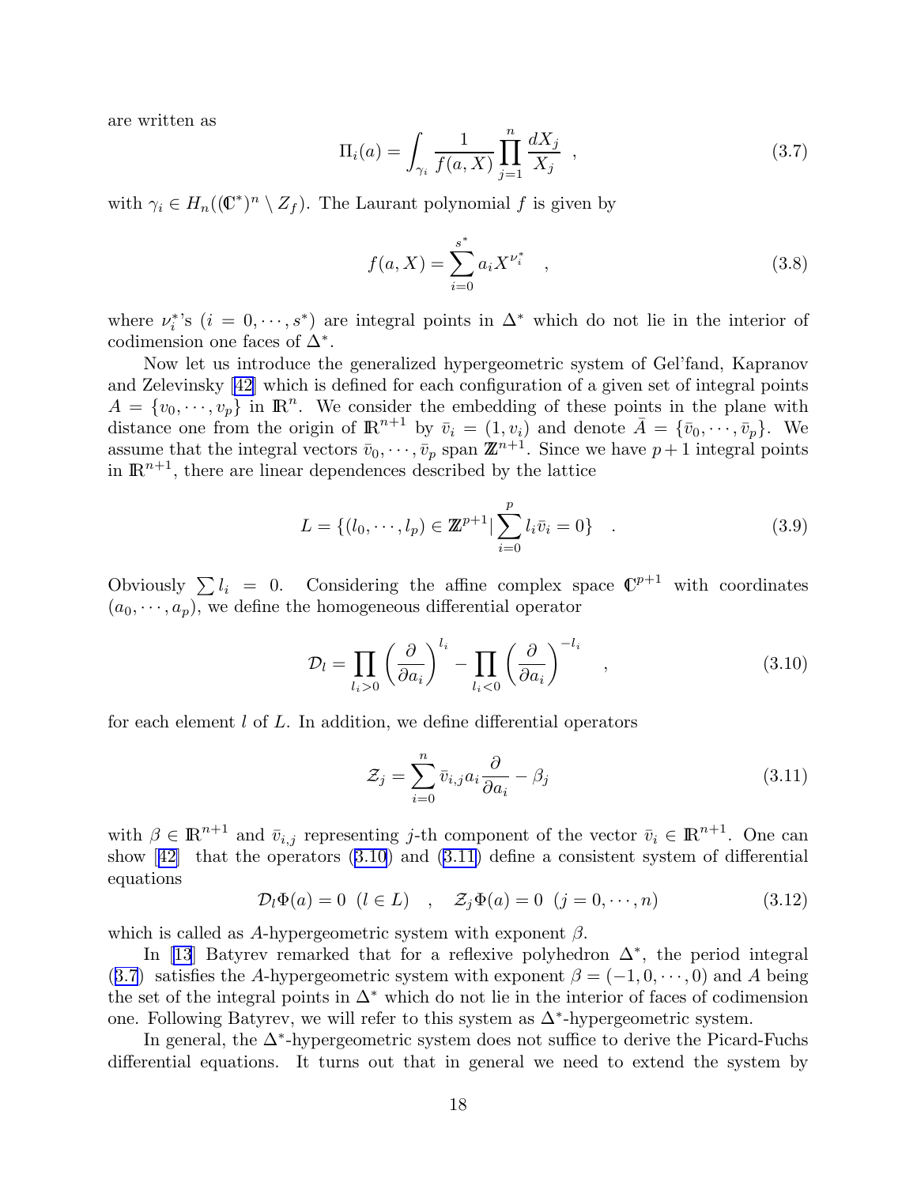are written as

$$\Pi_i(a) = \int_{\gamma_i} \frac{1}{f(a,X)} \prod_{j=1}^{n} \frac{dX_j}{X_j} \quad , \tag{3.7}$$

with $\gamma_i \in H_n((\mathbb{C}^*)^n \setminus Z_f)$. The Laurent polynomial $f$ is given by

$$f(a,X) = \sum_{i=0}^{s^*} a_i X^{\nu_i^*} \quad , \tag{3.8}$$

where $\nu_i^*$'s ($i = 0, \cdots, s^*$) are integral points in $\Delta^*$ which do not lie in the interior of codimension one faces of $\Delta^*$.

Now let us introduce the generalized hypergeometric system of Gel'fand, Kapranov and Zelevinsky [42] which is defined for each configuration of a given set of integral points $A = \{v_0, \cdots, v_p\}$ in $\mathbb{R}^n$. We consider the embedding of these points in the plane with distance one from the origin of $\mathbb{R}^{n+1}$ by $\bar{v}_i = (1, v_i)$ and denote $\bar{A} = \{\bar{v}_0, \cdots, \bar{v}_p\}$. We assume that the integral vectors $\bar{v}_0, \cdots, \bar{v}_p$ span $\mathbb{Z}^{n+1}$. Since we have $p+1$ integral points in $\mathbb{R}^{n+1}$, there are linear dependences described by the lattice

$$L = \{(l_0, \cdots, l_p) \in \mathbb{Z}^{p+1} | \sum_{i=0}^{p} l_i \bar{v}_i = 0\} \quad . \tag{3.9}$$

Obviously $\sum l_i = 0$. Considering the affine complex space $\mathbb{C}^{p+1}$ with coordinates $(a_0, \cdots, a_p)$, we define the homogeneous differential operator

$$\mathcal{D}_l = \prod_{l_i > 0} \left( \frac{\partial}{\partial a_i} \right)^{l_i} - \prod_{l_i < 0} \left( \frac{\partial}{\partial a_i} \right)^{-l_i} \quad , \tag{3.10}$$

for each element $l$ of $L$. In addition, we define differential operators

$$\mathcal{Z}_j = \sum_{i=0}^{n} \bar{v}_{i,j} a_i \frac{\partial}{\partial a_i} - \beta_j \tag{3.11}$$

with $\beta \in \mathbb{R}^{n+1}$ and $\bar{v}_{i,j}$ representing $j$-th component of the vector $\bar{v}_i \in \mathbb{R}^{n+1}$. One can show [42] that the operators (3.10) and (3.11) define a consistent system of differential equations

$$\mathcal{D}_l \Phi(a) = 0 \;\; (l \in L) \quad , \quad \mathcal{Z}_j \Phi(a) = 0 \;\; (j = 0, \cdots, n) \tag{3.12}$$

which is called as $A$-hypergeometric system with exponent $\beta$.

In [13] Batyrev remarked that for a reflexive polyhedron $\Delta^*$, the period integral (3.7) satisfies the $A$-hypergeometric system with exponent $\beta = (-1, 0, \cdots, 0)$ and $A$ being the set of the integral points in $\Delta^*$ which do not lie in the interior of faces of codimension one. Following Batyrev, we will refer to this system as $\Delta^*$-hypergeometric system.

In general, the $\Delta^*$-hypergeometric system does not suffice to derive the Picard-Fuchs differential equations. It turns out that in general we need to extend the system by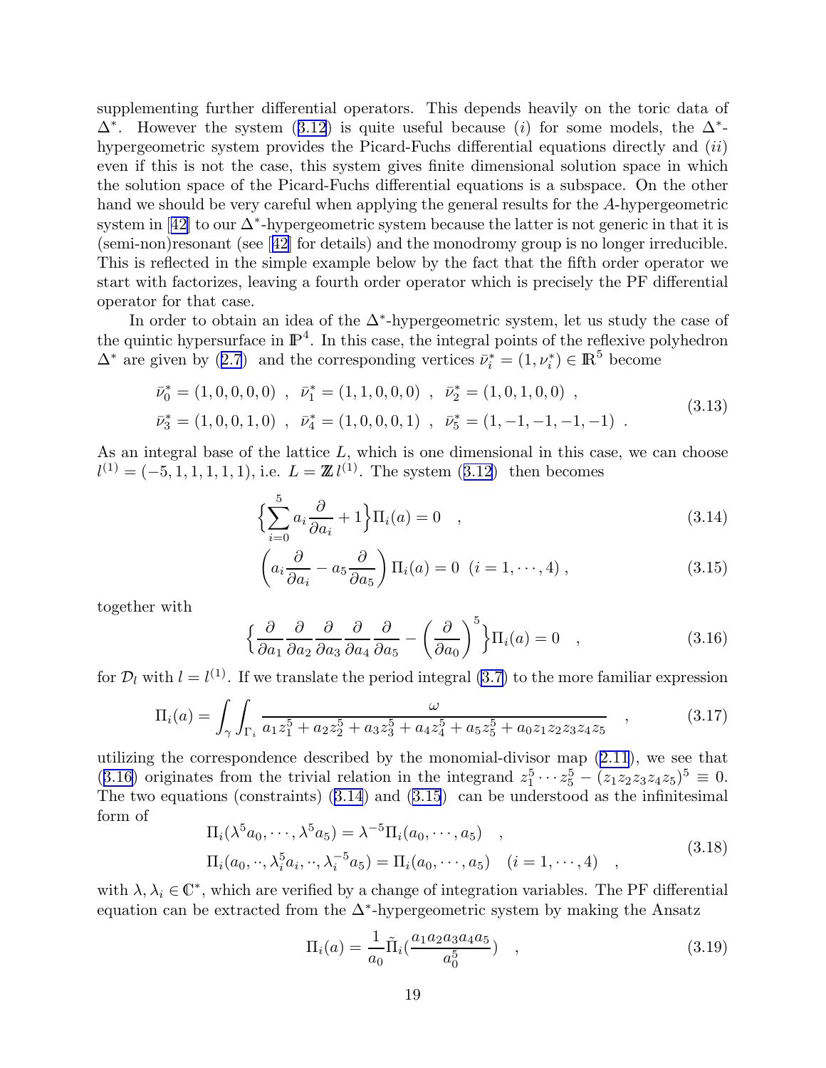supplementing further differential operators. This depends heavily on the toric data of $\Delta^*$. However the system (3.12) is quite useful because $(i)$ for some models, the $\Delta^*$-hypergeometric system provides the Picard-Fuchs differential equations directly and $(ii)$ even if this is not the case, this system gives finite dimensional solution space in which the solution space of the Picard-Fuchs differential equations is a subspace. On the other hand we should be very careful when applying the general results for the $A$-hypergeometric system in [42] to our $\Delta^*$-hypergeometric system because the latter is not generic in that it is (semi-non)resonant (see [42] for details) and the monodromy group is no longer irreducible. This is reflected in the simple example below by the fact that the fifth order operator we start with factorizes, leaving a fourth order operator which is precisely the PF differential operator for that case.

In order to obtain an idea of the $\Delta^*$-hypergeometric system, let us study the case of the quintic hypersurface in $\mathbb{P}^4$. In this case, the integral points of the reflexive polyhedron $\Delta^*$ are given by (2.7) and the corresponding vertices $\bar{\nu}_i^* = (1, \nu_i^*) \in \mathbb{R}^5$ become

$$
\begin{aligned}
&\bar{\nu}_0^* = (1,0,0,0,0) \ , \ \bar{\nu}_1^* = (1,1,0,0,0) \ , \ \bar{\nu}_2^* = (1,0,1,0,0) \ , \\
&\bar{\nu}_3^* = (1,0,0,1,0) \ , \ \bar{\nu}_4^* = (1,0,0,0,1) \ , \ \bar{\nu}_5^* = (1,-1,-1,-1,-1) \ .
\end{aligned}
\tag{3.13}
$$

As an integral base of the lattice $L$, which is one dimensional in this case, we can choose $l^{(1)} = (-5,1,1,1,1,1)$, i.e. $L = \mathbb{Z}\, l^{(1)}$. The system (3.12) then becomes

$$
\Big\{ \sum_{i=0}^{5} a_i \frac{\partial}{\partial a_i} + 1 \Big\} \Pi_i(a) = 0 \quad , \tag{3.14}
$$

$$
\left( a_i \frac{\partial}{\partial a_i} - a_5 \frac{\partial}{\partial a_5} \right) \Pi_i(a) = 0 \ \ (i = 1, \cdots, 4) \ , \tag{3.15}
$$

together with

$$
\Big\{ \frac{\partial}{\partial a_1} \frac{\partial}{\partial a_2} \frac{\partial}{\partial a_3} \frac{\partial}{\partial a_4} \frac{\partial}{\partial a_5} - \left( \frac{\partial}{\partial a_0} \right)^5 \Big\} \Pi_i(a) = 0 \quad , \tag{3.16}
$$

for $\mathcal{D}_l$ with $l = l^{(1)}$. If we translate the period integral (3.7) to the more familiar expression

$$
\Pi_i(a) = \int_\gamma \int_{\Gamma_i} \frac{\omega}{a_1 z_1^5 + a_2 z_2^5 + a_3 z_3^5 + a_4 z_4^5 + a_5 z_5^5 + a_0 z_1 z_2 z_3 z_4 z_5} \quad , \tag{3.17}
$$

utilizing the correspondence described by the monomial-divisor map (2.11), we see that (3.16) originates from the trivial relation in the integrand $z_1^5 \cdots z_5^5 - (z_1 z_2 z_3 z_4 z_5)^5 \equiv 0$. The two equations (constraints) (3.14) and (3.15) can be understood as the infinitesimal form of

$$
\begin{aligned}
&\Pi_i(\lambda^5 a_0, \cdots, \lambda^5 a_5) = \lambda^{-5} \Pi_i(a_0, \cdots, a_5) \quad , \\
&\Pi_i(a_0, \cdot\cdot, \lambda_i^5 a_i, \cdot\cdot, \lambda_i^{-5} a_5) = \Pi_i(a_0, \cdots, a_5) \quad (i = 1, \cdots, 4) \quad ,
\end{aligned}
\tag{3.18}
$$

with $\lambda, \lambda_i \in \mathbb{C}^*$, which are verified by a change of integration variables. The PF differential equation can be extracted from the $\Delta^*$-hypergeometric system by making the Ansatz

$$
\Pi_i(a) = \frac{1}{a_0} \tilde{\Pi}_i\Big(\frac{a_1 a_2 a_3 a_4 a_5}{a_0^5}\Big) \quad , \tag{3.19}
$$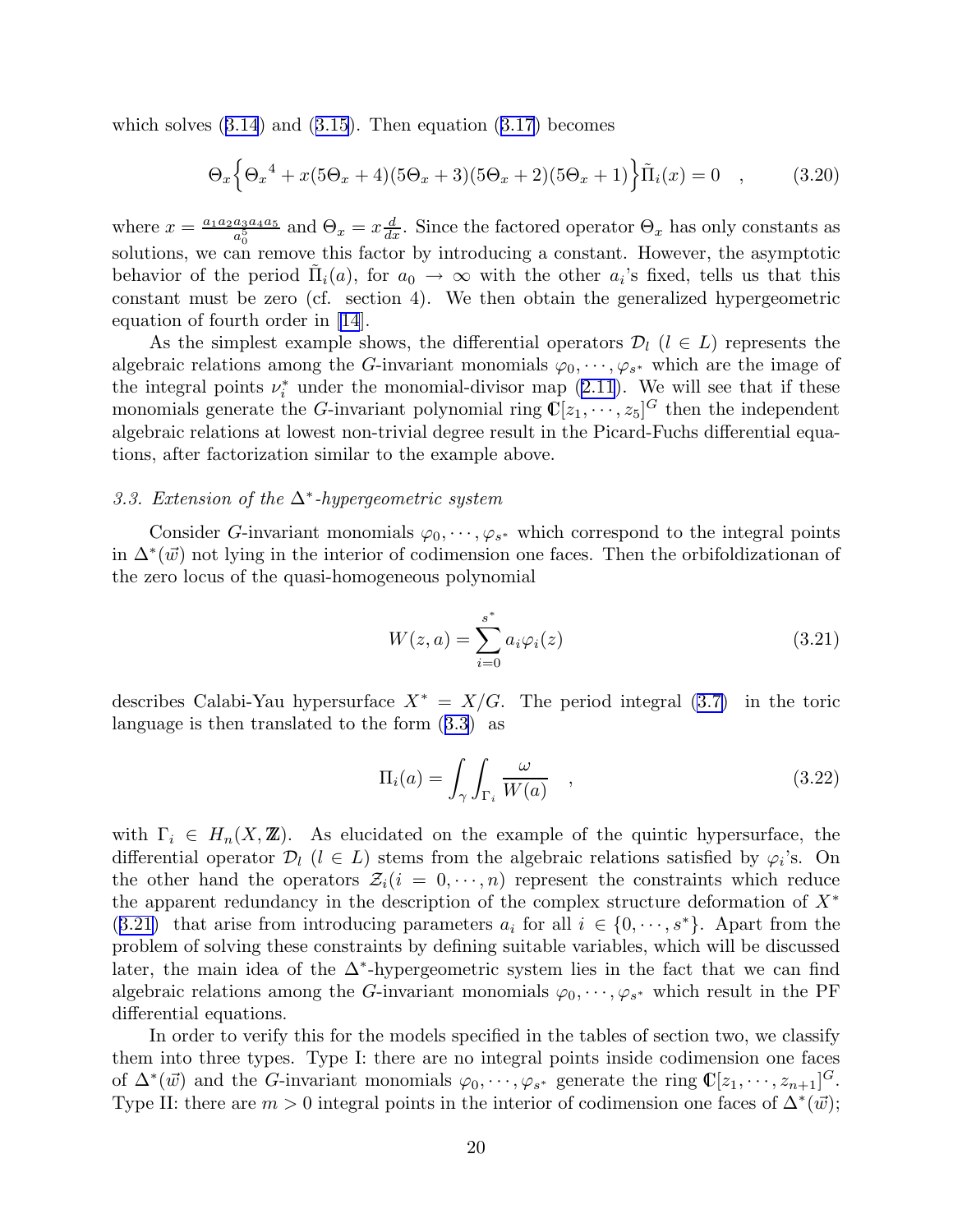which solves (3.14) and (3.15). Then equation (3.17) becomes

$$\Theta_x \Big\{ {\Theta_x}^4 + x(5\Theta_x+4)(5\Theta_x+3)(5\Theta_x+2)(5\Theta_x+1) \Big\} \tilde{\Pi}_i(x) = 0 \quad , \tag{3.20}$$

where $x = \frac{a_1 a_2 a_3 a_4 a_5}{a_0^5}$ and $\Theta_x = x\frac{d}{dx}$. Since the factored operator $\Theta_x$ has only constants as solutions, we can remove this factor by introducing a constant. However, the asymptotic behavior of the period $\tilde{\Pi}_i(a)$, for $a_0 \to \infty$ with the other $a_i$'s fixed, tells us that this constant must be zero (cf. section 4). We then obtain the generalized hypergeometric equation of fourth order in [14].

As the simplest example shows, the differential operators $\mathcal{D}_l$ ($l \in L$) represents the algebraic relations among the $G$-invariant monomials $\varphi_0, \cdots, \varphi_{s^*}$ which are the image of the integral points $\nu_i^*$ under the monomial-divisor map (2.11). We will see that if these monomials generate the $G$-invariant polynomial ring $\mathbb{C}[z_1, \cdots, z_5]^G$ then the independent algebraic relations at lowest non-trivial degree result in the Picard-Fuchs differential equations, after factorization similar to the example above.

### *3.3. Extension of the $\Delta^*$-hypergeometric system*

Consider $G$-invariant monomials $\varphi_0, \cdots, \varphi_{s^*}$ which correspond to the integral points in $\Delta^*(\vec{w})$ not lying in the interior of codimension one faces. Then the orbifoldizationan of the zero locus of the quasi-homogeneous polynomial

$$W(z,a) = \sum_{i=0}^{s^*} a_i \varphi_i(z) \tag{3.21}$$

describes Calabi-Yau hypersurface $X^* = X/G$. The period integral (3.7) in the toric language is then translated to the form (3.3) as

$$\Pi_i(a) = \int_\gamma \int_{\Gamma_i} \frac{\omega}{W(a)} \quad , \tag{3.22}$$

with $\Gamma_i \in H_n(X, \mathbb{Z})$. As elucidated on the example of the quintic hypersurface, the differential operator $\mathcal{D}_l$ ($l \in L$) stems from the algebraic relations satisfied by $\varphi_i$'s. On the other hand the operators $\mathcal{Z}_i (i = 0, \cdots, n)$ represent the constraints which reduce the apparent redundancy in the description of the complex structure deformation of $X^*$ (3.21) that arise from introducing parameters $a_i$ for all $i \in \{0, \cdots, s^*\}$. Apart from the problem of solving these constraints by defining suitable variables, which will be discussed later, the main idea of the $\Delta^*$-hypergeometric system lies in the fact that we can find algebraic relations among the $G$-invariant monomials $\varphi_0, \cdots, \varphi_{s^*}$ which result in the PF differential equations.

In order to verify this for the models specified in the tables of section two, we classify them into three types. Type I: there are no integral points inside codimension one faces of $\Delta^*(\vec{w})$ and the $G$-invariant monomials $\varphi_0, \cdots, \varphi_{s^*}$ generate the ring $\mathbb{C}[z_1, \cdots, z_{n+1}]^G$. Type II: there are $m > 0$ integral points in the interior of codimension one faces of $\Delta^*(\vec{w})$;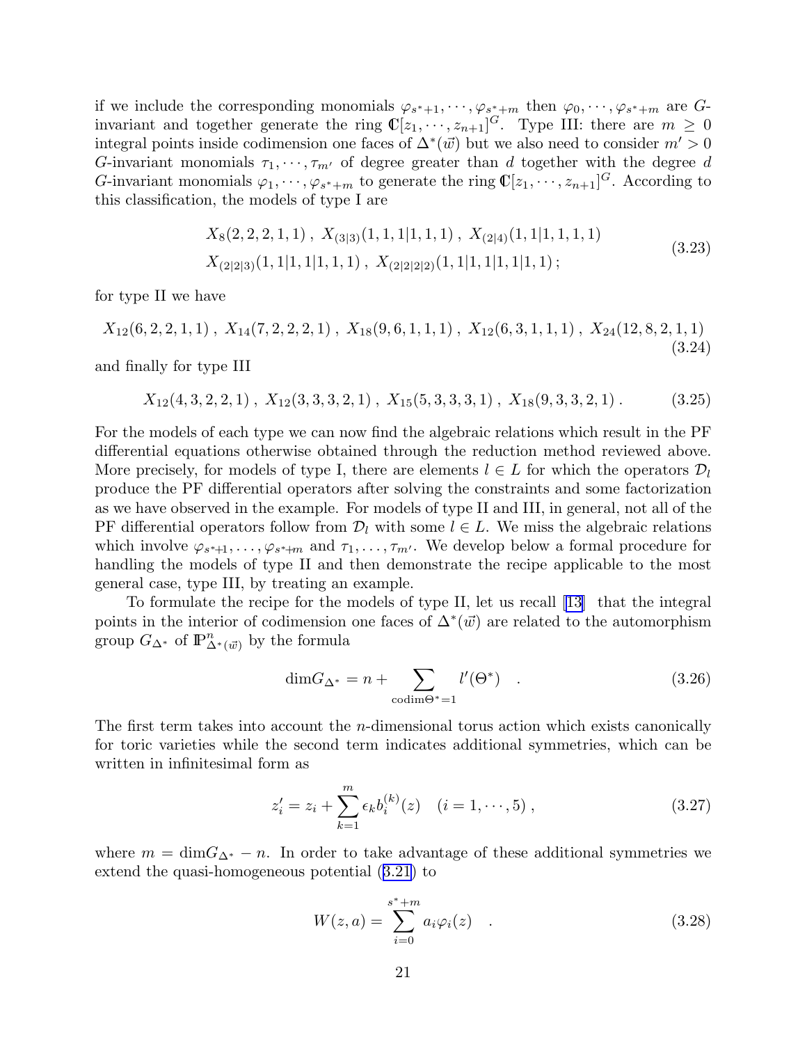if we include the corresponding monomials $\varphi_{s^*+1}, \cdots, \varphi_{s^*+m}$ then $\varphi_0, \cdots, \varphi_{s^*+m}$ are $G$-invariant and together generate the ring $\mathbb{C}[z_1, \cdots, z_{n+1}]^G$. Type III: there are $m \geq 0$ integral points inside codimension one faces of $\Delta^*(\vec{w})$ but we also need to consider $m' > 0$ $G$-invariant monomials $\tau_1, \cdots, \tau_{m'}$ of degree greater than $d$ together with the degree $d$ $G$-invariant monomials $\varphi_1, \cdots, \varphi_{s^*+m}$ to generate the ring $\mathbb{C}[z_1, \cdots, z_{n+1}]^G$. According to this classification, the models of type I are

$$
\begin{aligned}
&X_8(2,2,2,1,1)\,,\; X_{(3|3)}(1,1,1|1,1,1)\,,\; X_{(2|4)}(1,1|1,1,1,1) \\
&X_{(2|2|3)}(1,1|1,1|1,1,1)\,,\; X_{(2|2|2|2)}(1,1|1,1|1,1|1,1)\,;
\end{aligned}
\tag{3.23}
$$

for type II we have

$$
X_{12}(6,2,2,1,1)\,,\; X_{14}(7,2,2,2,1)\,,\; X_{18}(9,6,1,1,1)\,,\; X_{12}(6,3,1,1,1)\,,\; X_{24}(12,8,2,1,1)
\tag{3.24}
$$

and finally for type III

$$
X_{12}(4,3,2,2,1)\,,\; X_{12}(3,3,3,2,1)\,,\; X_{15}(5,3,3,3,1)\,,\; X_{18}(9,3,3,2,1)\,.
\tag{3.25}
$$

For the models of each type we can now find the algebraic relations which result in the PF differential equations otherwise obtained through the reduction method reviewed above. More precisely, for models of type I, there are elements $l \in L$ for which the operators $\mathcal{D}_l$ produce the PF differential operators after solving the constraints and some factorization as we have observed in the example. For models of type II and III, in general, not all of the PF differential operators follow from $\mathcal{D}_l$ with some $l \in L$. We miss the algebraic relations which involve $\varphi_{s^*+1}, \ldots, \varphi_{s^*+m}$ and $\tau_1, \ldots, \tau_{m'}$. We develop below a formal procedure for handling the models of type II and then demonstrate the recipe applicable to the most general case, type III, by treating an example.

To formulate the recipe for the models of type II, let us recall [13] that the integral points in the interior of codimension one faces of $\Delta^*(\vec{w})$ are related to the automorphism group $G_{\Delta^*}$ of $\mathbb{P}^n_{\Delta^*(\vec{w})}$ by the formula

$$
\mathrm{dim} G_{\Delta^*} = n + \sum_{\mathrm{codim}\Theta^*=1} l'(\Theta^*) \quad .
\tag{3.26}
$$

The first term takes into account the $n$-dimensional torus action which exists canonically for toric varieties while the second term indicates additional symmetries, which can be written in infinitesimal form as

$$
z_i' = z_i + \sum_{k=1}^{m} \epsilon_k b_i^{(k)}(z) \quad (i = 1, \cdots, 5)\,,
\tag{3.27}
$$

where $m = \mathrm{dim} G_{\Delta^*} - n$. In order to take advantage of these additional symmetries we extend the quasi-homogeneous potential (3.21) to

$$
W(z,a) = \sum_{i=0}^{s^*+m} a_i \varphi_i(z) \quad .
\tag{3.28}
$$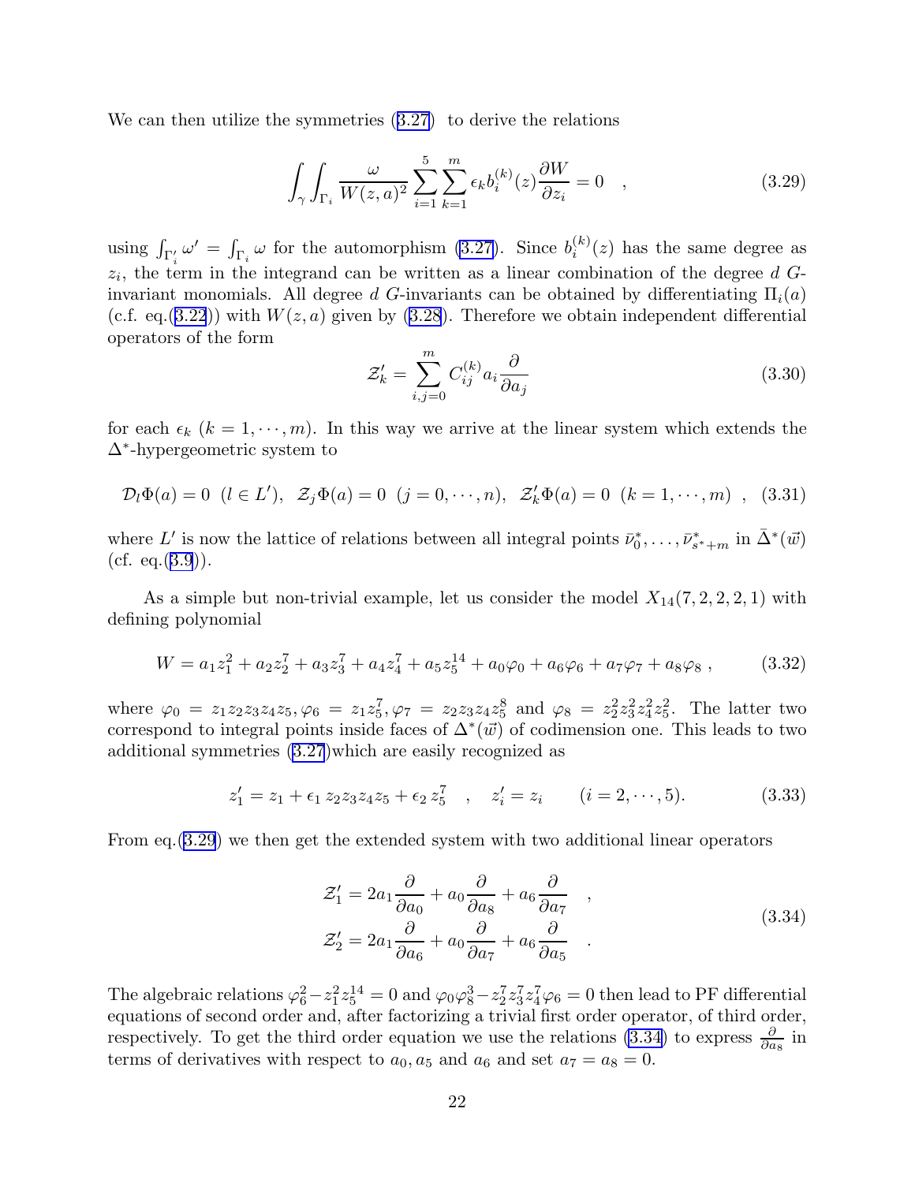We can then utilize the symmetries (3.27) to derive the relations

$$\int_\gamma \int_{\Gamma_i} \frac{\omega}{W(z,a)^2} \sum_{i=1}^{5} \sum_{k=1}^{m} \epsilon_k b_i^{(k)}(z) \frac{\partial W}{\partial z_i} = 0 \quad , \tag{3.29}$$

using $\int_{\Gamma_i'} \omega' = \int_{\Gamma_i} \omega$ for the automorphism (3.27). Since $b_i^{(k)}(z)$ has the same degree as $z_i$, the term in the integrand can be written as a linear combination of the degree $d$ $G$-invariant monomials. All degree $d$ $G$-invariants can be obtained by differentiating $\Pi_i(a)$ (c.f. eq.(3.22)) with $W(z,a)$ given by (3.28). Therefore we obtain independent differential operators of the form

$$\mathcal{Z}_k' = \sum_{i,j=0}^{m} C_{ij}^{(k)} a_i \frac{\partial}{\partial a_j} \tag{3.30}$$

for each $\epsilon_k$ ($k = 1, \cdots, m$). In this way we arrive at the linear system which extends the $\Delta^*$-hypergeometric system to

$$\mathcal{D}_l \Phi(a) = 0 \;\; (l \in L'), \;\; \mathcal{Z}_j \Phi(a) = 0 \;\; (j = 0, \cdots, n), \;\; \mathcal{Z}_k' \Phi(a) = 0 \;\; (k = 1, \cdots, m) \;\; , \tag{3.31}$$

where $L'$ is now the lattice of relations between all integral points $\bar{\nu}_0^*, \ldots, \bar{\nu}_{s^*+m}^*$ in $\bar{\Delta}^*(\vec{w})$ (cf. eq.(3.9)).

As a simple but non-trivial example, let us consider the model $X_{14}(7,2,2,2,1)$ with defining polynomial

$$W = a_1 z_1^2 + a_2 z_2^7 + a_3 z_3^7 + a_4 z_4^7 + a_5 z_5^{14} + a_0 \varphi_0 + a_6 \varphi_6 + a_7 \varphi_7 + a_8 \varphi_8 \;, \tag{3.32}$$

where $\varphi_0 = z_1 z_2 z_3 z_4 z_5, \varphi_6 = z_1 z_5^7, \varphi_7 = z_2 z_3 z_4 z_5^8$ and $\varphi_8 = z_2^2 z_3^2 z_4^2 z_5^2$. The latter two correspond to integral points inside faces of $\Delta^*(\vec{w})$ of codimension one. This leads to two additional symmetries (3.27)which are easily recognized as

$$z_1' = z_1 + \epsilon_1 \, z_2 z_3 z_4 z_5 + \epsilon_2 \, z_5^7 \quad , \quad z_i' = z_i \qquad (i = 2, \cdots, 5). \tag{3.33}$$

From eq.(3.29) we then get the extended system with two additional linear operators

$$\begin{aligned}
\mathcal{Z}_1' &= 2a_1 \frac{\partial}{\partial a_0} + a_0 \frac{\partial}{\partial a_8} + a_6 \frac{\partial}{\partial a_7} \quad , \\
\mathcal{Z}_2' &= 2a_1 \frac{\partial}{\partial a_6} + a_0 \frac{\partial}{\partial a_7} + a_6 \frac{\partial}{\partial a_5} \quad .
\end{aligned} \tag{3.34}$$

The algebraic relations $\varphi_6^2 - z_1^2 z_5^{14} = 0$ and $\varphi_0 \varphi_8^3 - z_2^7 z_3^7 z_4^7 \varphi_6 = 0$ then lead to PF differential equations of second order and, after factorizing a trivial first order operator, of third order, respectively. To get the third order equation we use the relations (3.34) to express $\frac{\partial}{\partial a_8}$ in terms of derivatives with respect to $a_0, a_5$ and $a_6$ and set $a_7 = a_8 = 0$.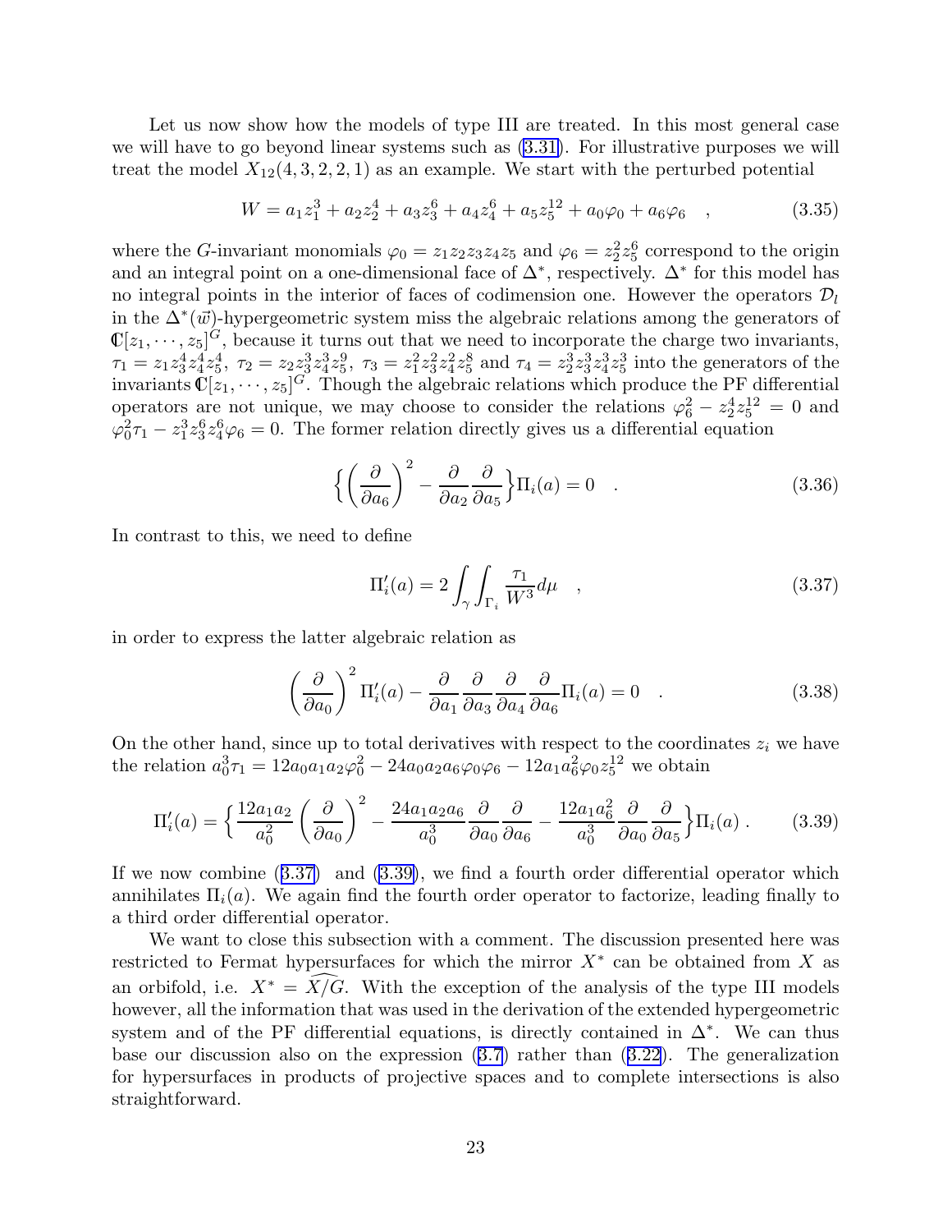Let us now show how the models of type III are treated. In this most general case we will have to go beyond linear systems such as (3.31). For illustrative purposes we will treat the model $X_{12}(4,3,2,2,1)$ as an example. We start with the perturbed potential

$$W = a_1 z_1^3 + a_2 z_2^4 + a_3 z_3^6 + a_4 z_4^6 + a_5 z_5^{12} + a_0 \varphi_0 + a_6 \varphi_6 \quad , \tag{3.35}$$

where the $G$-invariant monomials $\varphi_0 = z_1 z_2 z_3 z_4 z_5$ and $\varphi_6 = z_2^2 z_5^6$ correspond to the origin and an integral point on a one-dimensional face of $\Delta^*$, respectively. $\Delta^*$ for this model has no integral points in the interior of faces of codimension one. However the operators $\mathcal{D}_l$ in the $\Delta^*(\vec{w})$-hypergeometric system miss the algebraic relations among the generators of $\mathbb{C}[z_1, \cdots, z_5]^G$, because it turns out that we need to incorporate the charge two invariants, $\tau_1 = z_1 z_3^4 z_4^4 z_5^4$, $\tau_2 = z_2 z_3^3 z_4^3 z_5^9$, $\tau_3 = z_1^2 z_3^2 z_4^2 z_5^8$ and $\tau_4 = z_2^3 z_3^3 z_4^3 z_5^3$ into the generators of the invariants $\mathbb{C}[z_1, \cdots, z_5]^G$. Though the algebraic relations which produce the PF differential operators are not unique, we may choose to consider the relations $\varphi_6^2 - z_2^4 z_5^{12} = 0$ and $\varphi_0^2 \tau_1 - z_1^3 z_3^6 z_4^6 \varphi_6 = 0$. The former relation directly gives us a differential equation

$$\Big\{ \left( \frac{\partial}{\partial a_6} \right)^2 - \frac{\partial}{\partial a_2} \frac{\partial}{\partial a_5} \Big\} \Pi_i(a) = 0 \quad . \tag{3.36}$$

In contrast to this, we need to define

$$\Pi_i'(a) = 2 \int_\gamma \int_{\Gamma_i} \frac{\tau_1}{W^3} d\mu \quad , \tag{3.37}$$

in order to express the latter algebraic relation as

$$\left( \frac{\partial}{\partial a_0} \right)^2 \Pi_i'(a) - \frac{\partial}{\partial a_1} \frac{\partial}{\partial a_3} \frac{\partial}{\partial a_4} \frac{\partial}{\partial a_6} \Pi_i(a) = 0 \quad . \tag{3.38}$$

On the other hand, since up to total derivatives with respect to the coordinates $z_i$ we have the relation $a_0^3 \tau_1 = 12 a_0 a_1 a_2 \varphi_0^2 - 24 a_0 a_2 a_6 \varphi_0 \varphi_6 - 12 a_1 a_6^2 \varphi_0 z_5^{12}$ we obtain

$$\Pi_i'(a) = \Big\{ \frac{12 a_1 a_2}{a_0^2} \left( \frac{\partial}{\partial a_0} \right)^2 - \frac{24 a_1 a_2 a_6}{a_0^3} \frac{\partial}{\partial a_0} \frac{\partial}{\partial a_6} - \frac{12 a_1 a_6^2}{a_0^3} \frac{\partial}{\partial a_0} \frac{\partial}{\partial a_5} \Big\} \Pi_i(a) \, . \tag{3.39}$$

If we now combine (3.37) and (3.39), we find a fourth order differential operator which annihilates $\Pi_i(a)$. We again find the fourth order operator to factorize, leading finally to a third order differential operator.

We want to close this subsection with a comment. The discussion presented here was restricted to Fermat hypersurfaces for which the mirror $X^*$ can be obtained from $X$ as an orbifold, i.e. $X^* = \widehat{X/G}$. With the exception of the analysis of the type III models however, all the information that was used in the derivation of the extended hypergeometric system and of the PF differential equations, is directly contained in $\Delta^*$. We can thus base our discussion also on the expression (3.7) rather than (3.22). The generalization for hypersurfaces in products of projective spaces and to complete intersections is also straightforward.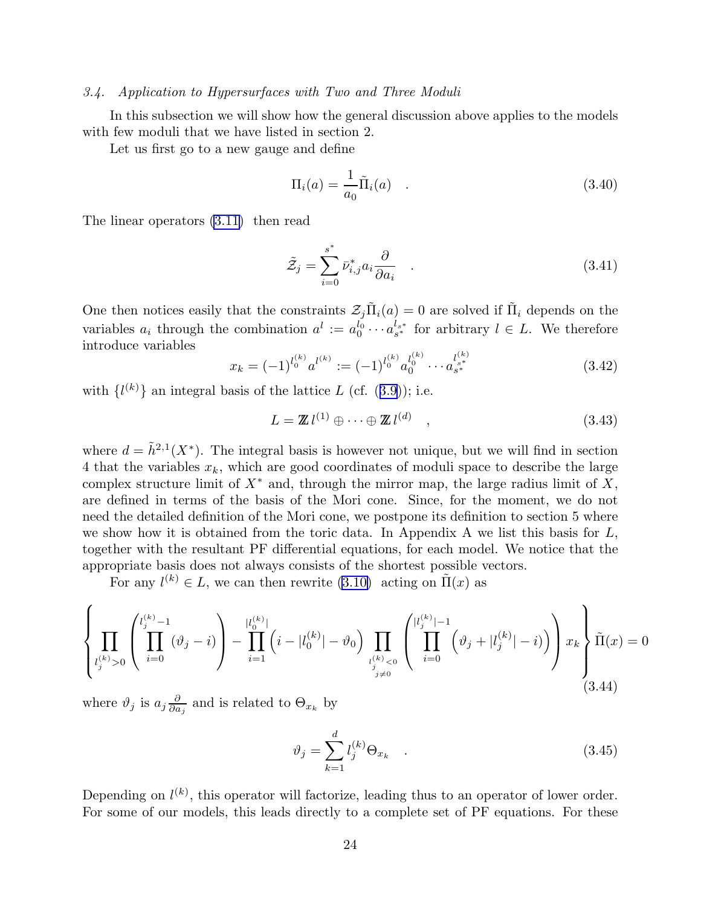### 3.4. Application to Hypersurfaces with Two and Three Moduli

In this subsection we will show how the general discussion above applies to the models with few moduli that we have listed in section 2.

Let us first go to a new gauge and define

$$
\Pi_i(a) = \frac{1}{a_0}\tilde{\Pi}_i(a) \quad . \tag{3.40}
$$

The linear operators (3.11) then read

$$
\tilde{\mathcal{Z}}_j = \sum_{i=0}^{s^*} \bar{\nu}^*_{i,j} a_i \frac{\partial}{\partial a_i} \quad . \tag{3.41}
$$

One then notices easily that the constraints $\mathcal{Z}_j\tilde{\Pi}_i(a) = 0$ are solved if $\tilde{\Pi}_i$ depends on the variables $a_i$ through the combination $a^l := a_0^{l_0} \cdots a_{s^*}^{l_{s^*}}$ for arbitrary $l \in L$. We therefore introduce variables

$$
x_k = (-1)^{l_0^{(k)}} a^{l^{(k)}} := (-1)^{l_0^{(k)}} a_0^{l_0^{(k)}} \cdots a_{s^*}^{l_{s^*}^{(k)}} \tag{3.42}
$$

with $\{l^{(k)}\}$ an integral basis of the lattice $L$ (cf. (3.9)); i.e.

$$
L = \mathbb{Z}\, l^{(1)} \oplus \cdots \oplus \mathbb{Z}\, l^{(d)} \quad , \tag{3.43}
$$

where $d = \tilde{h}^{2,1}(X^*)$. The integral basis is however not unique, but we will find in section 4 that the variables $x_k$, which are good coordinates of moduli space to describe the large complex structure limit of $X^*$ and, through the mirror map, the large radius limit of $X$, are defined in terms of the basis of the Mori cone. Since, for the moment, we do not need the detailed definition of the Mori cone, we postpone its definition to section 5 where we show how it is obtained from the toric data. In Appendix A we list this basis for $L$, together with the resultant PF differential equations, for each model. We notice that the appropriate basis does not always consists of the shortest possible vectors.

For any $l^{(k)} \in L$, we can then rewrite (3.10) acting on $\tilde{\Pi}(x)$ as

$$
\left\{ \prod_{l_j^{(k)}>0} \left( \prod_{i=0}^{l_j^{(k)}-1} (\vartheta_j - i) \right) - \prod_{i=1}^{|l_0^{(k)}|} \left( i - |l_0^{(k)}| - \vartheta_0 \right) \prod_{\substack{l_j^{(k)}<0 \\ j\neq 0}} \left( \prod_{i=0}^{|l_j^{(k)}|-1} \left( \vartheta_j + |l_j^{(k)}| - i \right) \right) x_k \right\} \tilde{\Pi}(x) = 0 \tag{3.44}
$$

where $\vartheta_j$ is $a_j \frac{\partial}{\partial a_j}$ and is related to $\Theta_{x_k}$ by

$$
\vartheta_j = \sum_{k=1}^{d} l_j^{(k)} \Theta_{x_k} \quad . \tag{3.45}
$$

Depending on $l^{(k)}$, this operator will factorize, leading thus to an operator of lower order. For some of our models, this leads directly to a complete set of PF equations. For these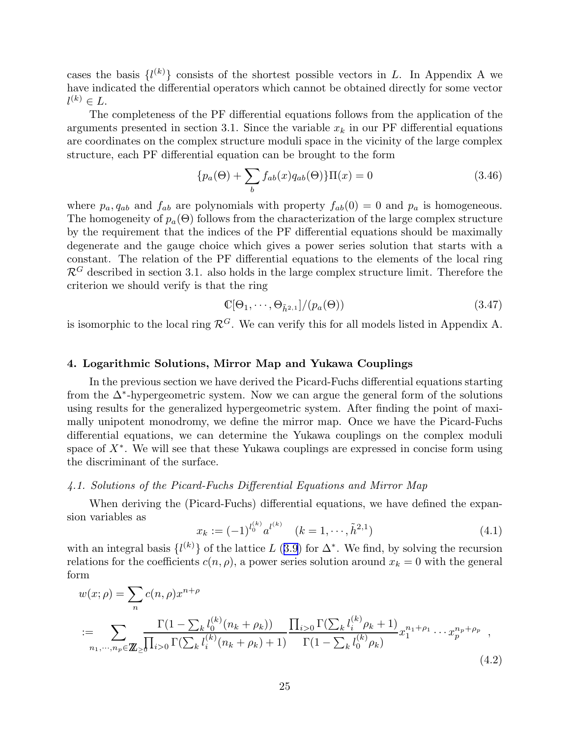cases the basis $\{l^{(k)}\}$ consists of the shortest possible vectors in $L$. In Appendix A we have indicated the differential operators which cannot be obtained directly for some vector $l^{(k)} \in L$.

The completeness of the PF differential equations follows from the application of the arguments presented in section 3.1. Since the variable $x_k$ in our PF differential equations are coordinates on the complex structure moduli space in the vicinity of the large complex structure, each PF differential equation can be brought to the form

$$\{p_a(\Theta) + \sum_b f_{ab}(x) q_{ab}(\Theta)\}\Pi(x) = 0 \tag{3.46}$$

where $p_a, q_{ab}$ and $f_{ab}$ are polynomials with property $f_{ab}(0) = 0$ and $p_a$ is homogeneous. The homogeneity of $p_a(\Theta)$ follows from the characterization of the large complex structure by the requirement that the indices of the PF differential equations should be maximally degenerate and the gauge choice which gives a power series solution that starts with a constant. The relation of the PF differential equations to the elements of the local ring $\mathcal{R}^G$ described in section 3.1. also holds in the large complex structure limit. Therefore the criterion we should verify is that the ring

$$\mathbb{C}[\Theta_1, \cdots, \Theta_{\tilde{h}^{2,1}}]/(p_a(\Theta)) \tag{3.47}$$

is isomorphic to the local ring $\mathcal{R}^G$. We can verify this for all models listed in Appendix A.

## 4. Logarithmic Solutions, Mirror Map and Yukawa Couplings

In the previous section we have derived the Picard-Fuchs differential equations starting from the $\Delta^*$-hypergeometric system. Now we can argue the general form of the solutions using results for the generalized hypergeometric system. After finding the point of maximally unipotent monodromy, we define the mirror map. Once we have the Picard-Fuchs differential equations, we can determine the Yukawa couplings on the complex moduli space of $X^*$. We will see that these Yukawa couplings are expressed in concise form using the discriminant of the surface.

### *4.1. Solutions of the Picard-Fuchs Differential Equations and Mirror Map*

When deriving the (Picard-Fuchs) differential equations, we have defined the expansion variables as

$$x_k := (-1)^{l_0^{(k)}} a^{l^{(k)}} \quad (k = 1, \cdots, \tilde{h}^{2,1}) \tag{4.1}$$

with an integral basis $\{l^{(k)}\}$ of the lattice $L$ (3.9) for $\Delta^*$. We find, by solving the recursion relations for the coefficients $c(n, \rho)$, a power series solution around $x_k = 0$ with the general form

$$\begin{aligned}
w(x;\rho) &= \sum_n c(n,\rho) x^{n+\rho} \\
&:= \sum_{n_1,\cdots,n_p \in \mathbb{Z}_{\geq 0}} \frac{\Gamma(1 - \sum_k l_0^{(k)}(n_k + \rho_k))}{\prod_{i>0} \Gamma(\sum_k l_i^{(k)}(n_k + \rho_k) + 1)} \frac{\prod_{i>0} \Gamma(\sum_k l_i^{(k)} \rho_k + 1)}{\Gamma(1 - \sum_k l_0^{(k)} \rho_k)} x_1^{n_1+\rho_1} \cdots x_p^{n_p+\rho_p} \quad ,
\end{aligned} \tag{4.2}$$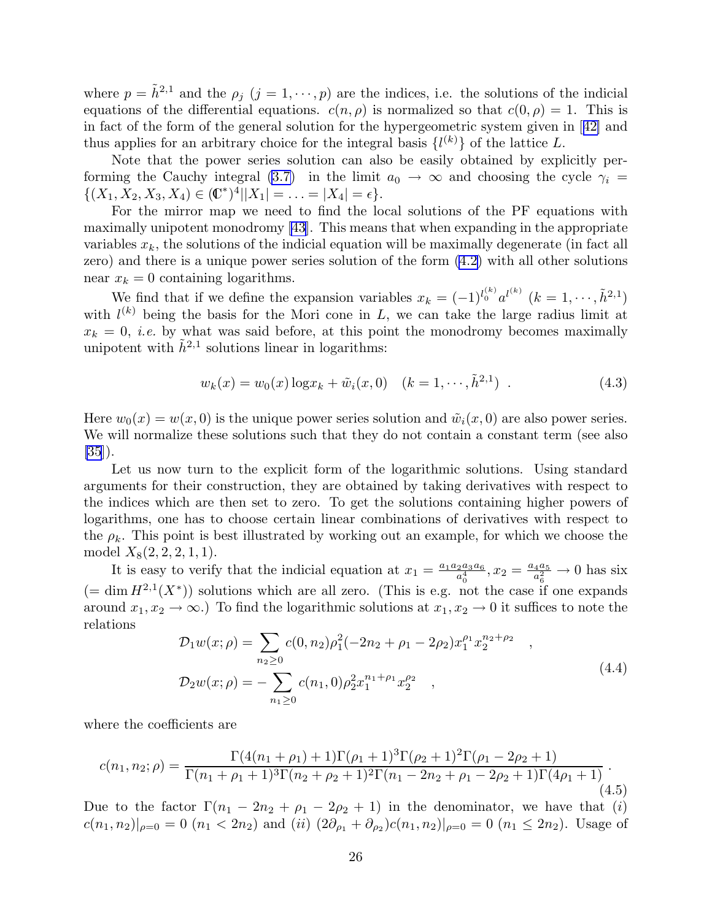where $p = \tilde{h}^{2,1}$ and the $\rho_j$ ($j = 1, \cdots, p$) are the indices, i.e. the solutions of the indicial equations of the differential equations. $c(n, \rho)$ is normalized so that $c(0, \rho) = 1$. This is in fact of the form of the general solution for the hypergeometric system given in [42] and thus applies for an arbitrary choice for the integral basis $\{l^{(k)}\}$ of the lattice $L$.

Note that the power series solution can also be easily obtained by explicitly performing the Cauchy integral (3.7) in the limit $a_0 \to \infty$ and choosing the cycle $\gamma_i = \{(X_1, X_2, X_3, X_4) \in (\mathbb{C}^*)^4 || X_1| = \ldots = |X_4| = \epsilon\}$.

For the mirror map we need to find the local solutions of the PF equations with maximally unipotent monodromy [43]. This means that when expanding in the appropriate variables $x_k$, the solutions of the indicial equation will be maximally degenerate (in fact all zero) and there is a unique power series solution of the form (4.2) with all other solutions near $x_k = 0$ containing logarithms.

We find that if we define the expansion variables $x_k = (-1)^{l_0^{(k)}} a^{l^{(k)}}$ ($k = 1, \cdots, \tilde{h}^{2,1}$) with $l^{(k)}$ being the basis for the Mori cone in $L$, we can take the large radius limit at $x_k = 0$, *i.e.* by what was said before, at this point the monodromy becomes maximally unipotent with $\tilde{h}^{2,1}$ solutions linear in logarithms:

$$w_k(x) = w_0(x) \log x_k + \tilde{w}_i(x, 0) \quad (k = 1, \cdots, \tilde{h}^{2,1}) \ . \tag{4.3}$$

Here $w_0(x) = w(x, 0)$ is the unique power series solution and $\tilde{w}_i(x, 0)$ are also power series. We will normalize these solutions such that they do not contain a constant term (see also [35]).

Let us now turn to the explicit form of the logarithmic solutions. Using standard arguments for their construction, they are obtained by taking derivatives with respect to the indices which are then set to zero. To get the solutions containing higher powers of logarithms, one has to choose certain linear combinations of derivatives with respect to the $\rho_k$. This point is best illustrated by working out an example, for which we choose the model $X_8(2, 2, 2, 1, 1)$.

It is easy to verify that the indicial equation at $x_1 = \frac{a_1 a_2 a_3 a_6}{a_0^4}, x_2 = \frac{a_4 a_5}{a_6^2} \to 0$ has six ($= \dim H^{2,1}(X^*)$) solutions which are all zero. (This is e.g. not the case if one expands around $x_1, x_2 \to \infty$.) To find the logarithmic solutions at $x_1, x_2 \to 0$ it suffices to note the relations

$$\begin{aligned}
\mathcal{D}_1 w(x; \rho) &= \sum_{n_2 \geq 0} c(0, n_2) \rho_1^2 (-2n_2 + \rho_1 - 2\rho_2) x_1^{\rho_1} x_2^{n_2 + \rho_2} \quad , \\
\mathcal{D}_2 w(x; \rho) &= -\sum_{n_1 \geq 0} c(n_1, 0) \rho_2^2 x_1^{n_1 + \rho_1} x_2^{\rho_2} \quad ,
\end{aligned} \tag{4.4}$$

where the coefficients are

$$c(n_1, n_2; \rho) = \frac{\Gamma(4(n_1 + \rho_1) + 1) \Gamma(\rho_1 + 1)^3 \Gamma(\rho_2 + 1)^2 \Gamma(\rho_1 - 2\rho_2 + 1)}{\Gamma(n_1 + \rho_1 + 1)^3 \Gamma(n_2 + \rho_2 + 1)^2 \Gamma(n_1 - 2n_2 + \rho_1 - 2\rho_2 + 1) \Gamma(4\rho_1 + 1)} \ . \tag{4.5}$$

Due to the factor $\Gamma(n_1 - 2n_2 + \rho_1 - 2\rho_2 + 1)$ in the denominator, we have that (*i*) $c(n_1, n_2)|_{\rho=0} = 0$ ($n_1 < 2n_2$) and (*ii*) $(2\partial_{\rho_1} + \partial_{\rho_2}) c(n_1, n_2)|_{\rho=0} = 0$ ($n_1 \leq 2n_2$). Usage of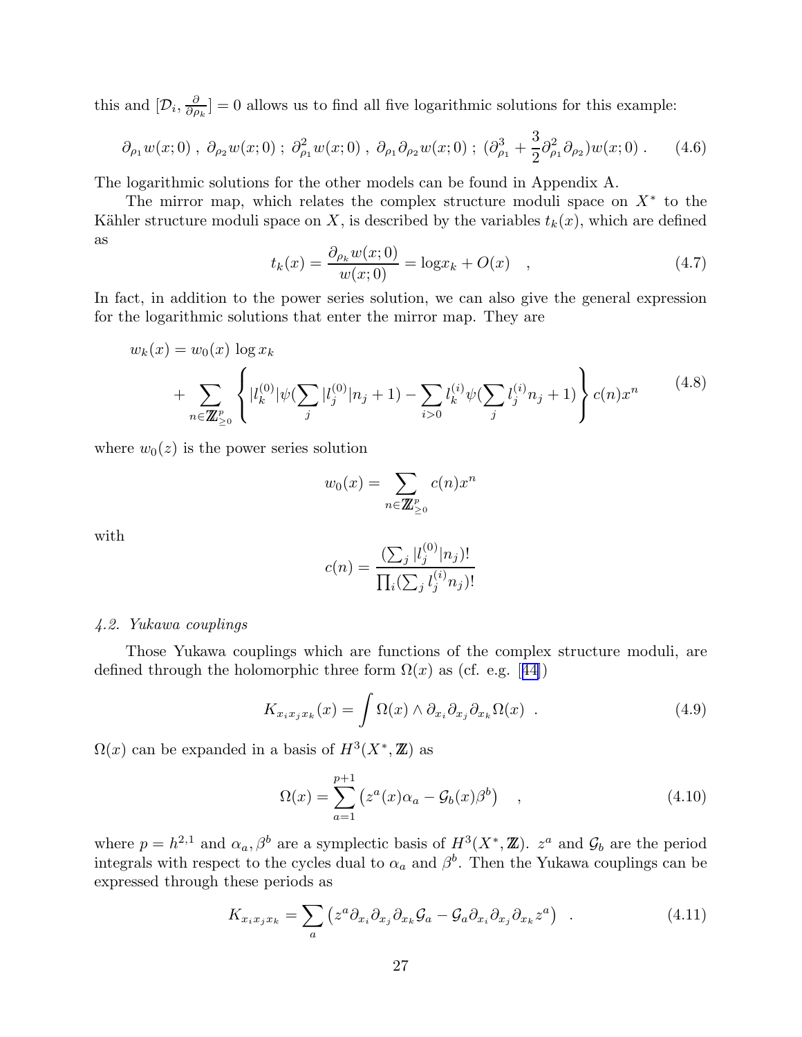this and $[\mathcal{D}_i, \frac{\partial}{\partial \rho_k}] = 0$ allows us to find all five logarithmic solutions for this example:

$$\partial_{\rho_1} w(x;0)\ ,\ \partial_{\rho_2} w(x;0)\ ;\ \partial^2_{\rho_1} w(x;0)\ ,\ \partial_{\rho_1}\partial_{\rho_2} w(x;0)\ ;\ (\partial^3_{\rho_1} + \frac{3}{2}\partial^2_{\rho_1}\partial_{\rho_2}) w(x;0)\ . \tag{4.6}$$

The logarithmic solutions for the other models can be found in Appendix A.

The mirror map, which relates the complex structure moduli space on $X^*$ to the Kähler structure moduli space on $X$, is described by the variables $t_k(x)$, which are defined as

$$t_k(x) = \frac{\partial_{\rho_k} w(x;0)}{w(x;0)} = \log x_k + O(x) \quad , \tag{4.7}$$

In fact, in addition to the power series solution, we can also give the general expression for the logarithmic solutions that enter the mirror map. They are

$$\begin{aligned} w_k(x) &= w_0(x)\, \log x_k \\ &+ \sum_{n \in \mathbb{Z}^p_{\geq 0}} \left\{ |l^{(0)}_k| \psi(\sum_j |l^{(0)}_j| n_j + 1) - \sum_{i>0} l^{(i)}_k \psi(\sum_j l^{(i)}_j n_j + 1) \right\} c(n) x^n \end{aligned} \tag{4.8}$$

where $w_0(z)$ is the power series solution

$$w_0(x) = \sum_{n \in \mathbb{Z}^p_{\geq 0}} c(n) x^n$$

with

$$c(n) = \frac{(\sum_j |l^{(0)}_j| n_j)!}{\prod_i (\sum_j l^{(i)}_j n_j)!}$$

*4.2. Yukawa couplings*

Those Yukawa couplings which are functions of the complex structure moduli, are defined through the holomorphic three form $\Omega(x)$ as (cf. e.g. [44])

$$K_{x_i x_j x_k}(x) = \int \Omega(x) \wedge \partial_{x_i}\partial_{x_j}\partial_{x_k}\Omega(x)\ \ . \tag{4.9}$$

$\Omega(x)$ can be expanded in a basis of $H^3(X^*, \mathbb{Z})$ as

$$\Omega(x) = \sum_{a=1}^{p+1} \left( z^a(x) \alpha_a - \mathcal{G}_b(x) \beta^b \right) \quad , \tag{4.10}$$

where $p = h^{2,1}$ and $\alpha_a, \beta^b$ are a symplectic basis of $H^3(X^*, \mathbb{Z})$. $z^a$ and $\mathcal{G}_b$ are the period integrals with respect to the cycles dual to $\alpha_a$ and $\beta^b$. Then the Yukawa couplings can be expressed through these periods as

$$K_{x_i x_j x_k} = \sum_a \left( z^a \partial_{x_i}\partial_{x_j}\partial_{x_k} \mathcal{G}_a - \mathcal{G}_a \partial_{x_i}\partial_{x_j}\partial_{x_k} z^a \right)\ \ . \tag{4.11}$$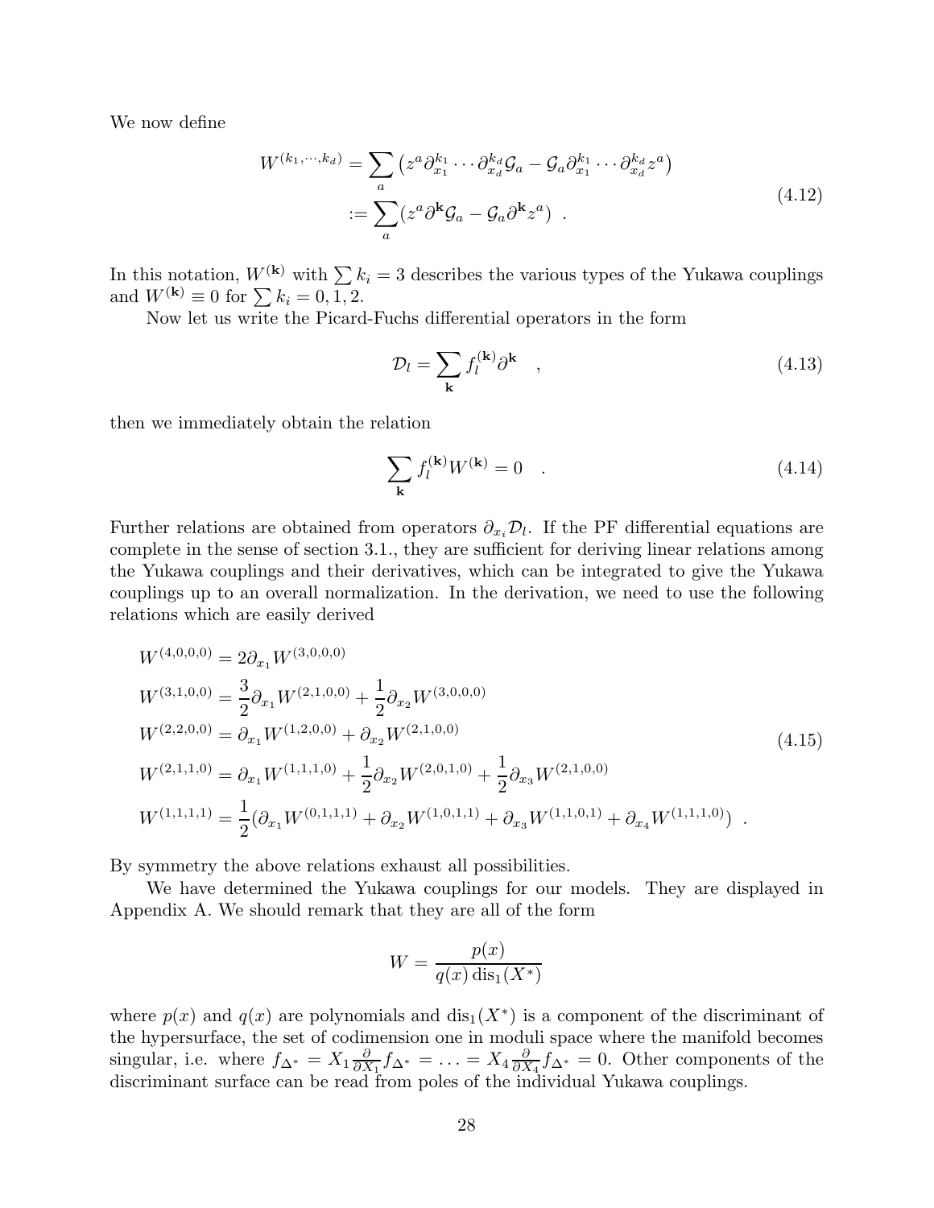We now define

$$
\begin{aligned}
W^{(k_1,\cdots,k_d)} &= \sum_a \left( z^a \partial_{x_1}^{k_1} \cdots \partial_{x_d}^{k_d} \mathcal{G}_a - \mathcal{G}_a \partial_{x_1}^{k_1} \cdots \partial_{x_d}^{k_d} z^a \right) \\
&:= \sum_a ( z^a \partial^{\mathbf{k}} \mathcal{G}_a - \mathcal{G}_a \partial^{\mathbf{k}} z^a ) \ \ .
\end{aligned}
\tag{4.12}
$$

In this notation, $W^{(\mathbf{k})}$ with $\sum k_i = 3$ describes the various types of the Yukawa couplings and $W^{(\mathbf{k})} \equiv 0$ for $\sum k_i = 0, 1, 2$.

Now let us write the Picard-Fuchs differential operators in the form

$$
\mathcal{D}_l = \sum_{\mathbf{k}} f_l^{(\mathbf{k})} \partial^{\mathbf{k}} \quad , \tag{4.13}
$$

then we immediately obtain the relation

$$
\sum_{\mathbf{k}} f_l^{(\mathbf{k})} W^{(\mathbf{k})} = 0 \quad . \tag{4.14}
$$

Further relations are obtained from operators $\partial_{x_i} \mathcal{D}_l$. If the PF differential equations are complete in the sense of section 3.1., they are sufficient for deriving linear relations among the Yukawa couplings and their derivatives, which can be integrated to give the Yukawa couplings up to an overall normalization. In the derivation, we need to use the following relations which are easily derived

$$
\begin{aligned}
&W^{(4,0,0,0)} = 2\partial_{x_1} W^{(3,0,0,0)} \\
&W^{(3,1,0,0)} = \frac{3}{2}\partial_{x_1} W^{(2,1,0,0)} + \frac{1}{2}\partial_{x_2} W^{(3,0,0,0)} \\
&W^{(2,2,0,0)} = \partial_{x_1} W^{(1,2,0,0)} + \partial_{x_2} W^{(2,1,0,0)} \\
&W^{(2,1,1,0)} = \partial_{x_1} W^{(1,1,1,0)} + \frac{1}{2}\partial_{x_2} W^{(2,0,1,0)} + \frac{1}{2}\partial_{x_3} W^{(2,1,0,0)} \\
&W^{(1,1,1,1)} = \frac{1}{2}(\partial_{x_1} W^{(0,1,1,1)} + \partial_{x_2} W^{(1,0,1,1)} + \partial_{x_3} W^{(1,1,0,1)} + \partial_{x_4} W^{(1,1,1,0)}) \ \ .
\end{aligned}
\tag{4.15}
$$

By symmetry the above relations exhaust all possibilities.

We have determined the Yukawa couplings for our models. They are displayed in Appendix A. We should remark that they are all of the form

$$
W = \frac{p(x)}{q(x)\,\mathrm{dis}_1(X^*)}
$$

where $p(x)$ and $q(x)$ are polynomials and $\mathrm{dis}_1(X^*)$ is a component of the discriminant of the hypersurface, the set of codimension one in moduli space where the manifold becomes singular, i.e. where $f_{\Delta^*} = X_1 \frac{\partial}{\partial X_1} f_{\Delta^*} = \ldots = X_4 \frac{\partial}{\partial X_4} f_{\Delta^*} = 0$. Other components of the discriminant surface can be read from poles of the individual Yukawa couplings.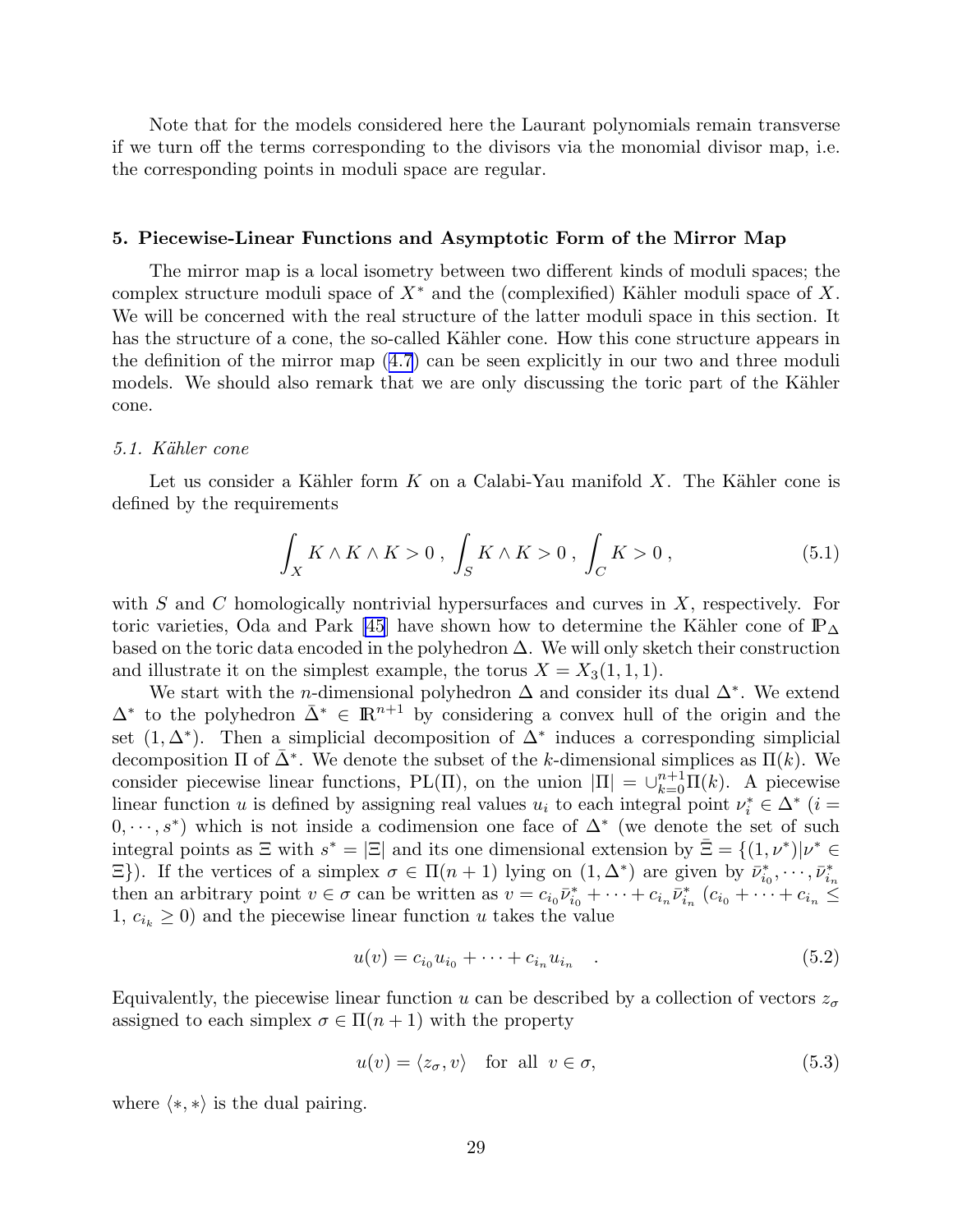Note that for the models considered here the Laurant polynomials remain transverse if we turn off the terms corresponding to the divisors via the monomial divisor map, i.e. the corresponding points in moduli space are regular.

## 5. Piecewise-Linear Functions and Asymptotic Form of the Mirror Map

The mirror map is a local isometry between two different kinds of moduli spaces; the complex structure moduli space of $X^*$ and the (complexified) Kähler moduli space of $X$. We will be concerned with the real structure of the latter moduli space in this section. It has the structure of a cone, the so-called Kähler cone. How this cone structure appears in the definition of the mirror map (4.7) can be seen explicitly in our two and three moduli models. We should also remark that we are only discussing the toric part of the Kähler cone.

### *5.1. Kähler cone*

Let us consider a Kähler form $K$ on a Calabi-Yau manifold $X$. The Kähler cone is defined by the requirements

$$\int_X K \wedge K \wedge K > 0 \; , \; \int_S K \wedge K > 0 \; , \; \int_C K > 0 \; , \tag{5.1}$$

with $S$ and $C$ homologically nontrivial hypersurfaces and curves in $X$, respectively. For toric varieties, Oda and Park [45] have shown how to determine the Kähler cone of $\mathbb{P}_\Delta$ based on the toric data encoded in the polyhedron $\Delta$. We will only sketch their construction and illustrate it on the simplest example, the torus $X = X_3(1,1,1)$.

We start with the $n$-dimensional polyhedron $\Delta$ and consider its dual $\Delta^*$. We extend $\Delta^*$ to the polyhedron $\bar{\Delta}^* \in \mathbb{R}^{n+1}$ by considering a convex hull of the origin and the set $(1, \Delta^*)$. Then a simplicial decomposition of $\Delta^*$ induces a corresponding simplicial decomposition $\Pi$ of $\bar{\Delta}^*$. We denote the subset of the $k$-dimensional simplices as $\Pi(k)$. We consider piecewise linear functions, $\mathrm{PL}(\Pi)$, on the union $|\Pi| = \cup_{k=0}^{n+1} \Pi(k)$. A piecewise linear function $u$ is defined by assigning real values $u_i$ to each integral point $\nu_i^* \in \Delta^*$ ($i = 0, \cdots, s^*$) which is not inside a codimension one face of $\Delta^*$ (we denote the set of such integral points as $\Xi$ with $s^* = |\Xi|$ and its one dimensional extension by $\bar{\Xi} = \{(1, \nu^*) | \nu^* \in \Xi\}$). If the vertices of a simplex $\sigma \in \Pi(n+1)$ lying on $(1, \Delta^*)$ are given by $\bar{\nu}_{i_0}^*, \cdots, \bar{\nu}_{i_n}^*$ then an arbitrary point $v \in \sigma$ can be written as $v = c_{i_0} \bar{\nu}_{i_0}^* + \cdots + c_{i_n} \bar{\nu}_{i_n}^*$ ($c_{i_0} + \cdots + c_{i_n} \leq 1$, $c_{i_k} \geq 0$) and the piecewise linear function $u$ takes the value

$$u(v) = c_{i_0} u_{i_0} + \cdots + c_{i_n} u_{i_n} \quad . \tag{5.2}$$

Equivalently, the piecewise linear function $u$ can be described by a collection of vectors $z_\sigma$ assigned to each simplex $\sigma \in \Pi(n+1)$ with the property

$$u(v) = \langle z_\sigma, v \rangle \quad \text{for all } \; v \in \sigma, \tag{5.3}$$

where $\langle *, * \rangle$ is the dual pairing.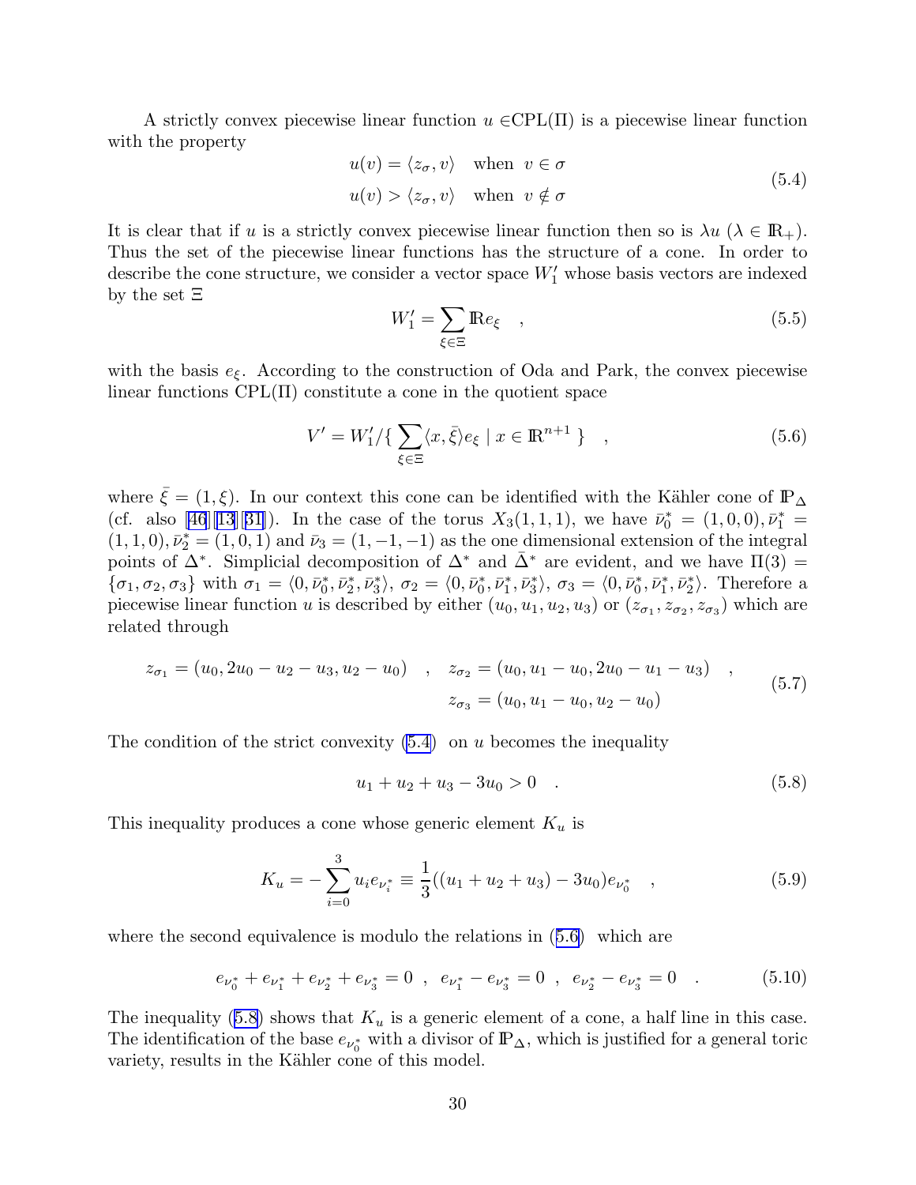A strictly convex piecewise linear function $u \in$CPL($\Pi$) is a piecewise linear function with the property

$$
\begin{aligned}
u(v) &= \langle z_\sigma, v \rangle \quad \text{when } \ v \in \sigma \\
u(v) &> \langle z_\sigma, v \rangle \quad \text{when } \ v \notin \sigma
\end{aligned}
\tag{5.4}
$$

It is clear that if $u$ is a strictly convex piecewise linear function then so is $\lambda u$ ($\lambda \in \mathbb{R}_+$). Thus the set of the piecewise linear functions has the structure of a cone. In order to describe the cone structure, we consider a vector space $W_1'$ whose basis vectors are indexed by the set $\Xi$

$$
W_1' = \sum_{\xi \in \Xi} \mathbb{R} e_\xi \quad , \tag{5.5}
$$

with the basis $e_\xi$. According to the construction of Oda and Park, the convex piecewise linear functions CPL($\Pi$) constitute a cone in the quotient space

$$
V' = W_1' / \{ \sum_{\xi \in \Xi} \langle x, \bar{\xi} \rangle e_\xi \mid x \in \mathbb{R}^{n+1} \ \} \quad , \tag{5.6}
$$

where $\bar{\xi} = (1, \xi)$. In our context this cone can be identified with the Kähler cone of $\mathbb{P}_\Delta$ (cf. also [46][13][31]). In the case of the torus $X_3(1,1,1)$, we have $\bar{\nu}_0^* = (1,0,0), \bar{\nu}_1^* = (1,1,0), \bar{\nu}_2^* = (1,0,1)$ and $\bar{\nu}_3 = (1,-1,-1)$ as the one dimensional extension of the integral points of $\Delta^*$. Simplicial decomposition of $\Delta^*$ and $\bar{\Delta}^*$ are evident, and we have $\Pi(3) = \{\sigma_1, \sigma_2, \sigma_3\}$ with $\sigma_1 = \langle 0, \bar{\nu}_0^*, \bar{\nu}_2^*, \bar{\nu}_3^* \rangle$, $\sigma_2 = \langle 0, \bar{\nu}_0^*, \bar{\nu}_1^*, \bar{\nu}_3^* \rangle$, $\sigma_3 = \langle 0, \bar{\nu}_0^*, \bar{\nu}_1^*, \bar{\nu}_2^* \rangle$. Therefore a piecewise linear function $u$ is described by either $(u_0, u_1, u_2, u_3)$ or $(z_{\sigma_1}, z_{\sigma_2}, z_{\sigma_3})$ which are related through

$$
\begin{aligned}
z_{\sigma_1} = (u_0, 2u_0 - u_2 - u_3, u_2 - u_0) \quad , \quad z_{\sigma_2} &= (u_0, u_1 - u_0, 2u_0 - u_1 - u_3) \quad , \\
z_{\sigma_3} &= (u_0, u_1 - u_0, u_2 - u_0)
\end{aligned}
\tag{5.7}
$$

The condition of the strict convexity (5.4) on $u$ becomes the inequality

$$
u_1 + u_2 + u_3 - 3u_0 > 0 \quad . \tag{5.8}
$$

This inequality produces a cone whose generic element $K_u$ is

$$
K_u = - \sum_{i=0}^{3} u_i e_{\nu_i^*} \equiv \frac{1}{3}((u_1 + u_2 + u_3) - 3u_0) e_{\nu_0^*} \quad , \tag{5.9}
$$

where the second equivalence is modulo the relations in (5.6) which are

$$
e_{\nu_0^*} + e_{\nu_1^*} + e_{\nu_2^*} + e_{\nu_3^*} = 0 \ \ , \ \ e_{\nu_1^*} - e_{\nu_3^*} = 0 \ \ , \ \ e_{\nu_2^*} - e_{\nu_3^*} = 0 \quad . \tag{5.10}
$$

The inequality (5.8) shows that $K_u$ is a generic element of a cone, a half line in this case. The identification of the base $e_{\nu_0^*}$ with a divisor of $\mathbb{P}_\Delta$, which is justified for a general toric variety, results in the Kähler cone of this model.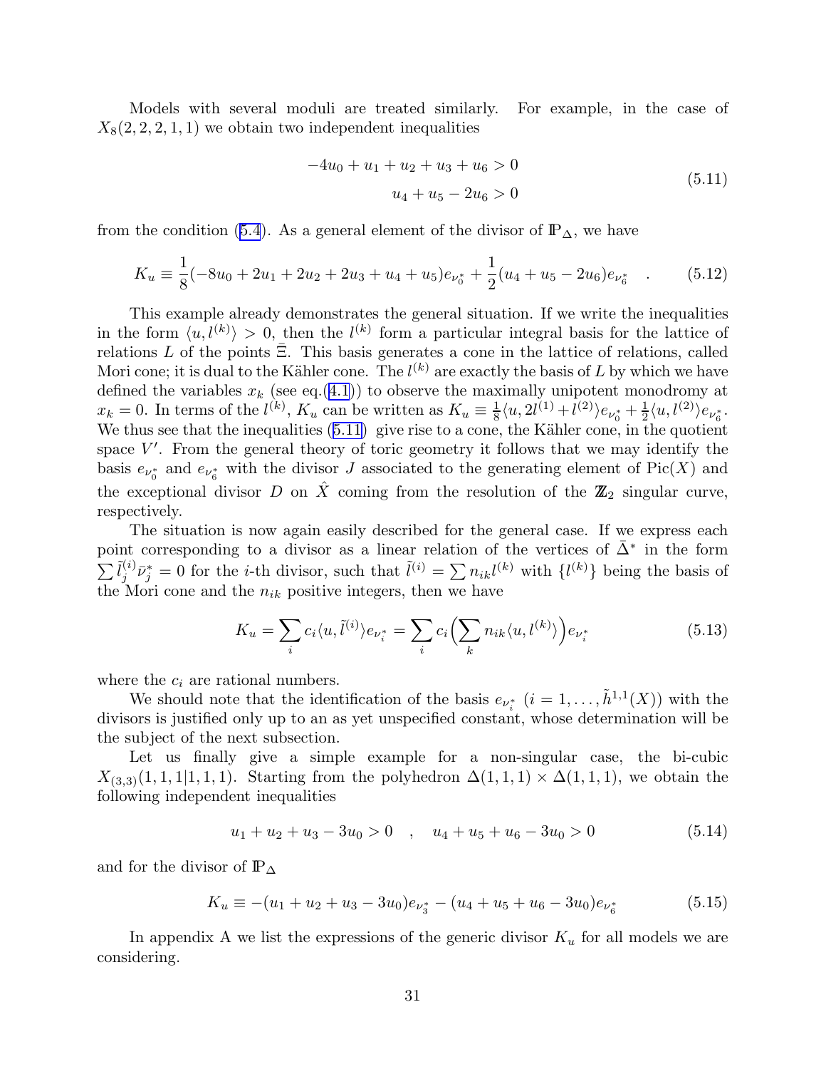Models with several moduli are treated similarly. For example, in the case of $X_8(2,2,2,1,1)$ we obtain two independent inequalities

$$
\begin{aligned}
-4u_0 + u_1 + u_2 + u_3 + u_6 > 0 \\
u_4 + u_5 - 2u_6 > 0
\end{aligned}
\tag{5.11}
$$

from the condition (5.4). As a general element of the divisor of $\mathbb{P}_\Delta$, we have

$$
K_u \equiv \frac{1}{8}(-8u_0 + 2u_1 + 2u_2 + 2u_3 + u_4 + u_5)e_{\nu_0^*} + \frac{1}{2}(u_4 + u_5 - 2u_6)e_{\nu_6^*} \quad . \tag{5.12}
$$

This example already demonstrates the general situation. If we write the inequalities in the form $\langle u, l^{(k)} \rangle > 0$, then the $l^{(k)}$ form a particular integral basis for the lattice of relations $L$ of the points $\bar{\Xi}$. This basis generates a cone in the lattice of relations, called Mori cone; it is dual to the Kähler cone. The $l^{(k)}$ are exactly the basis of $L$ by which we have defined the variables $x_k$ (see eq.(4.1)) to observe the maximally unipotent monodromy at $x_k = 0$. In terms of the $l^{(k)}$, $K_u$ can be written as $K_u \equiv \frac{1}{8}\langle u, 2l^{(1)} + l^{(2)} \rangle e_{\nu_0^*} + \frac{1}{2}\langle u, l^{(2)} \rangle e_{\nu_6^*}$. We thus see that the inequalities (5.11) give rise to a cone, the Kähler cone, in the quotient space $V'$. From the general theory of toric geometry it follows that we may identify the basis $e_{\nu_0^*}$ and $e_{\nu_6^*}$ with the divisor $J$ associated to the generating element of $\mathrm{Pic}(X)$ and the exceptional divisor $D$ on $\hat{X}$ coming from the resolution of the $\mathbb{Z}_2$ singular curve, respectively.

The situation is now again easily described for the general case. If we express each point corresponding to a divisor as a linear relation of the vertices of $\bar{\Delta}^*$ in the form $\sum \tilde{l}_j^{(i)} \bar{\nu}_j^* = 0$ for the $i$-th divisor, such that $\tilde{l}^{(i)} = \sum n_{ik} l^{(k)}$ with $\{l^{(k)}\}$ being the basis of the Mori cone and the $n_{ik}$ positive integers, then we have

$$
K_u = \sum_i c_i \langle u, \tilde{l}^{(i)} \rangle e_{\nu_i^*} = \sum_i c_i \Big( \sum_k n_{ik} \langle u, l^{(k)} \rangle \Big) e_{\nu_i^*} \tag{5.13}
$$

where the $c_i$ are rational numbers.

We should note that the identification of the basis $e_{\nu_i^*}$ $(i = 1, \ldots, \tilde{h}^{1,1}(X))$ with the divisors is justified only up to an as yet unspecified constant, whose determination will be the subject of the next subsection.

Let us finally give a simple example for a non-singular case, the bi-cubic $X_{(3,3)}(1,1,1|1,1,1)$. Starting from the polyhedron $\Delta(1,1,1) \times \Delta(1,1,1)$, we obtain the following independent inequalities

$$
u_1 + u_2 + u_3 - 3u_0 > 0 \quad , \quad u_4 + u_5 + u_6 - 3u_0 > 0 \tag{5.14}
$$

and for the divisor of $\mathbb{P}_\Delta$

$$
K_u \equiv -(u_1 + u_2 + u_3 - 3u_0)e_{\nu_3^*} - (u_4 + u_5 + u_6 - 3u_0)e_{\nu_6^*} \tag{5.15}
$$

In appendix A we list the expressions of the generic divisor $K_u$ for all models we are considering.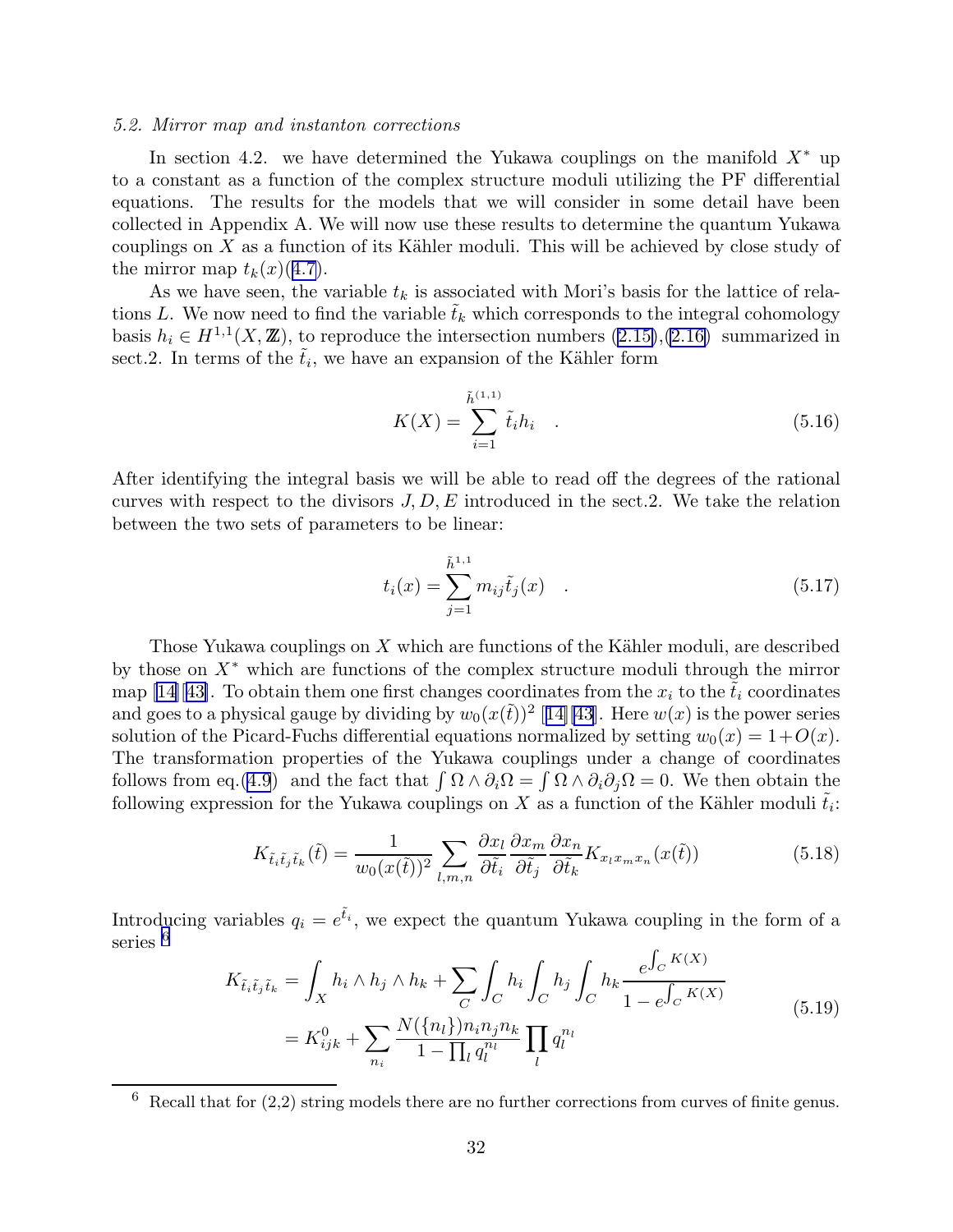*5.2. Mirror map and instanton corrections*

In section 4.2. we have determined the Yukawa couplings on the manifold $X^*$ up to a constant as a function of the complex structure moduli utilizing the PF differential equations. The results for the models that we will consider in some detail have been collected in Appendix A. We will now use these results to determine the quantum Yukawa couplings on $X$ as a function of its Kähler moduli. This will be achieved by close study of the mirror map $t_k(x)$(4.7).

As we have seen, the variable $t_k$ is associated with Mori's basis for the lattice of relations $L$. We now need to find the variable $\tilde{t}_k$ which corresponds to the integral cohomology basis $h_i \in H^{1,1}(X, \mathbb{Z})$, to reproduce the intersection numbers (2.15),(2.16) summarized in sect.2. In terms of the $\tilde{t}_i$, we have an expansion of the Kähler form

$$K(X) = \sum_{i=1}^{\tilde{h}^{(1,1)}} \tilde{t}_i h_i \quad . \tag{5.16}$$

After identifying the integral basis we will be able to read off the degrees of the rational curves with respect to the divisors $J, D, E$ introduced in the sect.2. We take the relation between the two sets of parameters to be linear:

$$t_i(x) = \sum_{j=1}^{\tilde{h}^{1,1}} m_{ij} \tilde{t}_j(x) \quad . \tag{5.17}$$

Those Yukawa couplings on $X$ which are functions of the Kähler moduli, are described by those on $X^*$ which are functions of the complex structure moduli through the mirror map [14][43]. To obtain them one first changes coordinates from the $x_i$ to the $\tilde{t}_i$ coordinates and goes to a physical gauge by dividing by $w_0(x(\tilde{t}))^2$ [14][43]. Here $w(x)$ is the power series solution of the Picard-Fuchs differential equations normalized by setting $w_0(x) = 1 + O(x)$. The transformation properties of the Yukawa couplings under a change of coordinates follows from eq.(4.9) and the fact that $\int \Omega \wedge \partial_i \Omega = \int \Omega \wedge \partial_i \partial_j \Omega = 0$. We then obtain the following expression for the Yukawa couplings on $X$ as a function of the Kähler moduli $\tilde{t}_i$:

$$K_{\tilde{t}_i \tilde{t}_j \tilde{t}_k}(\tilde{t}) = \frac{1}{w_0(x(\tilde{t}))^2} \sum_{l,m,n} \frac{\partial x_l}{\partial \tilde{t}_i} \frac{\partial x_m}{\partial \tilde{t}_j} \frac{\partial x_n}{\partial \tilde{t}_k} K_{x_l x_m x_n}(x(\tilde{t})) \tag{5.18}$$

Introducing variables $q_i = e^{\tilde{t}_i}$, we expect the quantum Yukawa coupling in the form of a series [6]

$$\begin{aligned} K_{\tilde{t}_i \tilde{t}_j \tilde{t}_k} &= \int_X h_i \wedge h_j \wedge h_k + \sum_C \int_C h_i \int_C h_j \int_C h_k \frac{e^{\int_C K(X)}}{1 - e^{\int_C K(X)}} \\ &= K^0_{ijk} + \sum_{n_i} \frac{N(\{n_l\}) n_i n_j n_k}{1 - \prod_l q_l^{n_l}} \prod_l q_l^{n_l} \end{aligned} \tag{5.19}$$

[6] Recall that for (2,2) string models there are no further corrections from curves of finite genus.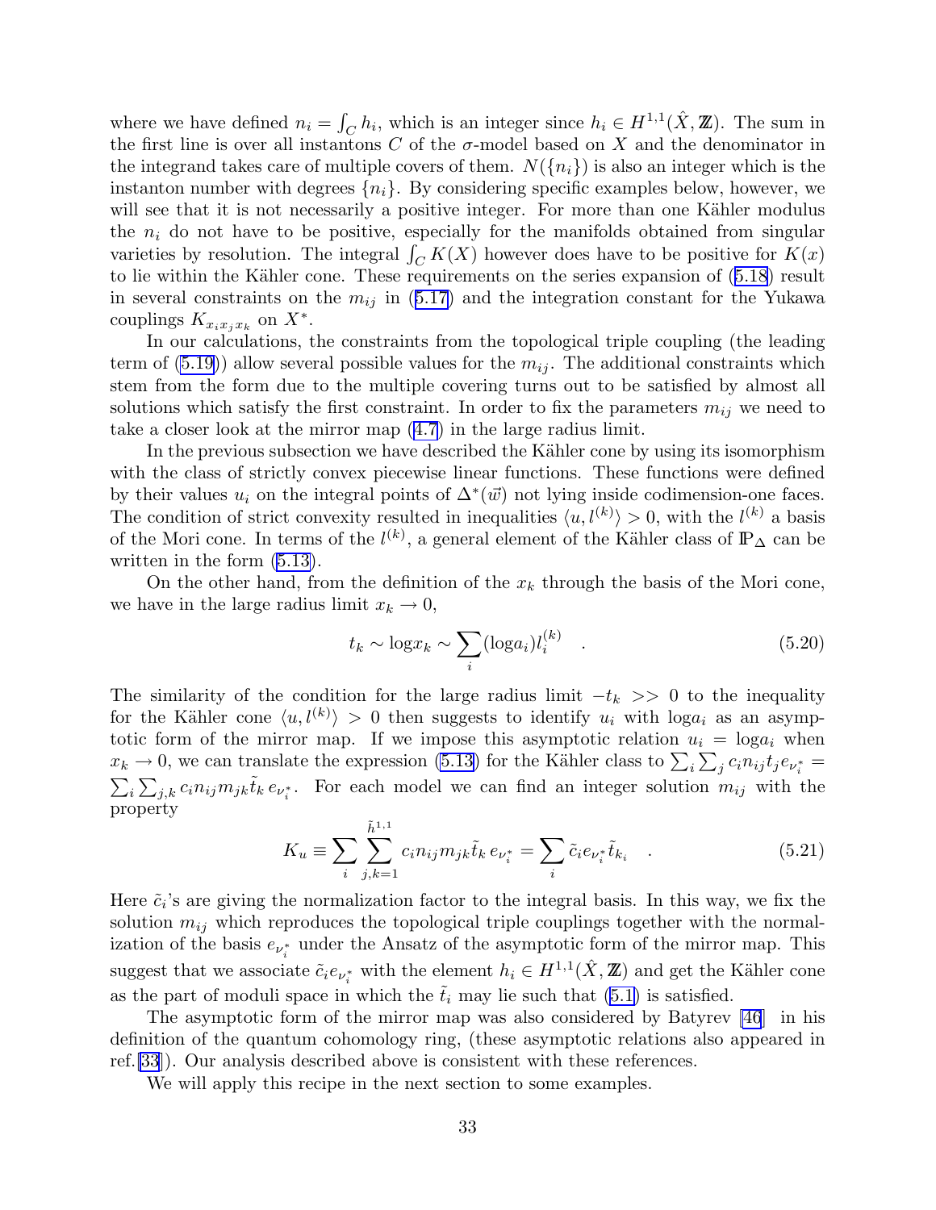where we have defined $n_i = \int_C h_i$, which is an integer since $h_i \in H^{1,1}(\hat{X}, \mathbb{Z})$. The sum in the first line is over all instantons $C$ of the $\sigma$-model based on $X$ and the denominator in the integrand takes care of multiple covers of them. $N(\{n_i\})$ is also an integer which is the instanton number with degrees $\{n_i\}$. By considering specific examples below, however, we will see that it is not necessarily a positive integer. For more than one Kähler modulus the $n_i$ do not have to be positive, especially for the manifolds obtained from singular varieties by resolution. The integral $\int_C K(X)$ however does have to be positive for $K(x)$ to lie within the Kähler cone. These requirements on the series expansion of (5.18) result in several constraints on the $m_{ij}$ in (5.17) and the integration constant for the Yukawa couplings $K_{x_i x_j x_k}$ on $X^*$.

In our calculations, the constraints from the topological triple coupling (the leading term of (5.19)) allow several possible values for the $m_{ij}$. The additional constraints which stem from the form due to the multiple covering turns out to be satisfied by almost all solutions which satisfy the first constraint. In order to fix the parameters $m_{ij}$ we need to take a closer look at the mirror map (4.7) in the large radius limit.

In the previous subsection we have described the Kähler cone by using its isomorphism with the class of strictly convex piecewise linear functions. These functions were defined by their values $u_i$ on the integral points of $\Delta^*(\vec{w})$ not lying inside codimension-one faces. The condition of strict convexity resulted in inequalities $\langle u, l^{(k)} \rangle > 0$, with the $l^{(k)}$ a basis of the Mori cone. In terms of the $l^{(k)}$, a general element of the Kähler class of $\mathbb{P}_\Delta$ can be written in the form (5.13).

On the other hand, from the definition of the $x_k$ through the basis of the Mori cone, we have in the large radius limit $x_k \to 0$,

$$t_k \sim \log x_k \sim \sum_i (\log a_i) l_i^{(k)} \quad . \tag{5.20}$$

The similarity of the condition for the large radius limit $-t_k >> 0$ to the inequality for the Kähler cone $\langle u, l^{(k)} \rangle > 0$ then suggests to identify $u_i$ with $\log a_i$ as an asymptotic form of the mirror map. If we impose this asymptotic relation $u_i = \log a_i$ when $x_k \to 0$, we can translate the expression (5.13) for the Kähler class to $\sum_i \sum_j c_i n_{ij} t_j e_{\nu_i^*} = \sum_i \sum_{j,k} c_i n_{ij} m_{jk} \tilde{t}_k \, e_{\nu_i^*}$. For each model we can find an integer solution $m_{ij}$ with the property

$$K_u \equiv \sum_i \sum_{j,k=1}^{\tilde{h}^{1,1}} c_i n_{ij} m_{jk} \tilde{t}_k \, e_{\nu_i^*} = \sum_i \tilde{c}_i e_{\nu_i^*} \tilde{t}_{k_i} \quad . \tag{5.21}$$

Here $\tilde{c}_i$'s are giving the normalization factor to the integral basis. In this way, we fix the solution $m_{ij}$ which reproduces the topological triple couplings together with the normalization of the basis $e_{\nu_i^*}$ under the Ansatz of the asymptotic form of the mirror map. This suggest that we associate $\tilde{c}_i e_{\nu_i^*}$ with the element $h_i \in H^{1,1}(\hat{X}, \mathbb{Z})$ and get the Kähler cone as the part of moduli space in which the $\tilde{t}_i$ may lie such that (5.1) is satisfied.

The asymptotic form of the mirror map was also considered by Batyrev [46] in his definition of the quantum cohomology ring, (these asymptotic relations also appeared in ref.[33]). Our analysis described above is consistent with these references.

We will apply this recipe in the next section to some examples.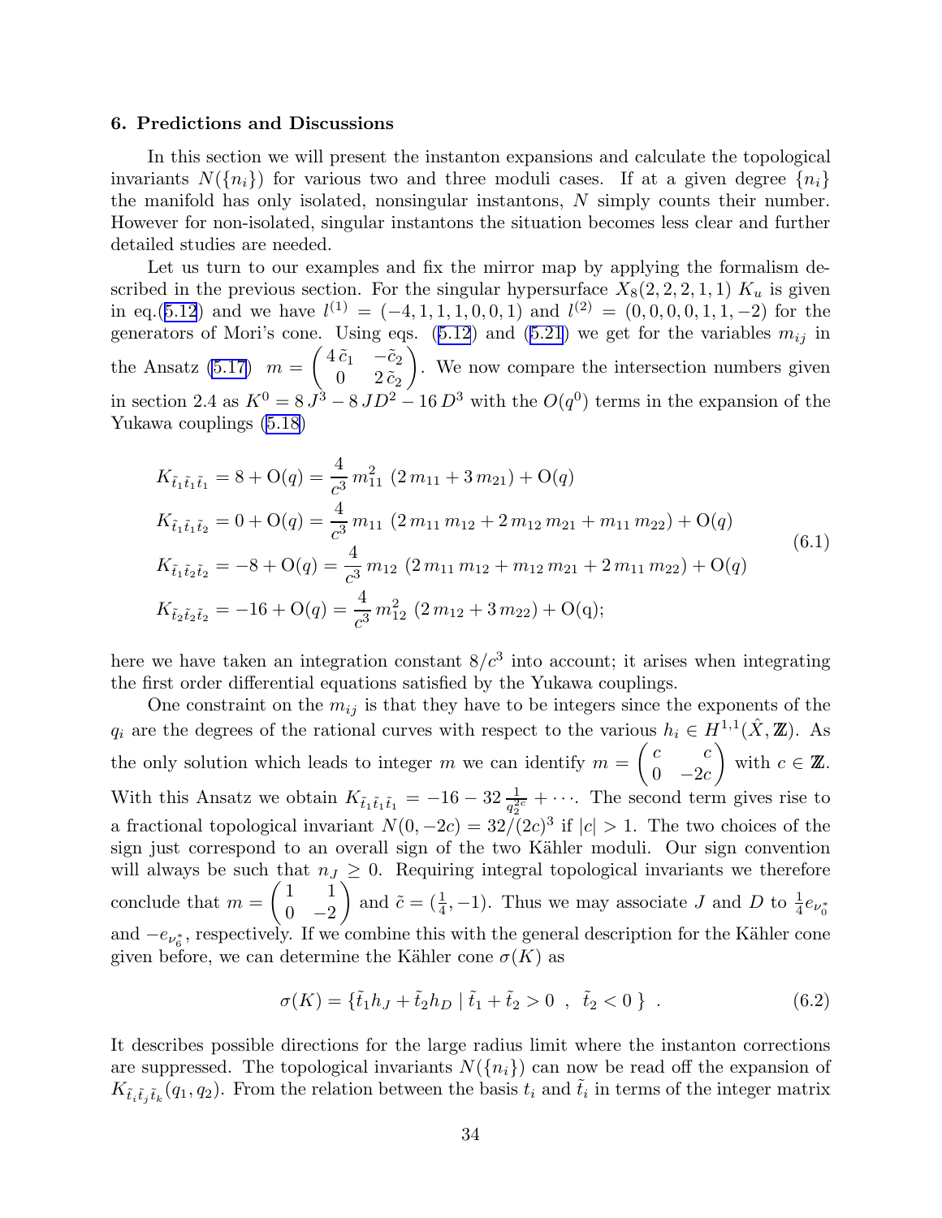### 6. Predictions and Discussions

In this section we will present the instanton expansions and calculate the topological invariants $N(\{n_i\})$ for various two and three moduli cases. If at a given degree $\{n_i\}$ the manifold has only isolated, nonsingular instantons, $N$ simply counts their number. However for non-isolated, singular instantons the situation becomes less clear and further detailed studies are needed.

Let us turn to our examples and fix the mirror map by applying the formalism described in the previous section. For the singular hypersurface $X_8(2,2,2,1,1)$ $K_u$ is given in eq.(5.12) and we have $l^{(1)} = (-4,1,1,1,0,0,1)$ and $l^{(2)} = (0,0,0,0,1,1,-2)$ for the generators of Mori's cone. Using eqs. (5.12) and (5.21) we get for the variables $m_{ij}$ in the Ansatz (5.17) $m = \begin{pmatrix} 4\,\tilde{c}_1 & -\tilde{c}_2 \\ 0 & 2\,\tilde{c}_2 \end{pmatrix}$. We now compare the intersection numbers given in section 2.4 as $K^0 = 8\,J^3 - 8\,JD^2 - 16\,D^3$ with the $O(q^0)$ terms in the expansion of the Yukawa couplings (5.18)

$$
\begin{aligned}
K_{\tilde{t}_1\tilde{t}_1\tilde{t}_1} &= 8 + \mathrm{O}(q) = \frac{4}{c^3}\,m_{11}^2\,\left(2\,m_{11} + 3\,m_{21}\right) + \mathrm{O}(q) \\
K_{\tilde{t}_1\tilde{t}_1\tilde{t}_2} &= 0 + \mathrm{O}(q) = \frac{4}{c^3}\,m_{11}\,\left(2\,m_{11}\,m_{12} + 2\,m_{12}\,m_{21} + m_{11}\,m_{22}\right) + \mathrm{O}(q) \\
K_{\tilde{t}_1\tilde{t}_2\tilde{t}_2} &= -8 + \mathrm{O}(q) = \frac{4}{c^3}\,m_{12}\,\left(2\,m_{11}\,m_{12} + m_{12}\,m_{21} + 2\,m_{11}\,m_{22}\right) + \mathrm{O}(q) \\
K_{\tilde{t}_2\tilde{t}_2\tilde{t}_2} &= -16 + \mathrm{O}(q) = \frac{4}{c^3}\,m_{12}^2\,\left(2\,m_{12} + 3\,m_{22}\right) + \mathrm{O}(\mathrm{q});
\end{aligned}
\tag{6.1}
$$

here we have taken an integration constant $8/c^3$ into account; it arises when integrating the first order differential equations satisfied by the Yukawa couplings.

One constraint on the $m_{ij}$ is that they have to be integers since the exponents of the $q_i$ are the degrees of the rational curves with respect to the various $h_i \in H^{1,1}(\hat{X}, \mathbb{Z})$. As the only solution which leads to integer $m$ we can identify $m = \begin{pmatrix} c & c \\ 0 & -2c \end{pmatrix}$ with $c \in \mathbb{Z}$. With this Ansatz we obtain $K_{\tilde{t}_1\tilde{t}_1\tilde{t}_1} = -16 - 32\,\frac{1}{q_2^{2c}} + \cdots$. The second term gives rise to a fractional topological invariant $N(0,-2c) = 32/(2c)^3$ if $|c| > 1$. The two choices of the sign just correspond to an overall sign of the two Kähler moduli. Our sign convention will always be such that $n_J \geq 0$. Requiring integral topological invariants we therefore conclude that $m = \begin{pmatrix} 1 & 1 \\ 0 & -2 \end{pmatrix}$ and $\tilde{c} = (\frac{1}{4}, -1)$. Thus we may associate $J$ and $D$ to $\frac{1}{4}e_{\nu_0^*}$ and $-e_{\nu_6^*}$, respectively. If we combine this with the general description for the Kähler cone given before, we can determine the Kähler cone $\sigma(K)$ as

$$
\sigma(K) = \{\tilde{t}_1 h_J + \tilde{t}_2 h_D \mid \tilde{t}_1 + \tilde{t}_2 > 0 \ \ , \ \ \tilde{t}_2 < 0 \ \} \ . \tag{6.2}
$$

It describes possible directions for the large radius limit where the instanton corrections are suppressed. The topological invariants $N(\{n_i\})$ can now be read off the expansion of $K_{\tilde{t}_i\tilde{t}_j\tilde{t}_k}(q_1, q_2)$. From the relation between the basis $t_i$ and $\tilde{t}_i$ in terms of the integer matrix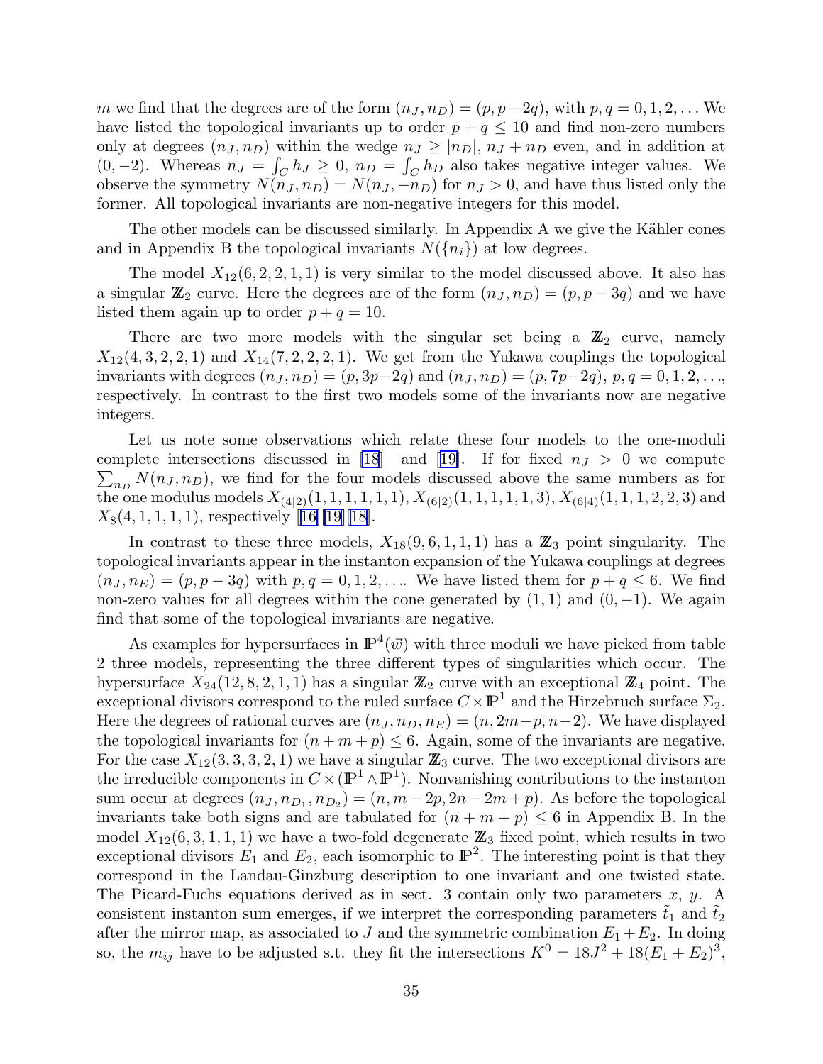$m$ we find that the degrees are of the form $(n_J, n_D) = (p, p-2q)$, with $p, q = 0, 1, 2, \ldots$ We have listed the topological invariants up to order $p+q \leq 10$ and find non-zero numbers only at degrees $(n_J, n_D)$ within the wedge $n_J \geq |n_D|$, $n_J + n_D$ even, and in addition at $(0, -2)$. Whereas $n_J = \int_C h_J \geq 0$, $n_D = \int_C h_D$ also takes negative integer values. We observe the symmetry $N(n_J, n_D) = N(n_J, -n_D)$ for $n_J > 0$, and have thus listed only the former. All topological invariants are non-negative integers for this model.

The other models can be discussed similarly. In Appendix A we give the Kähler cones and in Appendix B the topological invariants $N(\{n_i\})$ at low degrees.

The model $X_{12}(6, 2, 2, 1, 1)$ is very similar to the model discussed above. It also has a singular $\mathbb{Z}_2$ curve. Here the degrees are of the form $(n_J, n_D) = (p, p-3q)$ and we have listed them again up to order $p+q = 10$.

There are two more models with the singular set being a $\mathbb{Z}_2$ curve, namely $X_{12}(4, 3, 2, 2, 1)$ and $X_{14}(7, 2, 2, 2, 1)$. We get from the Yukawa couplings the topological invariants with degrees $(n_J, n_D) = (p, 3p-2q)$ and $(n_J, n_D) = (p, 7p-2q)$, $p, q = 0, 1, 2, \ldots$, respectively. In contrast to the first two models some of the invariants now are negative integers.

Let us note some observations which relate these four models to the one-moduli complete intersections discussed in [18] and [19]. If for fixed $n_J > 0$ we compute $\sum_{n_D} N(n_J, n_D)$, we find for the four models discussed above the same numbers as for the one modulus models $X_{(4|2)}(1, 1, 1, 1, 1, 1)$, $X_{(6|2)}(1, 1, 1, 1, 1, 3)$, $X_{(6|4)}(1, 1, 1, 2, 2, 3)$ and $X_8(4, 1, 1, 1, 1)$, respectively [16][19][18].

In contrast to these three models, $X_{18}(9, 6, 1, 1, 1)$ has a $\mathbb{Z}_3$ point singularity. The topological invariants appear in the instanton expansion of the Yukawa couplings at degrees $(n_J, n_E) = (p, p-3q)$ with $p, q = 0, 1, 2, \ldots$. We have listed them for $p+q \leq 6$. We find non-zero values for all degrees within the cone generated by $(1, 1)$ and $(0, -1)$. We again find that some of the topological invariants are negative.

As examples for hypersurfaces in $\mathbb{P}^4(\vec{w})$ with three moduli we have picked from table 2 three models, representing the three different types of singularities which occur. The hypersurface $X_{24}(12, 8, 2, 1, 1)$ has a singular $\mathbb{Z}_2$ curve with an exceptional $\mathbb{Z}_4$ point. The exceptional divisors correspond to the ruled surface $C \times \mathbb{P}^1$ and the Hirzebruch surface $\Sigma_2$. Here the degrees of rational curves are $(n_J, n_D, n_E) = (n, 2m-p, n-2)$. We have displayed the topological invariants for $(n+m+p) \leq 6$. Again, some of the invariants are negative. For the case $X_{12}(3, 3, 3, 2, 1)$ we have a singular $\mathbb{Z}_3$ curve. The two exceptional divisors are the irreducible components in $C \times (\mathbb{P}^1 \wedge \mathbb{P}^1)$. Nonvanishing contributions to the instanton sum occur at degrees $(n_J, n_{D_1}, n_{D_2}) = (n, m-2p, 2n-2m+p)$. As before the topological invariants take both signs and are tabulated for $(n+m+p) \leq 6$ in Appendix B. In the model $X_{12}(6, 3, 1, 1, 1)$ we have a two-fold degenerate $\mathbb{Z}_3$ fixed point, which results in two exceptional divisors $E_1$ and $E_2$, each isomorphic to $\mathbb{P}^2$. The interesting point is that they correspond in the Landau-Ginzburg description to one invariant and one twisted state. The Picard-Fuchs equations derived as in sect. 3 contain only two parameters $x$, $y$. A consistent instanton sum emerges, if we interpret the corresponding parameters $\tilde{t}_1$ and $\tilde{t}_2$ after the mirror map, as associated to $J$ and the symmetric combination $E_1 + E_2$. In doing so, the $m_{ij}$ have to be adjusted s.t. they fit the intersections $K^0 = 18J^2 + 18(E_1 + E_2)^3$,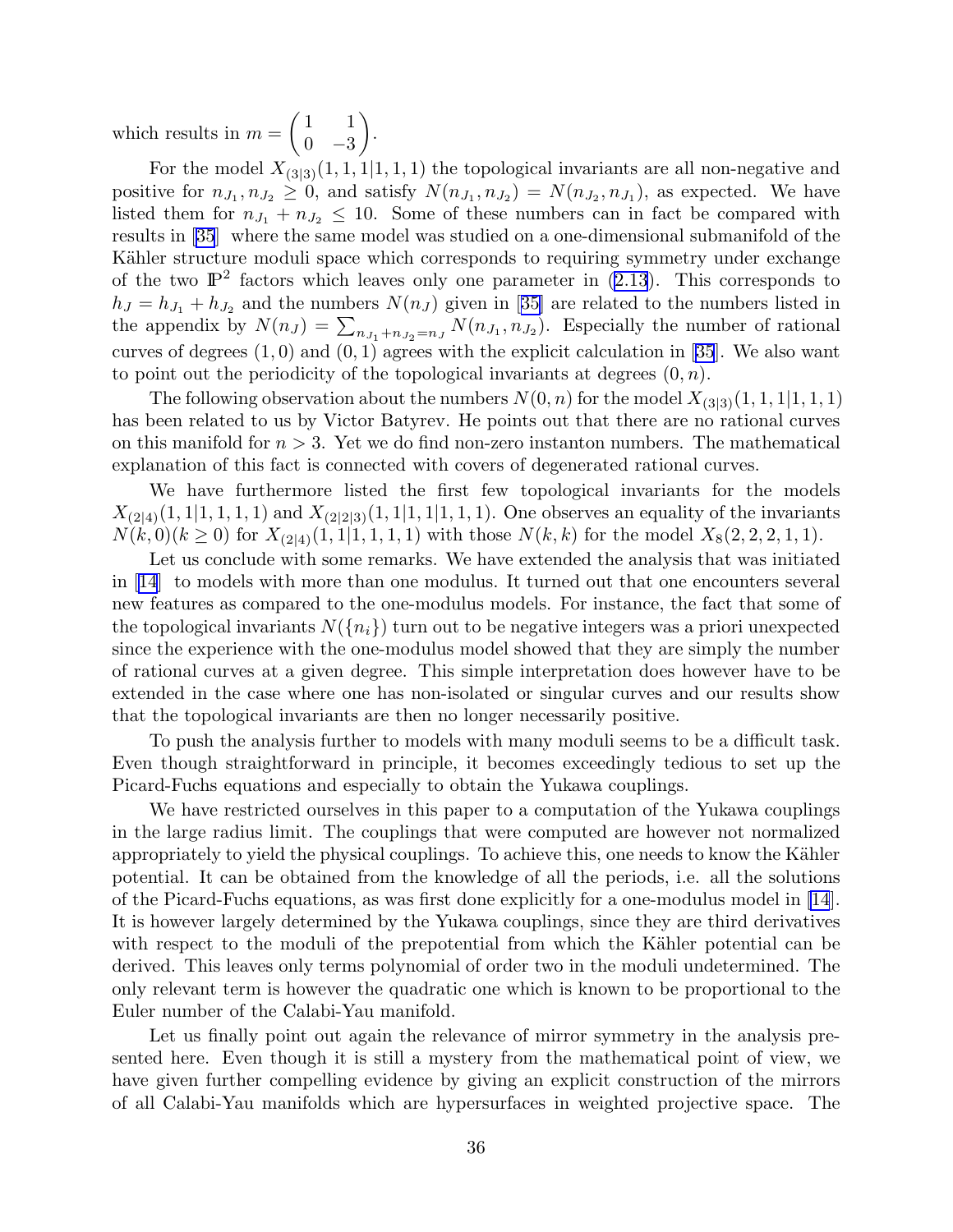which results in $m = \begin{pmatrix} 1 & 1 \\ 0 & -3 \end{pmatrix}$.

For the model $X_{(3|3)}(1,1,1|1,1,1)$ the topological invariants are all non-negative and positive for $n_{J_1}, n_{J_2} \geq 0$, and satisfy $N(n_{J_1}, n_{J_2}) = N(n_{J_2}, n_{J_1})$, as expected. We have listed them for $n_{J_1} + n_{J_2} \leq 10$. Some of these numbers can in fact be compared with results in [35] where the same model was studied on a one-dimensional submanifold of the Kähler structure moduli space which corresponds to requiring symmetry under exchange of the two $\mathbb{P}^2$ factors which leaves only one parameter in (2.13). This corresponds to $h_J = h_{J_1} + h_{J_2}$ and the numbers $N(n_J)$ given in [35] are related to the numbers listed in the appendix by $N(n_J) = \sum_{n_{J_1}+n_{J_2}=n_J} N(n_{J_1}, n_{J_2})$. Especially the number of rational curves of degrees $(1,0)$ and $(0,1)$ agrees with the explicit calculation in [35]. We also want to point out the periodicity of the topological invariants at degrees $(0,n)$.

The following observation about the numbers $N(0,n)$ for the model $X_{(3|3)}(1,1,1|1,1,1)$ has been related to us by Victor Batyrev. He points out that there are no rational curves on this manifold for $n > 3$. Yet we do find non-zero instanton numbers. The mathematical explanation of this fact is connected with covers of degenerated rational curves.

We have furthermore listed the first few topological invariants for the models $X_{(2|4)}(1,1|1,1,1,1)$ and $X_{(2|2|3)}(1,1|1,1|1,1,1)$. One observes an equality of the invariants $N(k,0) (k \geq 0)$ for $X_{(2|4)}(1,1|1,1,1,1)$ with those $N(k,k)$ for the model $X_8(2,2,2,1,1)$.

Let us conclude with some remarks. We have extended the analysis that was initiated in [14] to models with more than one modulus. It turned out that one encounters several new features as compared to the one-modulus models. For instance, the fact that some of the topological invariants $N(\{n_i\})$ turn out to be negative integers was a priori unexpected since the experience with the one-modulus model showed that they are simply the number of rational curves at a given degree. This simple interpretation does however have to be extended in the case where one has non-isolated or singular curves and our results show that the topological invariants are then no longer necessarily positive.

To push the analysis further to models with many moduli seems to be a difficult task. Even though straightforward in principle, it becomes exceedingly tedious to set up the Picard-Fuchs equations and especially to obtain the Yukawa couplings.

We have restricted ourselves in this paper to a computation of the Yukawa couplings in the large radius limit. The couplings that were computed are however not normalized appropriately to yield the physical couplings. To achieve this, one needs to know the Kähler potential. It can be obtained from the knowledge of all the periods, i.e. all the solutions of the Picard-Fuchs equations, as was first done explicitly for a one-modulus model in [14]. It is however largely determined by the Yukawa couplings, since they are third derivatives with respect to the moduli of the prepotential from which the Kähler potential can be derived. This leaves only terms polynomial of order two in the moduli undetermined. The only relevant term is however the quadratic one which is known to be proportional to the Euler number of the Calabi-Yau manifold.

Let us finally point out again the relevance of mirror symmetry in the analysis presented here. Even though it is still a mystery from the mathematical point of view, we have given further compelling evidence by giving an explicit construction of the mirrors of all Calabi-Yau manifolds which are hypersurfaces in weighted projective space. The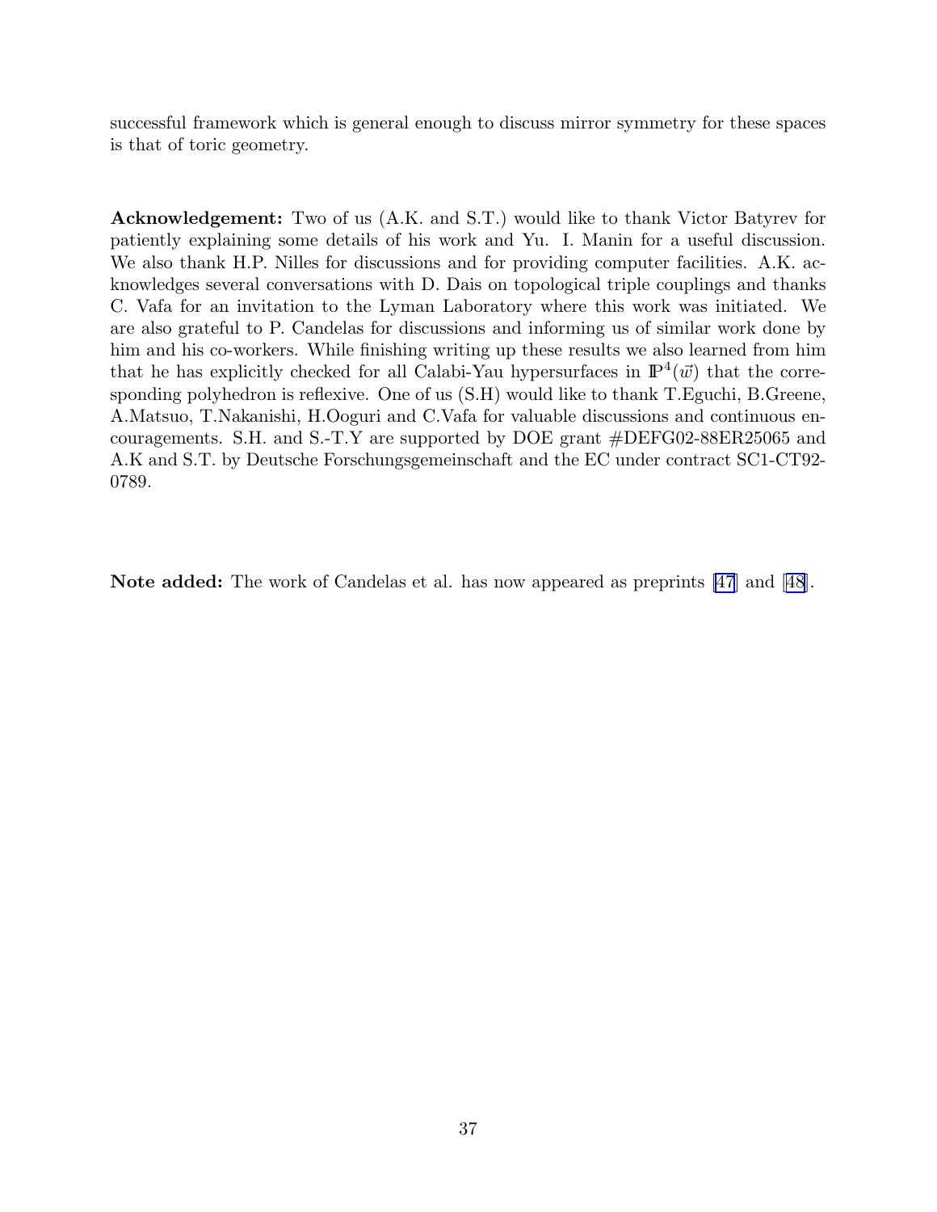successful framework which is general enough to discuss mirror symmetry for these spaces is that of toric geometry.

**Acknowledgement:** Two of us (A.K. and S.T.) would like to thank Victor Batyrev for patiently explaining some details of his work and Yu. I. Manin for a useful discussion. We also thank H.P. Nilles for discussions and for providing computer facilities. A.K. acknowledges several conversations with D. Dais on topological triple couplings and thanks C. Vafa for an invitation to the Lyman Laboratory where this work was initiated. We are also grateful to P. Candelas for discussions and informing us of similar work done by him and his co-workers. While finishing writing up these results we also learned from him that he has explicitly checked for all Calabi-Yau hypersurfaces in $\mathbb{P}^4(\vec{w})$ that the corresponding polyhedron is reflexive. One of us (S.H) would like to thank T.Eguchi, B.Greene, A.Matsuo, T.Nakanishi, H.Ooguri and C.Vafa for valuable discussions and continuous encouragements. S.H. and S.-T.Y are supported by DOE grant #DEFG02-88ER25065 and A.K and S.T. by Deutsche Forschungsgemeinschaft and the EC under contract SC1-CT92-0789.

**Note added:** The work of Candelas et al. has now appeared as preprints [47] and [48].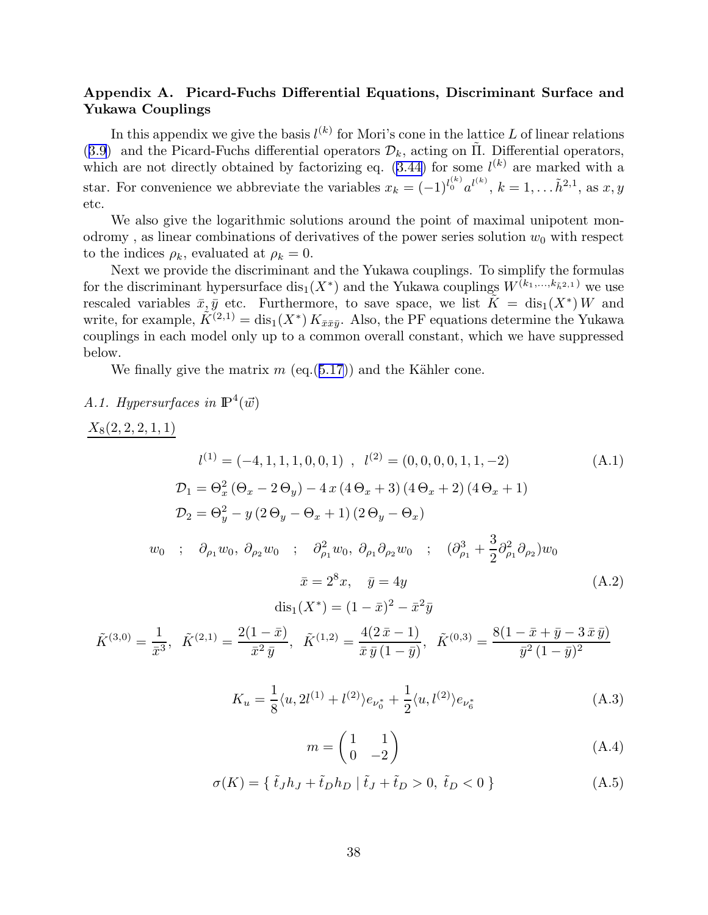### Appendix A. Picard-Fuchs Differential Equations, Discriminant Surface and Yukawa Couplings

In this appendix we give the basis $l^{(k)}$ for Mori's cone in the lattice $L$ of linear relations (3.9) and the Picard-Fuchs differential operators $\mathcal{D}_k$, acting on $\tilde{\Pi}$. Differential operators, which are not directly obtained by factorizing eq. (3.44) for some $l^{(k)}$ are marked with a star. For convenience we abbreviate the variables $x_k = (-1)^{l_0^{(k)}} a^{l^{(k)}}$, $k = 1, \ldots \tilde{h}^{2,1}$, as $x, y$ etc.

We also give the logarithmic solutions around the point of maximal unipotent monodromy , as linear combinations of derivatives of the power series solution $w_0$ with respect to the indices $\rho_k$, evaluated at $\rho_k = 0$.

Next we provide the discriminant and the Yukawa couplings. To simplify the formulas for the discriminant hypersurface $\mathrm{dis}_1(X^*)$ and the Yukawa couplings $W^{(k_1,\ldots,k_{\tilde{h}^{2,1}})}$ we use rescaled variables $\bar{x}, \bar{y}$ etc. Furthermore, to save space, we list $\tilde{K} = \mathrm{dis}_1(X^*)\, W$ and write, for example, $\tilde{K}^{(2,1)} = \mathrm{dis}_1(X^*)\, K_{\bar{x}\bar{x}\bar{y}}$. Also, the PF equations determine the Yukawa couplings in each model only up to a common overall constant, which we have suppressed below.

We finally give the matrix $m$ (eq.(5.17)) and the Kähler cone.

*A.1. Hypersurfaces in* $\mathbb{P}^4(\vec{w})$

$\underline{X_8(2,2,2,1,1)}$

$$l^{(1)} = (-4,1,1,1,0,0,1)\ ,\ \ l^{(2)} = (0,0,0,0,1,1,-2) \tag{A.1}$$

$$\mathcal{D}_1 = \Theta_x^2\,(\Theta_x - 2\,\Theta_y) - 4\,x\,(4\,\Theta_x + 3)\,(4\,\Theta_x + 2)\,(4\,\Theta_x + 1)$$

$$\mathcal{D}_2 = \Theta_y^2 - y\,(2\,\Theta_y - \Theta_x + 1)\,(2\,\Theta_y - \Theta_x)$$

$$w_0 \quad ; \quad \partial_{\rho_1} w_0,\ \partial_{\rho_2} w_0 \quad ; \quad \partial_{\rho_1}^2 w_0,\ \partial_{\rho_1}\partial_{\rho_2} w_0 \quad ; \quad (\partial_{\rho_1}^3 + \frac{3}{2}\partial_{\rho_1}^2\partial_{\rho_2})w_0$$

$$\bar{x} = 2^8 x, \quad \bar{y} = 4y \tag{A.2}$$

$$\mathrm{dis}_1(X^*) = (1-\bar{x})^2 - \bar{x}^2\bar{y}$$

$$\tilde{K}^{(3,0)} = \frac{1}{\bar{x}^3},\ \ \tilde{K}^{(2,1)} = \frac{2(1-\bar{x})}{\bar{x}^2\,\bar{y}},\ \ \tilde{K}^{(1,2)} = \frac{4(2\,\bar{x}-1)}{\bar{x}\,\bar{y}\,(1-\bar{y})},\ \ \tilde{K}^{(0,3)} = \frac{8(1-\bar{x}+\bar{y}-3\,\bar{x}\,\bar{y})}{\bar{y}^2\,(1-\bar{y})^2}$$

$$K_u = \frac{1}{8}\langle u, 2l^{(1)} + l^{(2)}\rangle e_{\nu_0^*} + \frac{1}{2}\langle u, l^{(2)}\rangle e_{\nu_6^*} \tag{A.3}$$

$$m = \begin{pmatrix} 1 & 1 \\ 0 & -2 \end{pmatrix} \tag{A.4}$$

$$\sigma(K) = \{\ \tilde{t}_J h_J + \tilde{t}_D h_D \mid \tilde{t}_J + \tilde{t}_D > 0,\ \tilde{t}_D < 0\ \} \tag{A.5}$$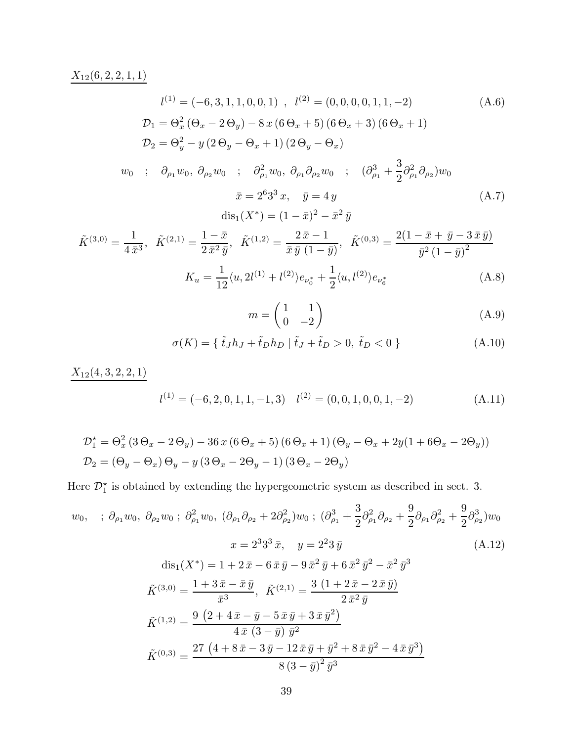<u>$X_{12}(6,2,2,1,1)$</u>

$$l^{(1)} = (-6,3,1,1,0,0,1) \ \ , \ \ l^{(2)} = (0,0,0,0,1,1,-2) \tag{A.6}$$

$$\mathcal{D}_1 = \Theta_x^2\,(\Theta_x - 2\,\Theta_y) - 8\,x\,(6\,\Theta_x + 5)\,(6\,\Theta_x + 3)\,(6\,\Theta_x + 1)$$

$$\mathcal{D}_2 = \Theta_y^2 - y\,(2\,\Theta_y - \Theta_x + 1)\,(2\,\Theta_y - \Theta_x)$$

$$w_0 \quad ; \quad \partial_{\rho_1} w_0,\ \partial_{\rho_2} w_0 \quad ; \quad \partial_{\rho_1}^2 w_0,\ \partial_{\rho_1}\partial_{\rho_2} w_0 \quad ; \quad (\partial_{\rho_1}^3 + \frac{3}{2}\partial_{\rho_1}^2\partial_{\rho_2}) w_0$$

$$\bar{x} = 2^6 3^3\, x, \quad \bar{y} = 4\, y \tag{A.7}$$

$$\mathrm{dis}_1(X^*) = (1-\bar{x})^2 - \bar{x}^2\,\bar{y}$$

$$\tilde{K}^{(3,0)} = \frac{1}{4\,\bar{x}^3},\ \ \tilde{K}^{(2,1)} = \frac{1-\bar{x}}{2\,\bar{x}^2\,\bar{y}},\ \ \tilde{K}^{(1,2)} = \frac{2\,\bar{x}-1}{\bar{x}\,\bar{y}\,(1-\bar{y})},\ \ \tilde{K}^{(0,3)} = \frac{2(1-\bar{x}+\bar{y}-3\,\bar{x}\,\bar{y})}{\bar{y}^2\,(1-\bar{y})^2}$$

$$K_u = \frac{1}{12}\langle u, 2l^{(1)} + l^{(2)}\rangle e_{\nu_0^*} + \frac{1}{2}\langle u, l^{(2)}\rangle e_{\nu_6^*} \tag{A.8}$$

$$m = \begin{pmatrix} 1 & 1 \\ 0 & -2 \end{pmatrix} \tag{A.9}$$

$$\sigma(K) = \{\ \tilde{t}_J h_J + \tilde{t}_D h_D \mid \tilde{t}_J + \tilde{t}_D > 0,\ \tilde{t}_D < 0\ \} \tag{A.10}$$

<u>$X_{12}(4,3,2,2,1)$</u>

$$l^{(1)} = (-6,2,0,1,1,-1,3) \quad l^{(2)} = (0,0,1,0,0,1,-2) \tag{A.11}$$

$$\mathcal{D}_1^\star = \Theta_x^2\,(3\,\Theta_x - 2\,\Theta_y) - 36\,x\,(6\,\Theta_x + 5)\,(6\,\Theta_x + 1)\,(\Theta_y - \Theta_x + 2y(1 + 6\Theta_x - 2\Theta_y))$$

$$\mathcal{D}_2 = (\Theta_y - \Theta_x)\,\Theta_y - y\,(3\,\Theta_x - 2\Theta_y - 1)\,(3\,\Theta_x - 2\Theta_y)$$

Here $\mathcal{D}_1^\star$ is obtained by extending the hypergeometric system as described in sect. 3.

$$w_0, \quad ;\ \partial_{\rho_1} w_0,\ \partial_{\rho_2} w_0\ ;\ \partial_{\rho_1}^2 w_0,\ (\partial_{\rho_1}\partial_{\rho_2} + 2\partial_{\rho_2}^2) w_0\ ;\ (\partial_{\rho_1}^3 + \frac{3}{2}\partial_{\rho_1}^2\partial_{\rho_2} + \frac{9}{2}\partial_{\rho_1}\partial_{\rho_2}^2 + \frac{9}{2}\partial_{\rho_2}^3) w_0$$

$$x = 2^3 3^3\,\bar{x}, \quad y = 2^2 3\,\bar{y} \tag{A.12}$$

$$\mathrm{dis}_1(X^*) = 1 + 2\,\bar{x} - 6\,\bar{x}\,\bar{y} - 9\,\bar{x}^2\,\bar{y} + 6\,\bar{x}^2\,\bar{y}^2 - \bar{x}^2\,\bar{y}^3$$

$$\tilde{K}^{(3,0)} = \frac{1 + 3\,\bar{x} - \bar{x}\,\bar{y}}{\bar{x}^3},\ \ \tilde{K}^{(2,1)} = \frac{3\,(1 + 2\,\bar{x} - 2\,\bar{x}\,\bar{y})}{2\,\bar{x}^2\,\bar{y}}$$

$$\tilde{K}^{(1,2)} = \frac{9\,\left(2 + 4\,\bar{x} - \bar{y} - 5\,\bar{x}\,\bar{y} + 3\,\bar{x}\,\bar{y}^2\right)}{4\,\bar{x}\,(3-\bar{y})\,\bar{y}^2}$$

$$\tilde{K}^{(0,3)} = \frac{27\,\left(4 + 8\,\bar{x} - 3\,\bar{y} - 12\,\bar{x}\,\bar{y} + \bar{y}^2 + 8\,\bar{x}\,\bar{y}^2 - 4\,\bar{x}\,\bar{y}^3\right)}{8\,(3-\bar{y})^2\,\bar{y}^3}$$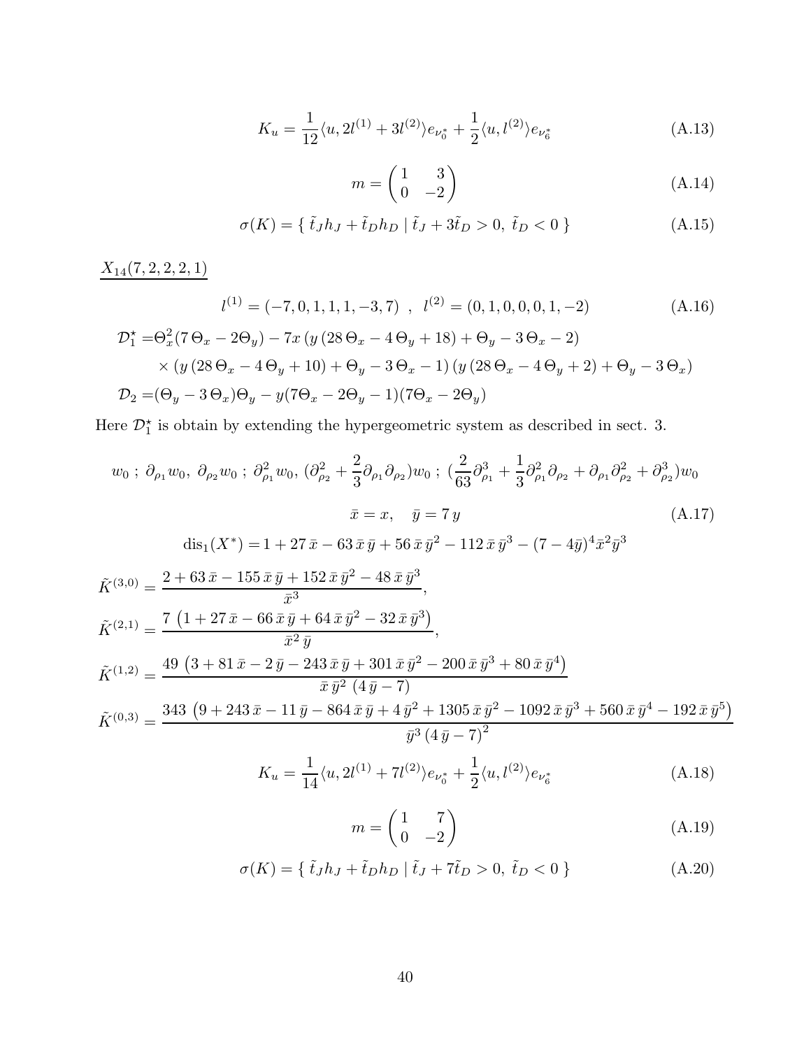$$K_u = \frac{1}{12}\langle u, 2l^{(1)} + 3l^{(2)}\rangle e_{\nu_0^*} + \frac{1}{2}\langle u, l^{(2)}\rangle e_{\nu_6^*} \tag{A.13}$$

$$m = \begin{pmatrix} 1 & 3 \\ 0 & -2 \end{pmatrix} \tag{A.14}$$

$$\sigma(K) = \{\ \tilde{t}_J h_J + \tilde{t}_D h_D \mid \tilde{t}_J + 3\tilde{t}_D > 0,\ \tilde{t}_D < 0\ \} \tag{A.15}$$

$\underline{X_{14}(7,2,2,2,1)}$

$$l^{(1)} = (-7,0,1,1,1,-3,7)\ \ ,\ \ l^{(2)} = (0,1,0,0,0,1,-2) \tag{A.16}$$

$$\begin{aligned}
\mathcal{D}_1^\star =& \Theta_x^2(7\,\Theta_x - 2\Theta_y) - 7x\,(y\,(28\,\Theta_x - 4\,\Theta_y + 18) + \Theta_y - 3\,\Theta_x - 2) \\
& \times (y\,(28\,\Theta_x - 4\,\Theta_y + 10) + \Theta_y - 3\,\Theta_x - 1)\,(y\,(28\,\Theta_x - 4\,\Theta_y + 2) + \Theta_y - 3\,\Theta_x) \\
\mathcal{D}_2 =& (\Theta_y - 3\,\Theta_x)\Theta_y - y(7\Theta_x - 2\Theta_y - 1)(7\Theta_x - 2\Theta_y)
\end{aligned}$$

Here $\mathcal{D}_1^\star$ is obtain by extending the hypergeometric system as described in sect. 3.

$$w_0\ ;\ \partial_{\rho_1} w_0,\ \partial_{\rho_2} w_0\ ;\ \partial_{\rho_1}^2 w_0,\ (\partial_{\rho_2}^2 + \frac{2}{3}\partial_{\rho_1}\partial_{\rho_2})w_0\ ;\ (\frac{2}{63}\partial_{\rho_1}^3 + \frac{1}{3}\partial_{\rho_1}^2\partial_{\rho_2} + \partial_{\rho_1}\partial_{\rho_2}^2 + \partial_{\rho_2}^3)w_0$$

$$\bar{x} = x, \quad \bar{y} = 7\,y \tag{A.17}$$

$$\mathrm{dis}_1(X^*) = 1 + 27\,\bar{x} - 63\,\bar{x}\,\bar{y} + 56\,\bar{x}\,\bar{y}^2 - 112\,\bar{x}\,\bar{y}^3 - (7 - 4\bar{y})^4 \bar{x}^2 \bar{y}^3$$

$$\begin{aligned}
\tilde{K}^{(3,0)} &= \frac{2 + 63\,\bar{x} - 155\,\bar{x}\,\bar{y} + 152\,\bar{x}\,\bar{y}^2 - 48\,\bar{x}\,\bar{y}^3}{\bar{x}^3}, \\
\tilde{K}^{(2,1)} &= \frac{7\,\left(1 + 27\,\bar{x} - 66\,\bar{x}\,\bar{y} + 64\,\bar{x}\,\bar{y}^2 - 32\,\bar{x}\,\bar{y}^3\right)}{\bar{x}^2\,\bar{y}}, \\
\tilde{K}^{(1,2)} &= \frac{49\,\left(3 + 81\,\bar{x} - 2\,\bar{y} - 243\,\bar{x}\,\bar{y} + 301\,\bar{x}\,\bar{y}^2 - 200\,\bar{x}\,\bar{y}^3 + 80\,\bar{x}\,\bar{y}^4\right)}{\bar{x}\,\bar{y}^2\,\left(4\,\bar{y} - 7\right)} \\
\tilde{K}^{(0,3)} &= \frac{343\,\left(9 + 243\,\bar{x} - 11\,\bar{y} - 864\,\bar{x}\,\bar{y} + 4\,\bar{y}^2 + 1305\,\bar{x}\,\bar{y}^2 - 1092\,\bar{x}\,\bar{y}^3 + 560\,\bar{x}\,\bar{y}^4 - 192\,\bar{x}\,\bar{y}^5\right)}{\bar{y}^3\,\left(4\,\bar{y} - 7\right)^2}
\end{aligned}$$

$$K_u = \frac{1}{14}\langle u, 2l^{(1)} + 7l^{(2)}\rangle e_{\nu_0^*} + \frac{1}{2}\langle u, l^{(2)}\rangle e_{\nu_6^*} \tag{A.18}$$

$$m = \begin{pmatrix} 1 & 7 \\ 0 & -2 \end{pmatrix} \tag{A.19}$$

$$\sigma(K) = \{\ \tilde{t}_J h_J + \tilde{t}_D h_D \mid \tilde{t}_J + 7\tilde{t}_D > 0,\ \tilde{t}_D < 0\ \} \tag{A.20}$$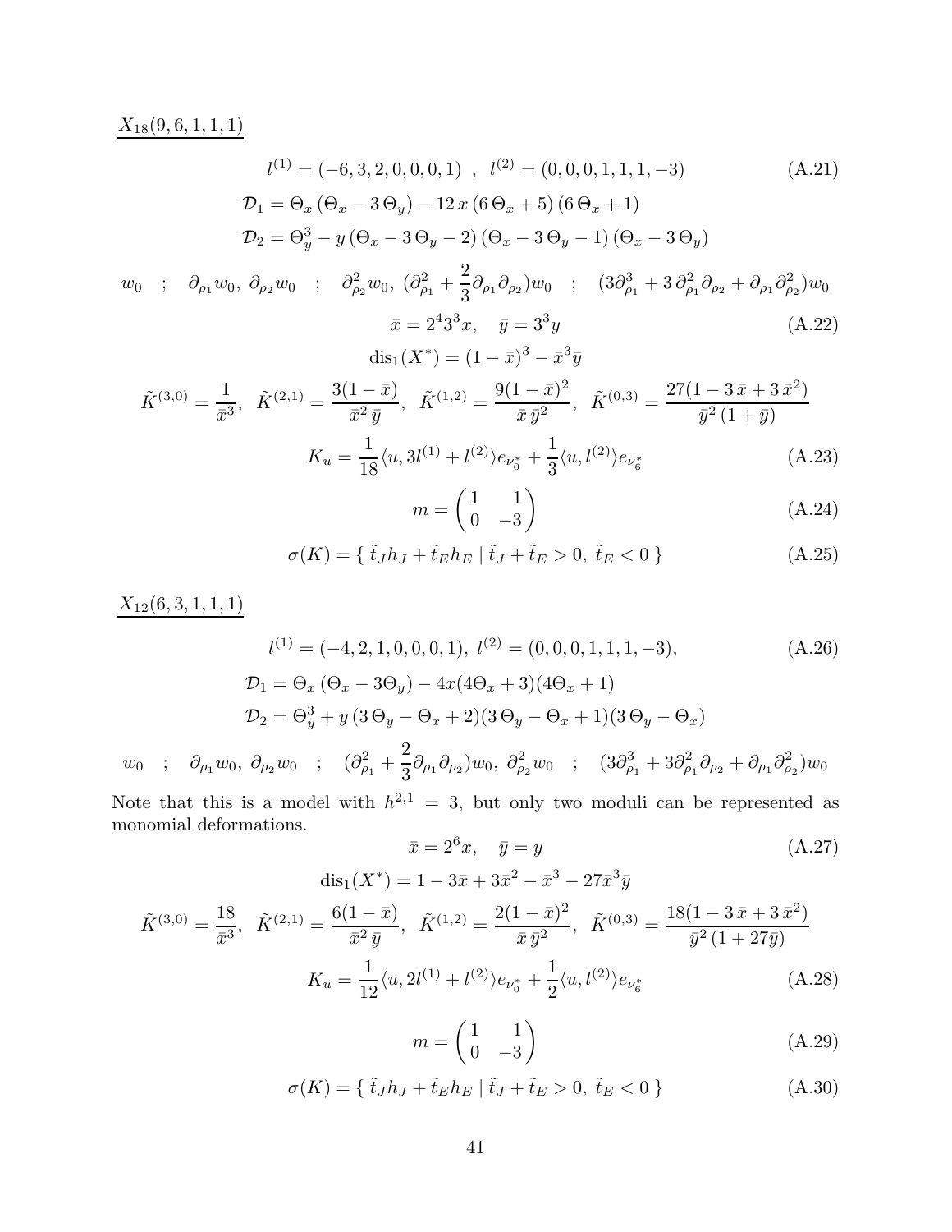$\underline{X_{18}(9,6,1,1,1)}$

$$l^{(1)} = (-6, 3, 2, 0, 0, 0, 1) \quad , \quad l^{(2)} = (0, 0, 0, 1, 1, 1, -3) \tag{A.21}$$

$$\mathcal{D}_1 = \Theta_x (\Theta_x - 3\,\Theta_y) - 12\,x\,(6\,\Theta_x + 5)\,(6\,\Theta_x + 1)$$

$$\mathcal{D}_2 = \Theta_y^3 - y\,(\Theta_x - 3\,\Theta_y - 2)\,(\Theta_x - 3\,\Theta_y - 1)\,(\Theta_x - 3\,\Theta_y)$$

$$w_0 \quad ; \quad \partial_{\rho_1} w_0,\ \partial_{\rho_2} w_0 \quad ; \quad \partial_{\rho_2}^2 w_0,\ (\partial_{\rho_1}^2 + \frac{2}{3}\partial_{\rho_1}\partial_{\rho_2}) w_0 \quad ; \quad (3\partial_{\rho_1}^3 + 3\,\partial_{\rho_1}^2\partial_{\rho_2} + \partial_{\rho_1}\partial_{\rho_2}^2) w_0$$

$$\bar{x} = 2^4 3^3 x, \quad \bar{y} = 3^3 y \tag{A.22}$$

$$\mathrm{dis}_1(X^*) = (1-\bar{x})^3 - \bar{x}^3 \bar{y}$$

$$\tilde{K}^{(3,0)} = \frac{1}{\bar{x}^3},\ \ \tilde{K}^{(2,1)} = \frac{3(1-\bar{x})}{\bar{x}^2\,\bar{y}},\ \ \tilde{K}^{(1,2)} = \frac{9(1-\bar{x})^2}{\bar{x}\,\bar{y}^2},\ \ \tilde{K}^{(0,3)} = \frac{27(1-3\,\bar{x}+3\,\bar{x}^2)}{\bar{y}^2\,(1+\bar{y})}$$

$$K_u = \frac{1}{18}\langle u, 3l^{(1)} + l^{(2)}\rangle e_{\nu_0^*} + \frac{1}{3}\langle u, l^{(2)}\rangle e_{\nu_6^*} \tag{A.23}$$

$$m = \begin{pmatrix} 1 & 1 \\ 0 & -3 \end{pmatrix} \tag{A.24}$$

$$\sigma(K) = \{\ \tilde{t}_J h_J + \tilde{t}_E h_E \mid \tilde{t}_J + \tilde{t}_E > 0,\ \tilde{t}_E < 0\ \} \tag{A.25}$$

$\underline{X_{12}(6,3,1,1,1)}$

$$l^{(1)} = (-4, 2, 1, 0, 0, 0, 1),\ l^{(2)} = (0, 0, 0, 1, 1, 1, -3), \tag{A.26}$$

$$\mathcal{D}_1 = \Theta_x (\Theta_x - 3\Theta_y) - 4x(4\Theta_x + 3)(4\Theta_x + 1)$$

$$\mathcal{D}_2 = \Theta_y^3 + y\,(3\,\Theta_y - \Theta_x + 2)(3\,\Theta_y - \Theta_x + 1)(3\,\Theta_y - \Theta_x)$$

$$w_0 \quad ; \quad \partial_{\rho_1} w_0,\ \partial_{\rho_2} w_0 \quad ; \quad (\partial_{\rho_1}^2 + \frac{2}{3}\partial_{\rho_1}\partial_{\rho_2}) w_0,\ \partial_{\rho_2}^2 w_0 \quad ; \quad (3\partial_{\rho_1}^3 + 3\partial_{\rho_1}^2\partial_{\rho_2} + \partial_{\rho_1}\partial_{\rho_2}^2) w_0$$

Note that this is a model with $h^{2,1} = 3$, but only two moduli can be represented as monomial deformations.

$$\bar{x} = 2^6 x, \quad \bar{y} = y \tag{A.27}$$

$$\mathrm{dis}_1(X^*) = 1 - 3\bar{x} + 3\bar{x}^2 - \bar{x}^3 - 27\bar{x}^3\bar{y}$$

$$\tilde{K}^{(3,0)} = \frac{18}{\bar{x}^3},\ \ \tilde{K}^{(2,1)} = \frac{6(1-\bar{x})}{\bar{x}^2\,\bar{y}},\ \ \tilde{K}^{(1,2)} = \frac{2(1-\bar{x})^2}{\bar{x}\,\bar{y}^2},\ \ \tilde{K}^{(0,3)} = \frac{18(1-3\,\bar{x}+3\,\bar{x}^2)}{\bar{y}^2\,(1+27\bar{y})}$$

$$K_u = \frac{1}{12}\langle u, 2l^{(1)} + l^{(2)}\rangle e_{\nu_0^*} + \frac{1}{2}\langle u, l^{(2)}\rangle e_{\nu_6^*} \tag{A.28}$$

$$m = \begin{pmatrix} 1 & 1 \\ 0 & -3 \end{pmatrix} \tag{A.29}$$

$$\sigma(K) = \{\ \tilde{t}_J h_J + \tilde{t}_E h_E \mid \tilde{t}_J + \tilde{t}_E > 0,\ \tilde{t}_E < 0\ \} \tag{A.30}$$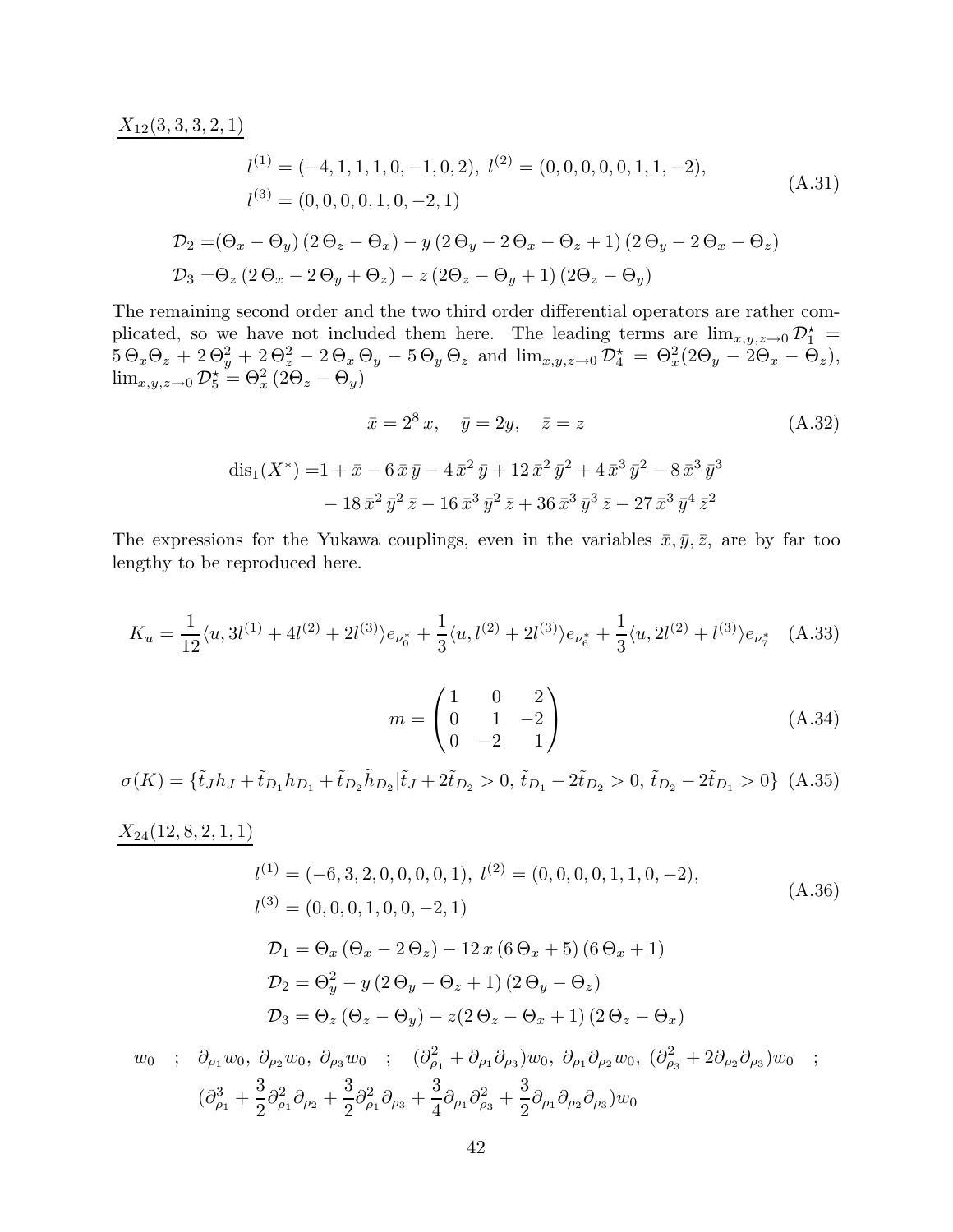<u>$X_{12}(3,3,3,2,1)$</u>

$$
\begin{aligned}
&l^{(1)} = (-4,1,1,1,0,-1,0,2),\ l^{(2)} = (0,0,0,0,0,1,1,-2),\\
&l^{(3)} = (0,0,0,0,1,0,-2,1)
\end{aligned}
\tag{A.31}
$$

$$
\begin{aligned}
\mathcal{D}_2 =& (\Theta_x - \Theta_y)\,(2\,\Theta_z - \Theta_x) - y\,(2\,\Theta_y - 2\,\Theta_x - \Theta_z + 1)\,(2\,\Theta_y - 2\,\Theta_x - \Theta_z)\\
\mathcal{D}_3 =& \Theta_z\,(2\,\Theta_x - 2\,\Theta_y + \Theta_z) - z\,(2\Theta_z - \Theta_y + 1)\,(2\Theta_z - \Theta_y)
\end{aligned}
$$

The remaining second order and the two third order differential operators are rather complicated, so we have not included them here. The leading terms are $\lim_{x,y,z\to 0}\mathcal{D}_1^\star = 5\,\Theta_x\Theta_z + 2\,\Theta_y^2 + 2\,\Theta_z^2 - 2\,\Theta_x\,\Theta_y - 5\,\Theta_y\,\Theta_z$ and $\lim_{x,y,z\to 0}\mathcal{D}_4^\star = \Theta_x^2(2\Theta_y - 2\Theta_x - \Theta_z)$, $\lim_{x,y,z\to 0}\mathcal{D}_5^\star = \Theta_x^2\,(2\Theta_z - \Theta_y)$

$$
\bar{x} = 2^8\,x, \quad \bar{y} = 2y, \quad \bar{z} = z \tag{A.32}
$$

$$
\begin{aligned}
\mathrm{dis}_1(X^*) =& 1 + \bar{x} - 6\,\bar{x}\,\bar{y} - 4\,\bar{x}^2\,\bar{y} + 12\,\bar{x}^2\,\bar{y}^2 + 4\,\bar{x}^3\,\bar{y}^2 - 8\,\bar{x}^3\,\bar{y}^3\\
&- 18\,\bar{x}^2\,\bar{y}^2\,\bar{z} - 16\,\bar{x}^3\,\bar{y}^2\,\bar{z} + 36\,\bar{x}^3\,\bar{y}^3\,\bar{z} - 27\,\bar{x}^3\,\bar{y}^4\,\bar{z}^2
\end{aligned}
$$

The expressions for the Yukawa couplings, even in the variables $\bar{x},\bar{y},\bar{z}$, are by far too lengthy to be reproduced here.

$$
K_u = \frac{1}{12}\langle u, 3l^{(1)} + 4l^{(2)} + 2l^{(3)}\rangle e_{\nu_0^*} + \frac{1}{3}\langle u, l^{(2)} + 2l^{(3)}\rangle e_{\nu_6^*} + \frac{1}{3}\langle u, 2l^{(2)} + l^{(3)}\rangle e_{\nu_7^*} \tag{A.33}
$$

$$
m = \begin{pmatrix} 1 & 0 & 2\\ 0 & 1 & -2\\ 0 & -2 & 1 \end{pmatrix} \tag{A.34}
$$

$$
\sigma(K) = \{\tilde{t}_J h_J + \tilde{t}_{D_1} h_{D_1} + \tilde{t}_{D_2}\tilde{h}_{D_2} | \tilde{t}_J + 2\tilde{t}_{D_2} > 0,\ \tilde{t}_{D_1} - 2\tilde{t}_{D_2} > 0,\ \tilde{t}_{D_2} - 2\tilde{t}_{D_1} > 0\} \tag{A.35}
$$

<u>$X_{24}(12,8,2,1,1)$</u>

$$
\begin{aligned}
&l^{(1)} = (-6,3,2,0,0,0,0,1),\ l^{(2)} = (0,0,0,0,1,1,0,-2),\\
&l^{(3)} = (0,0,0,1,0,0,-2,1)
\end{aligned}
\tag{A.36}
$$

$$
\begin{aligned}
\mathcal{D}_1 &= \Theta_x\,(\Theta_x - 2\,\Theta_z) - 12\,x\,(6\,\Theta_x + 5)\,(6\,\Theta_x + 1)\\
\mathcal{D}_2 &= \Theta_y^2 - y\,(2\,\Theta_y - \Theta_z + 1)\,(2\,\Theta_y - \Theta_z)\\
\mathcal{D}_3 &= \Theta_z\,(\Theta_z - \Theta_y) - z(2\,\Theta_z - \Theta_x + 1)\,(2\,\Theta_z - \Theta_x)
\end{aligned}
$$

$$
\begin{aligned}
&w_0 \quad;\quad \partial_{\rho_1}w_0,\ \partial_{\rho_2}w_0,\ \partial_{\rho_3}w_0 \quad;\quad (\partial_{\rho_1}^2 + \partial_{\rho_1}\partial_{\rho_3})w_0,\ \partial_{\rho_1}\partial_{\rho_2}w_0,\ (\partial_{\rho_3}^2 + 2\partial_{\rho_2}\partial_{\rho_3})w_0 \quad;\\
&(\partial_{\rho_1}^3 + \frac{3}{2}\partial_{\rho_1}^2\partial_{\rho_2} + \frac{3}{2}\partial_{\rho_1}^2\partial_{\rho_3} + \frac{3}{4}\partial_{\rho_1}\partial_{\rho_3}^2 + \frac{3}{2}\partial_{\rho_1}\partial_{\rho_2}\partial_{\rho_3})w_0
\end{aligned}
$$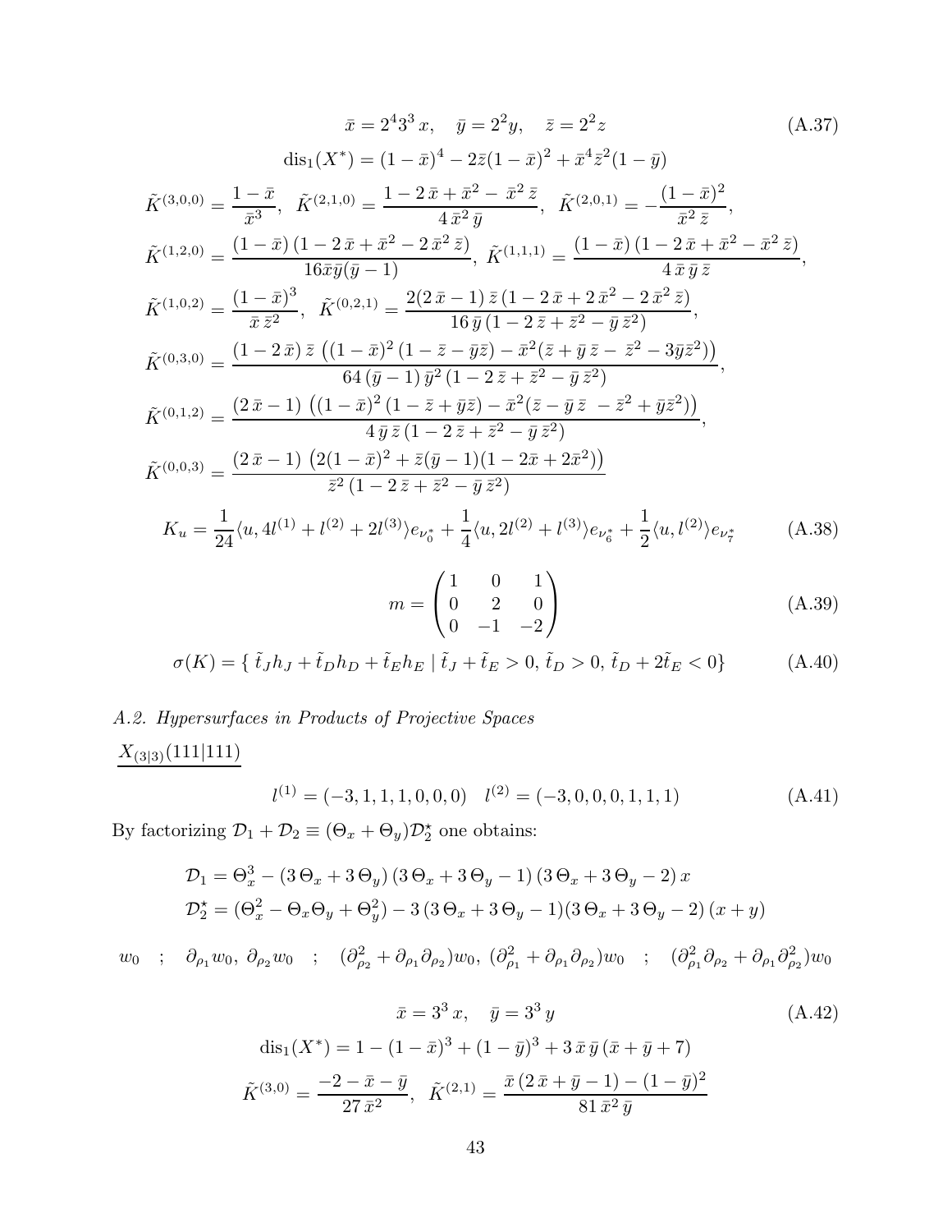$$\bar{x} = 2^4 3^3\, x, \quad \bar{y} = 2^2 y, \quad \bar{z} = 2^2 z \tag{A.37}$$

$$\mathrm{dis}_1(X^*) = (1-\bar{x})^4 - 2\bar{z}(1-\bar{x})^2 + \bar{x}^4\bar{z}^2(1-\bar{y})$$

$$\tilde{K}^{(3,0,0)} = \frac{1-\bar{x}}{\bar{x}^3}, \quad \tilde{K}^{(2,1,0)} = \frac{1-2\,\bar{x}+\bar{x}^2-\,\bar{x}^2\,\bar{z}}{4\,\bar{x}^2\,\bar{y}}, \quad \tilde{K}^{(2,0,1)} = -\frac{(1-\bar{x})^2}{\bar{x}^2\,\bar{z}},$$

$$\tilde{K}^{(1,2,0)} = \frac{(1-\bar{x})\,(1-2\,\bar{x}+\bar{x}^2-2\,\bar{x}^2\,\bar{z})}{16\bar{x}\bar{y}(\bar{y}-1)}, \; \tilde{K}^{(1,1,1)} = \frac{(1-\bar{x})\,(1-2\,\bar{x}+\bar{x}^2-\bar{x}^2\,\bar{z})}{4\,\bar{x}\,\bar{y}\,\bar{z}},$$

$$\tilde{K}^{(1,0,2)} = \frac{(1-\bar{x})^3}{\bar{x}\,\bar{z}^2}, \quad \tilde{K}^{(0,2,1)} = \frac{2(2\,\bar{x}-1)\,\bar{z}\,(1-2\,\bar{x}+2\,\bar{x}^2-2\,\bar{x}^2\,\bar{z})}{16\,\bar{y}\,(1-2\,\bar{z}+\bar{z}^2-\bar{y}\,\bar{z}^2)},$$

$$\tilde{K}^{(0,3,0)} = \frac{(1-2\,\bar{x})\,\bar{z}\,\left((1-\bar{x})^2\,(1-\bar{z}-\bar{y}\bar{z})-\bar{x}^2(\bar{z}+\bar{y}\,\bar{z}-\,\bar{z}^2-3\bar{y}\bar{z}^2)\right)}{64\,(\bar{y}-1)\,\bar{y}^2\,(1-2\,\bar{z}+\bar{z}^2-\bar{y}\,\bar{z}^2)},$$

$$\tilde{K}^{(0,1,2)} = \frac{(2\,\bar{x}-1)\,\left((1-\bar{x})^2\,(1-\bar{z}+\bar{y}\bar{z})-\bar{x}^2(\bar{z}-\bar{y}\,\bar{z}\;-\bar{z}^2+\bar{y}\bar{z}^2)\right)}{4\,\bar{y}\,\bar{z}\,(1-2\,\bar{z}+\bar{z}^2-\bar{y}\,\bar{z}^2)},$$

$$\tilde{K}^{(0,0,3)} = \frac{(2\,\bar{x}-1)\,\left(2(1-\bar{x})^2+\bar{z}(\bar{y}-1)(1-2\bar{x}+2\bar{x}^2)\right)}{\bar{z}^2\,(1-2\,\bar{z}+\bar{z}^2-\bar{y}\,\bar{z}^2)}$$

$$K_u = \frac{1}{24}\langle u, 4l^{(1)}+l^{(2)}+2l^{(3)}\rangle e_{\nu_0^*} + \frac{1}{4}\langle u, 2l^{(2)}+l^{(3)}\rangle e_{\nu_6^*} + \frac{1}{2}\langle u, l^{(2)}\rangle e_{\nu_7^*} \tag{A.38}$$

$$m = \begin{pmatrix} 1 & 0 & 1 \\ 0 & 2 & 0 \\ 0 & -1 & -2 \end{pmatrix} \tag{A.39}$$

$$\sigma(K) = \{\, \tilde{t}_J h_J + \tilde{t}_D h_D + \tilde{t}_E h_E \mid \tilde{t}_J + \tilde{t}_E > 0,\, \tilde{t}_D > 0,\, \tilde{t}_D + 2\tilde{t}_E < 0\} \tag{A.40}$$

*A.2. Hypersurfaces in Products of Projective Spaces*

$X_{(3|3)}(111|111)$

$$l^{(1)} = (-3,1,1,1,0,0,0) \quad l^{(2)} = (-3,0,0,0,1,1,1) \tag{A.41}$$

By factorizing $\mathcal{D}_1 + \mathcal{D}_2 \equiv (\Theta_x + \Theta_y)\mathcal{D}_2^\star$ one obtains:

$$\mathcal{D}_1 = \Theta_x^3 - (3\,\Theta_x + 3\,\Theta_y)\,(3\,\Theta_x + 3\,\Theta_y - 1)\,(3\,\Theta_x + 3\,\Theta_y - 2)\,x$$

$$\mathcal{D}_2^\star = (\Theta_x^2 - \Theta_x\Theta_y + \Theta_y^2) - 3\,(3\,\Theta_x + 3\,\Theta_y - 1)(3\,\Theta_x + 3\,\Theta_y - 2)\,(x+y)$$

$$w_0 \quad ; \quad \partial_{\rho_1} w_0,\; \partial_{\rho_2} w_0 \quad ; \quad (\partial_{\rho_2}^2 + \partial_{\rho_1}\partial_{\rho_2})w_0,\; (\partial_{\rho_1}^2 + \partial_{\rho_1}\partial_{\rho_2})w_0 \quad ; \quad (\partial_{\rho_1}^2\partial_{\rho_2} + \partial_{\rho_1}\partial_{\rho_2}^2)w_0$$

$$\bar{x} = 3^3\, x, \quad \bar{y} = 3^3\, y \tag{A.42}$$

$$\mathrm{dis}_1(X^*) = 1 - (1-\bar{x})^3 + (1-\bar{y})^3 + 3\,\bar{x}\,\bar{y}\,(\bar{x}+\bar{y}+7)$$

$$\tilde{K}^{(3,0)} = \frac{-2-\bar{x}-\bar{y}}{27\,\bar{x}^2}, \quad \tilde{K}^{(2,1)} = \frac{\bar{x}\,(2\,\bar{x}+\bar{y}-1)-(1-\bar{y})^2}{81\,\bar{x}^2\,\bar{y}}$$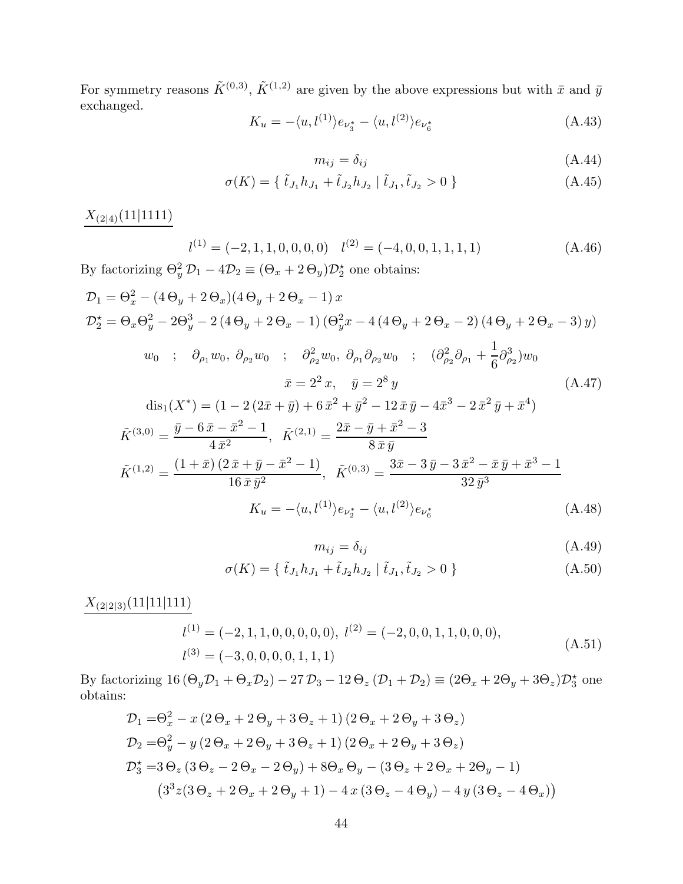For symmetry reasons $\tilde{K}^{(0,3)}$, $\tilde{K}^{(1,2)}$ are given by the above expressions but with $\bar{x}$ and $\bar{y}$ exchanged.

$$K_u = -\langle u, l^{(1)} \rangle e_{\nu_3^*} - \langle u, l^{(2)} \rangle e_{\nu_6^*} \tag{A.43}$$

$$m_{ij} = \delta_{ij} \tag{A.44}$$

$$\sigma(K) = \{ \, \tilde{t}_{J_1} h_{J_1} + \tilde{t}_{J_2} h_{J_2} \mid \tilde{t}_{J_1}, \tilde{t}_{J_2} > 0 \, \} \tag{A.45}$$

<u>$X_{(2|4)}(11|1111)$</u>

$$l^{(1)} = (-2, 1, 1, 0, 0, 0, 0) \quad l^{(2)} = (-4, 0, 0, 1, 1, 1, 1) \tag{A.46}$$

By factorizing $\Theta_y^2 \, \mathcal{D}_1 - 4\mathcal{D}_2 \equiv (\Theta_x + 2\,\Theta_y)\mathcal{D}_2^\star$ one obtains:

$$\mathcal{D}_1 = \Theta_x^2 - (4\,\Theta_y + 2\,\Theta_x)(4\,\Theta_y + 2\,\Theta_x - 1)\,x$$

$$\mathcal{D}_2^\star = \Theta_x \Theta_y^2 - 2\Theta_y^3 - 2\,(4\,\Theta_y + 2\,\Theta_x - 1)\left(\Theta_y^2 x - 4\,(4\,\Theta_y + 2\,\Theta_x - 2)\,(4\,\Theta_y + 2\,\Theta_x - 3)\,y\right)$$

$$w_0 \quad ; \quad \partial_{\rho_1} w_0,\ \partial_{\rho_2} w_0 \quad ; \quad \partial_{\rho_2}^2 w_0,\ \partial_{\rho_1}\partial_{\rho_2} w_0 \quad ; \quad (\partial_{\rho_2}^2 \partial_{\rho_1} + \frac{1}{6}\partial_{\rho_2}^3) w_0$$

$$\bar{x} = 2^2\,x, \quad \bar{y} = 2^8\,y \tag{A.47}$$

$$\mathrm{dis}_1(X^*) = (1 - 2\,(2\bar{x} + \bar{y}) + 6\,\bar{x}^2 + \bar{y}^2 - 12\,\bar{x}\,\bar{y} - 4\bar{x}^3 - 2\,\bar{x}^2\,\bar{y} + \bar{x}^4)$$

$$\tilde{K}^{(3,0)} = \frac{\bar{y} - 6\,\bar{x} - \bar{x}^2 - 1}{4\,\bar{x}^2}, \quad \tilde{K}^{(2,1)} = \frac{2\bar{x} - \bar{y} + \bar{x}^2 - 3}{8\,\bar{x}\,\bar{y}}$$

$$\tilde{K}^{(1,2)} = \frac{(1 + \bar{x})\,(2\,\bar{x} + \bar{y} - \bar{x}^2 - 1)}{16\,\bar{x}\,\bar{y}^2}, \quad \tilde{K}^{(0,3)} = \frac{3\bar{x} - 3\,\bar{y} - 3\,\bar{x}^2 - \bar{x}\,\bar{y} + \bar{x}^3 - 1}{32\,\bar{y}^3}$$

$$K_u = -\langle u, l^{(1)} \rangle e_{\nu_2^*} - \langle u, l^{(2)} \rangle e_{\nu_6^*} \tag{A.48}$$

$$m_{ij} = \delta_{ij} \tag{A.49}$$

$$\sigma(K) = \{ \, \tilde{t}_{J_1} h_{J_1} + \tilde{t}_{J_2} h_{J_2} \mid \tilde{t}_{J_1}, \tilde{t}_{J_2} > 0 \, \} \tag{A.50}$$

<u>$X_{(2|2|3)}(11|11|111)$</u>

$$l^{(1)} = (-2, 1, 1, 0, 0, 0, 0, 0),\ l^{(2)} = (-2, 0, 0, 1, 1, 0, 0, 0),$$
$$l^{(3)} = (-3, 0, 0, 0, 0, 1, 1, 1) \tag{A.51}$$

By factorizing $16\,(\Theta_y \mathcal{D}_1 + \Theta_x \mathcal{D}_2) - 27\,\mathcal{D}_3 - 12\,\Theta_z\,(\mathcal{D}_1 + \mathcal{D}_2) \equiv (2\Theta_x + 2\Theta_y + 3\Theta_z)\mathcal{D}_3^\star$ one obtains:

$$\mathcal{D}_1 = \Theta_x^2 - x\,(2\,\Theta_x + 2\,\Theta_y + 3\,\Theta_z + 1)\,(2\,\Theta_x + 2\,\Theta_y + 3\,\Theta_z)$$

$$\mathcal{D}_2 = \Theta_y^2 - y\,(2\,\Theta_x + 2\,\Theta_y + 3\,\Theta_z + 1)\,(2\,\Theta_x + 2\,\Theta_y + 3\,\Theta_z)$$

$$\mathcal{D}_3^\star = 3\,\Theta_z\,(3\,\Theta_z - 2\,\Theta_x - 2\,\Theta_y) + 8\Theta_x\,\Theta_y - (3\,\Theta_z + 2\,\Theta_x + 2\Theta_y - 1)$$
$$\left(3^3 z(3\,\Theta_z + 2\,\Theta_x + 2\,\Theta_y + 1) - 4\,x\,(3\,\Theta_z - 4\,\Theta_y) - 4\,y\,(3\,\Theta_z - 4\,\Theta_x)\right)$$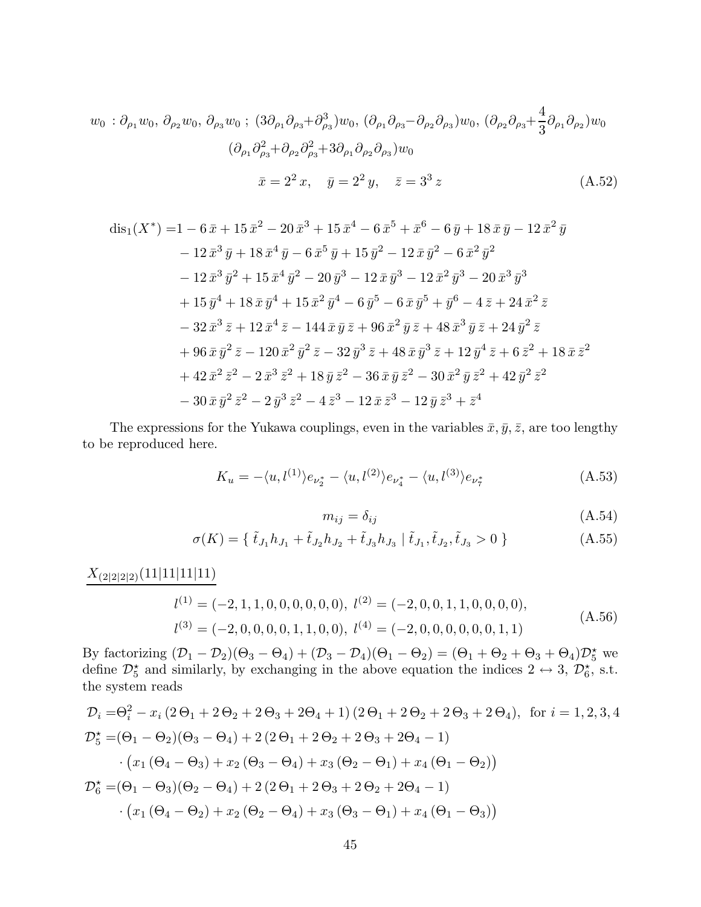$$
\begin{gathered}
w_0 \,:\, \partial_{\rho_1} w_0,\ \partial_{\rho_2} w_0,\ \partial_{\rho_3} w_0\ ;\ (3\partial_{\rho_1}\partial_{\rho_3}+\partial_{\rho_3}^3)w_0,\ (\partial_{\rho_1}\partial_{\rho_3}-\partial_{\rho_2}\partial_{\rho_3})w_0,\ (\partial_{\rho_2}\partial_{\rho_3}+\frac{4}{3}\partial_{\rho_1}\partial_{\rho_2})w_0 \\
(\partial_{\rho_1}\partial_{\rho_3}^2+\partial_{\rho_2}\partial_{\rho_3}^2+3\partial_{\rho_1}\partial_{\rho_2}\partial_{\rho_3})w_0 \\
\bar{x} = 2^2\, x, \quad \bar{y} = 2^2\, y, \quad \bar{z} = 3^3\, z
\end{gathered}
\tag{A.52}
$$

$$
\begin{aligned}
\mathrm{dis}_1(X^*) =& 1 - 6\,\bar{x} + 15\,\bar{x}^2 - 20\,\bar{x}^3 + 15\,\bar{x}^4 - 6\,\bar{x}^5 + \bar{x}^6 - 6\,\bar{y} + 18\,\bar{x}\,\bar{y} - 12\,\bar{x}^2\,\bar{y} \\
& - 12\,\bar{x}^3\,\bar{y} + 18\,\bar{x}^4\,\bar{y} - 6\,\bar{x}^5\,\bar{y} + 15\,\bar{y}^2 - 12\,\bar{x}\,\bar{y}^2 - 6\,\bar{x}^2\,\bar{y}^2 \\
& - 12\,\bar{x}^3\,\bar{y}^2 + 15\,\bar{x}^4\,\bar{y}^2 - 20\,\bar{y}^3 - 12\,\bar{x}\,\bar{y}^3 - 12\,\bar{x}^2\,\bar{y}^3 - 20\,\bar{x}^3\,\bar{y}^3 \\
& + 15\,\bar{y}^4 + 18\,\bar{x}\,\bar{y}^4 + 15\,\bar{x}^2\,\bar{y}^4 - 6\,\bar{y}^5 - 6\,\bar{x}\,\bar{y}^5 + \bar{y}^6 - 4\,\bar{z} + 24\,\bar{x}^2\,\bar{z} \\
& - 32\,\bar{x}^3\,\bar{z} + 12\,\bar{x}^4\,\bar{z} - 144\,\bar{x}\,\bar{y}\,\bar{z} + 96\,\bar{x}^2\,\bar{y}\,\bar{z} + 48\,\bar{x}^3\,\bar{y}\,\bar{z} + 24\,\bar{y}^2\,\bar{z} \\
& + 96\,\bar{x}\,\bar{y}^2\,\bar{z} - 120\,\bar{x}^2\,\bar{y}^2\,\bar{z} - 32\,\bar{y}^3\,\bar{z} + 48\,\bar{x}\,\bar{y}^3\,\bar{z} + 12\,\bar{y}^4\,\bar{z} + 6\,\bar{z}^2 + 18\,\bar{x}\,\bar{z}^2 \\
& + 42\,\bar{x}^2\,\bar{z}^2 - 2\,\bar{x}^3\,\bar{z}^2 + 18\,\bar{y}\,\bar{z}^2 - 36\,\bar{x}\,\bar{y}\,\bar{z}^2 - 30\,\bar{x}^2\,\bar{y}\,\bar{z}^2 + 42\,\bar{y}^2\,\bar{z}^2 \\
& - 30\,\bar{x}\,\bar{y}^2\,\bar{z}^2 - 2\,\bar{y}^3\,\bar{z}^2 - 4\,\bar{z}^3 - 12\,\bar{x}\,\bar{z}^3 - 12\,\bar{y}\,\bar{z}^3 + \bar{z}^4
\end{aligned}
$$

The expressions for the Yukawa couplings, even in the variables $\bar{x}, \bar{y}, \bar{z}$, are too lengthy to be reproduced here.

$$
K_u = -\langle u, l^{(1)}\rangle e_{\nu_2^*} - \langle u, l^{(2)}\rangle e_{\nu_4^*} - \langle u, l^{(3)}\rangle e_{\nu_7^*} \tag{A.53}
$$

$$
m_{ij} = \delta_{ij} \tag{A.54}
$$

$$
\sigma(K) = \{\ \tilde{t}_{J_1} h_{J_1} + \tilde{t}_{J_2} h_{J_2} + \tilde{t}_{J_3} h_{J_3} \mid \tilde{t}_{J_1}, \tilde{t}_{J_2}, \tilde{t}_{J_3} > 0\ \} \tag{A.55}
$$

$\underline{X_{(2|2|2|2)}(11|11|11|11)}$

$$
\begin{aligned}
& l^{(1)} = (-2, 1, 1, 0, 0, 0, 0, 0, 0),\ l^{(2)} = (-2, 0, 0, 1, 1, 0, 0, 0, 0), \\
& l^{(3)} = (-2, 0, 0, 0, 0, 1, 1, 0, 0),\ l^{(4)} = (-2, 0, 0, 0, 0, 0, 0, 1, 1)
\end{aligned}
\tag{A.56}
$$

By factorizing $(\mathcal{D}_1 - \mathcal{D}_2)(\Theta_3 - \Theta_4) + (\mathcal{D}_3 - \mathcal{D}_4)(\Theta_1 - \Theta_2) = (\Theta_1 + \Theta_2 + \Theta_3 + \Theta_4)\mathcal{D}_5^\star$ we define $\mathcal{D}_5^\star$ and similarly, by exchanging in the above equation the indices $2 \leftrightarrow 3$, $\mathcal{D}_6^\star$, s.t. the system reads

$$
\begin{aligned}
\mathcal{D}_i =& \Theta_i^2 - x_i\,(2\,\Theta_1 + 2\,\Theta_2 + 2\,\Theta_3 + 2\Theta_4 + 1)\,(2\,\Theta_1 + 2\,\Theta_2 + 2\,\Theta_3 + 2\,\Theta_4), \ \text{ for } i = 1, 2, 3, 4 \\
\mathcal{D}_5^\star =& (\Theta_1 - \Theta_2)(\Theta_3 - \Theta_4) + 2\,(2\,\Theta_1 + 2\,\Theta_2 + 2\,\Theta_3 + 2\Theta_4 - 1) \\
& \cdot \big(x_1\,(\Theta_4 - \Theta_3) + x_2\,(\Theta_3 - \Theta_4) + x_3\,(\Theta_2 - \Theta_1) + x_4\,(\Theta_1 - \Theta_2)\big) \\
\mathcal{D}_6^\star =& (\Theta_1 - \Theta_3)(\Theta_2 - \Theta_4) + 2\,(2\,\Theta_1 + 2\,\Theta_3 + 2\,\Theta_2 + 2\Theta_4 - 1) \\
& \cdot \big(x_1\,(\Theta_4 - \Theta_2) + x_2\,(\Theta_2 - \Theta_4) + x_3\,(\Theta_3 - \Theta_1) + x_4\,(\Theta_1 - \Theta_3)\big)
\end{aligned}
$$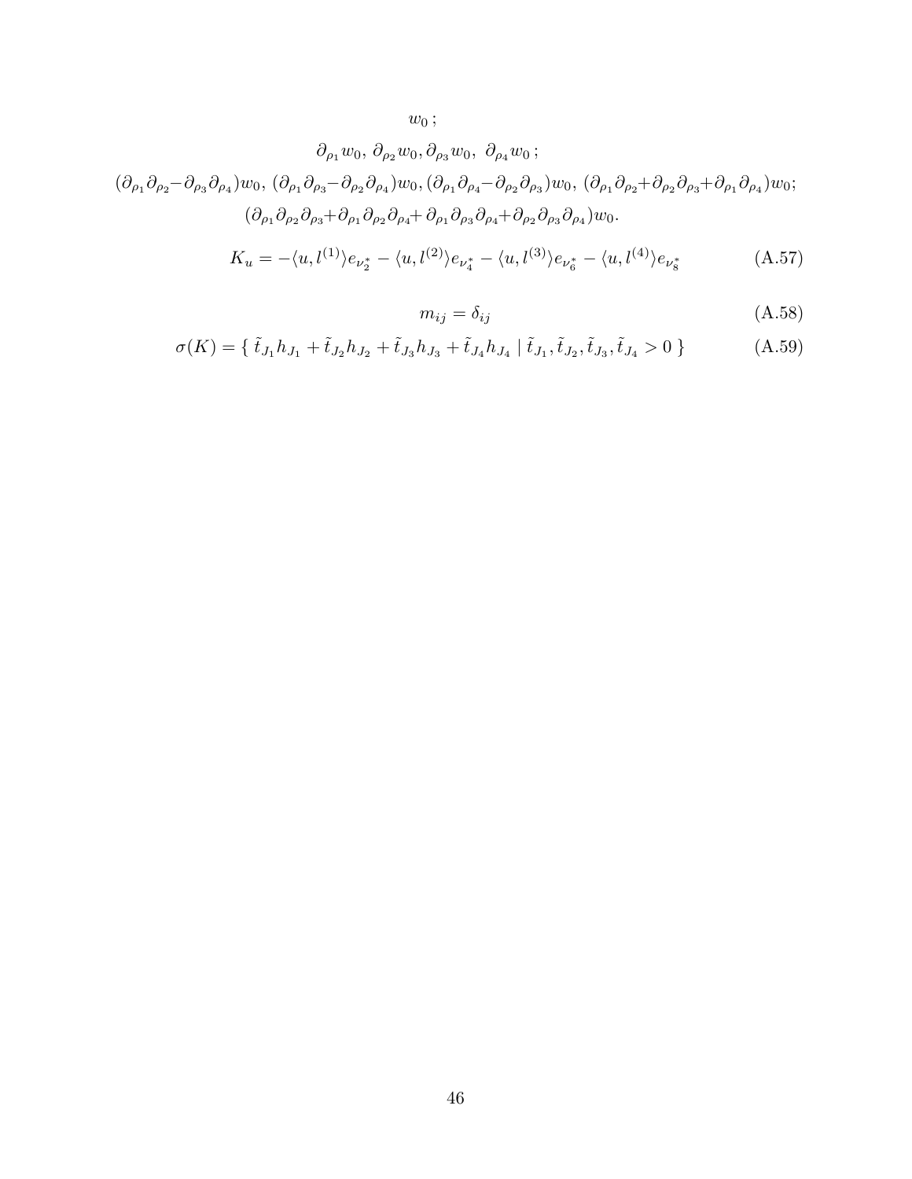$$w_0\,;$$

$$\partial_{\rho_1} w_0,\ \partial_{\rho_2} w_0, \partial_{\rho_3} w_0,\ \partial_{\rho_4} w_0\,;$$

$$(\partial_{\rho_1}\partial_{\rho_2}-\partial_{\rho_3}\partial_{\rho_4})w_0,\ (\partial_{\rho_1}\partial_{\rho_3}-\partial_{\rho_2}\partial_{\rho_4})w_0, (\partial_{\rho_1}\partial_{\rho_4}-\partial_{\rho_2}\partial_{\rho_3})w_0,\ (\partial_{\rho_1}\partial_{\rho_2}+\partial_{\rho_2}\partial_{\rho_3}+\partial_{\rho_1}\partial_{\rho_4})w_0;$$

$$(\partial_{\rho_1}\partial_{\rho_2}\partial_{\rho_3}+\partial_{\rho_1}\partial_{\rho_2}\partial_{\rho_4}+\partial_{\rho_1}\partial_{\rho_3}\partial_{\rho_4}+\partial_{\rho_2}\partial_{\rho_3}\partial_{\rho_4})w_0.$$

$$K_u = -\langle u, l^{(1)}\rangle e_{\nu_2^*} - \langle u, l^{(2)}\rangle e_{\nu_4^*} - \langle u, l^{(3)}\rangle e_{\nu_6^*} - \langle u, l^{(4)}\rangle e_{\nu_8^*} \tag{A.57}$$

$$m_{ij} = \delta_{ij} \tag{A.58}$$

$$\sigma(K) = \{\ \tilde{t}_{J_1} h_{J_1} + \tilde{t}_{J_2} h_{J_2} + \tilde{t}_{J_3} h_{J_3} + \tilde{t}_{J_4} h_{J_4} \mid \tilde{t}_{J_1}, \tilde{t}_{J_2}, \tilde{t}_{J_3}, \tilde{t}_{J_4} > 0\ \} \tag{A.59}$$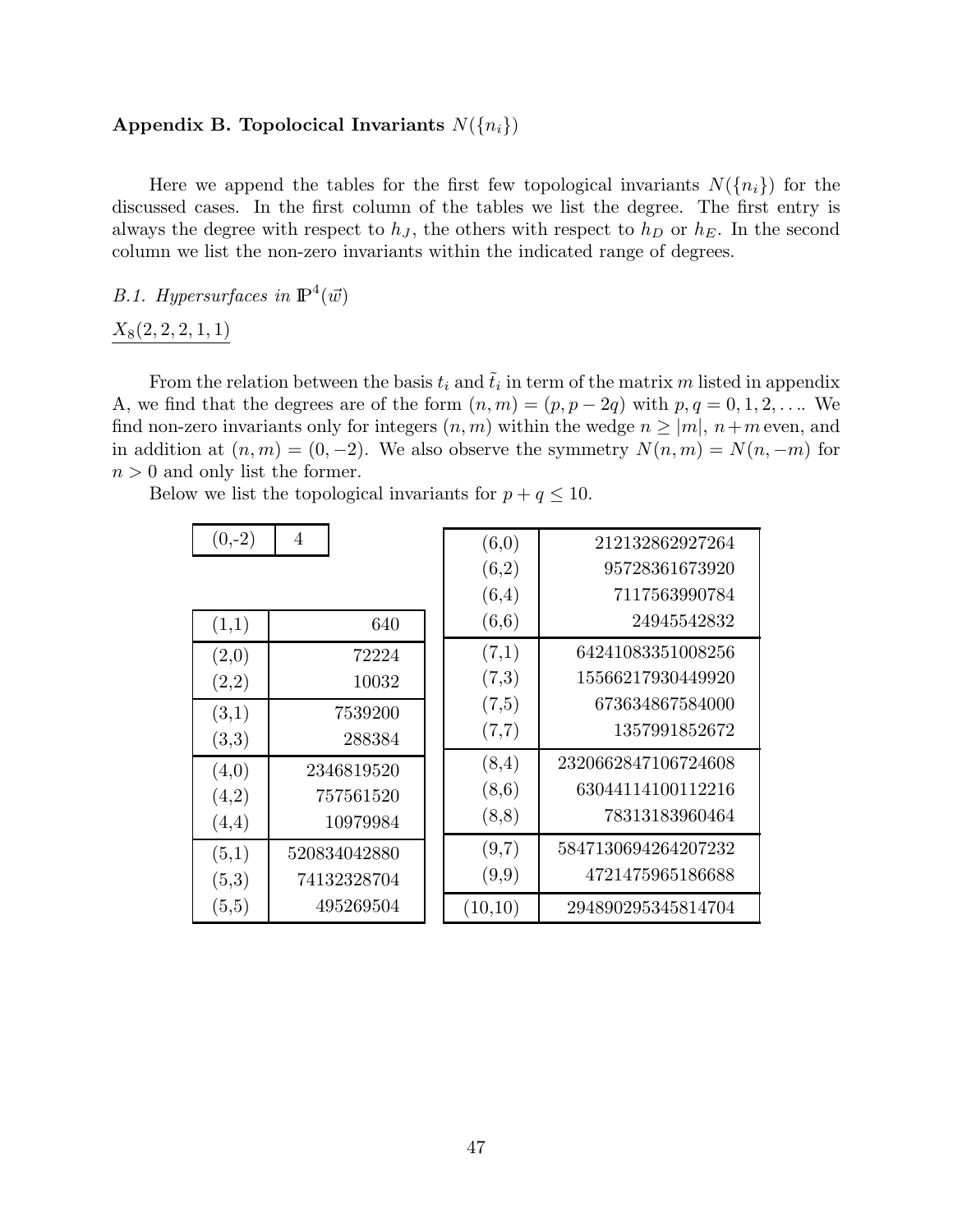### Appendix B. Topolocical Invariants $N(\{n_i\})$

Here we append the tables for the first few topological invariants $N(\{n_i\})$ for the discussed cases. In the first column of the tables we list the degree. The first entry is always the degree with respect to $h_J$, the others with respect to $h_D$ or $h_E$. In the second column we list the non-zero invariants within the indicated range of degrees.

*B.1. Hypersurfaces in* $\mathbb{P}^4(\vec{w})$

$\underline{X_8(2,2,2,1,1)}$

From the relation between the basis $t_i$ and $\tilde{t}_i$ in term of the matrix $m$ listed in appendix A, we find that the degrees are of the form $(n,m) = (p, p-2q)$ with $p,q = 0,1,2,\ldots$. We find non-zero invariants only for integers $(n,m)$ within the wedge $n \geq |m|$, $n+m$ even, and in addition at $(n,m) = (0,-2)$. We also observe the symmetry $N(n,m) = N(n,-m)$ for $n > 0$ and only list the former.

Below we list the topological invariants for $p+q \leq 10$.

| Degree | $N$ |
|---|---|
| (0,-2) | 4 |

| Degree | $N$ |
|---|---|
| (1,1) | 640 |
| (2,0) | 72224 |
| (2,2) | 10032 |
| (3,1) | 7539200 |
| (3,3) | 288384 |
| (4,0) | 2346819520 |
| (4,2) | 757561520 |
| (4,4) | 10979984 |
| (5,1) | 520834042880 |
| (5,3) | 74132328704 |
| (5,5) | 495269504 |

| Degree | $N$ |
|---|---|
| (6,0) | 212132862927264 |
| (6,2) | 95728361673920 |
| (6,4) | 7117563990784 |
| (6,6) | 24945542832 |
| (7,1) | 64241083351008256 |
| (7,3) | 15566217930449920 |
| (7,5) | 673634867584000 |
| (7,7) | 1357991852672 |
| (8,4) | 2320662847106724608 |
| (8,6) | 63044114100112216 |
| (8,8) | 78313183960464 |
| (9,7) | 5847130694264207232 |
| (9,9) | 4721475965186688 |
| (10,10) | 294890295345814704 |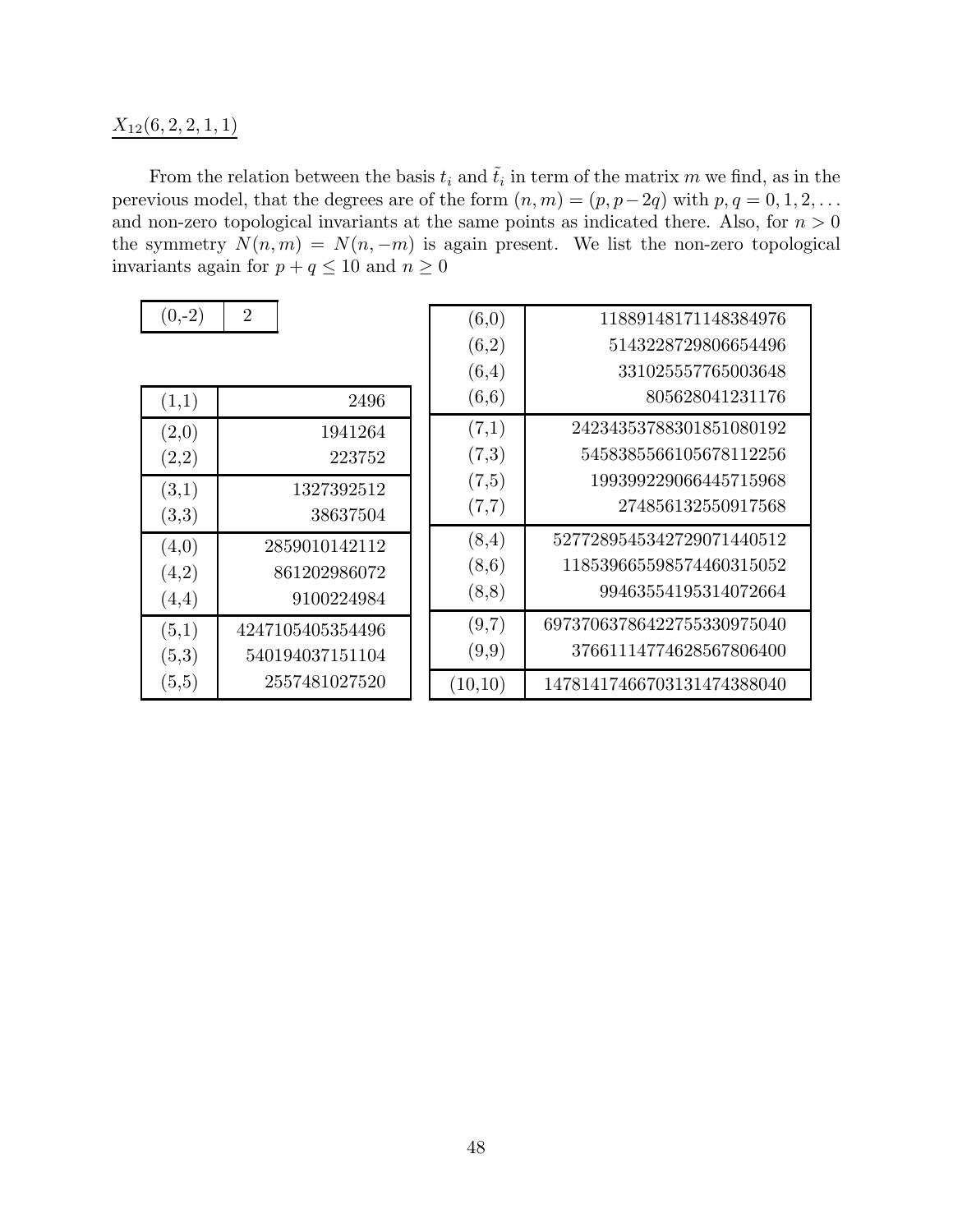$\underline{X_{12}(6,2,2,1,1)}$

From the relation between the basis $t_i$ and $\tilde{t}_i$ in term of the matrix $m$ we find, as in the perevious model, that the degrees are of the form $(n,m) = (p, p-2q)$ with $p, q = 0, 1, 2, \ldots$ and non-zero topological invariants at the same points as indicated there. Also, for $n > 0$ the symmetry $N(n,m) = N(n,-m)$ is again present. We list the non-zero topological invariants again for $p + q \leq 10$ and $n \geq 0$

| (n,m) | N |
|---|---|
| (0,-2) | 2 |
| (1,1) | 2496 |
| (2,0) | 1941264 |
| (2,2) | 223752 |
| (3,1) | 1327392512 |
| (3,3) | 38637504 |
| (4,0) | 2859010142112 |
| (4,2) | 861202986072 |
| (4,4) | 9100224984 |
| (5,1) | 4247105405354496 |
| (5,3) | 540194037151104 |
| (5,5) | 2557481027520 |
| (6,0) | 11889148171148384976 |
| (6,2) | 5143228729806654496 |
| (6,4) | 331025557765003648 |
| (6,6) | 805628041231176 |
| (7,1) | 24234353788301851080192 |
| (7,3) | 5458385566105678112256 |
| (7,5) | 199399229066445715968 |
| (7,7) | 274856132550917568 |
| (8,4) | 52772895453427290714405​12 |
| (8,6) | 118539665598574460315052 |
| (8,8) | 99463554195314072664 |
| (9,7) | 69737063786422755330975040 |
| (9,9) | 37661114774628567806400 |
| (10,10) | 14781417466703131474388040 |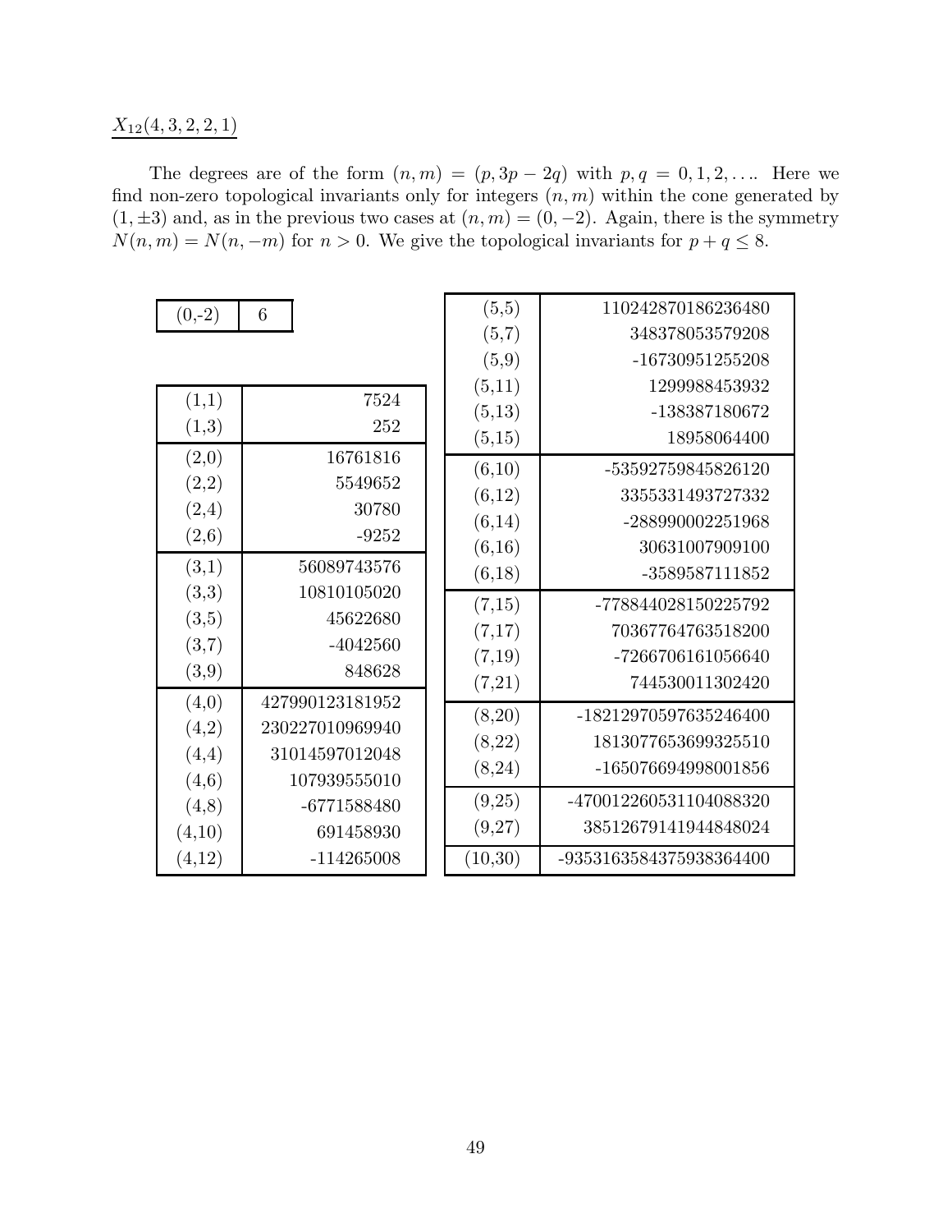$\underline{X_{12}(4,3,2,2,1)}$

The degrees are of the form $(n,m) = (p, 3p - 2q)$ with $p, q = 0, 1, 2, \ldots$. Here we find non-zero topological invariants only for integers $(n,m)$ within the cone generated by $(1, \pm 3)$ and, as in the previous two cases at $(n,m) = (0,-2)$. Again, there is the symmetry $N(n,m) = N(n,-m)$ for $n > 0$. We give the topological invariants for $p + q \leq 8$.

| (n,m) | N(n,m) |
|---|---|
| (0,-2) | 6 |

| (n,m) | N(n,m) |
|---|---|
| (1,1) | 7524 |
| (1,3) | 252 |
| (2,0) | 16761816 |
| (2,2) | 5549652 |
| (2,4) | 30780 |
| (2,6) | -9252 |
| (3,1) | 56089743576 |
| (3,3) | 10810105020 |
| (3,5) | 45622680 |
| (3,7) | -4042560 |
| (3,9) | 848628 |
| (4,0) | 427990123181952 |
| (4,2) | 230227010969940 |
| (4,4) | 31014597012048 |
| (4,6) | 107939555010 |
| (4,8) | -6771588480 |
| (4,10) | 691458930 |
| (4,12) | -114265008 |

| (n,m) | N(n,m) |
|---|---|
| (5,5) | 110242870186236480 |
| (5,7) | 348378053579208 |
| (5,9) | -16730951255208 |
| (5,11) | 1299988453932 |
| (5,13) | -138387180672 |
| (5,15) | 18958064400 |
| (6,10) | -53592759845826120 |
| (6,12) | 3355331493727332 |
| (6,14) | -288990002251968 |
| (6,16) | 30631007909100 |
| (6,18) | -3589587111852 |
| (7,15) | -778844028150225792 |
| (7,17) | 70367764763518200 |
| (7,19) | -7266706161056640 |
| (7,21) | 744530011302420 |
| (8,20) | -18212970597635246400 |
| (8,22) | 1813077653699325510 |
| (8,24) | -165076694998001856 |
| (9,25) | -470012260531104088320 |
| (9,27) | 38512679141944848024 |
| (10,30) | -9353163584375938364400 |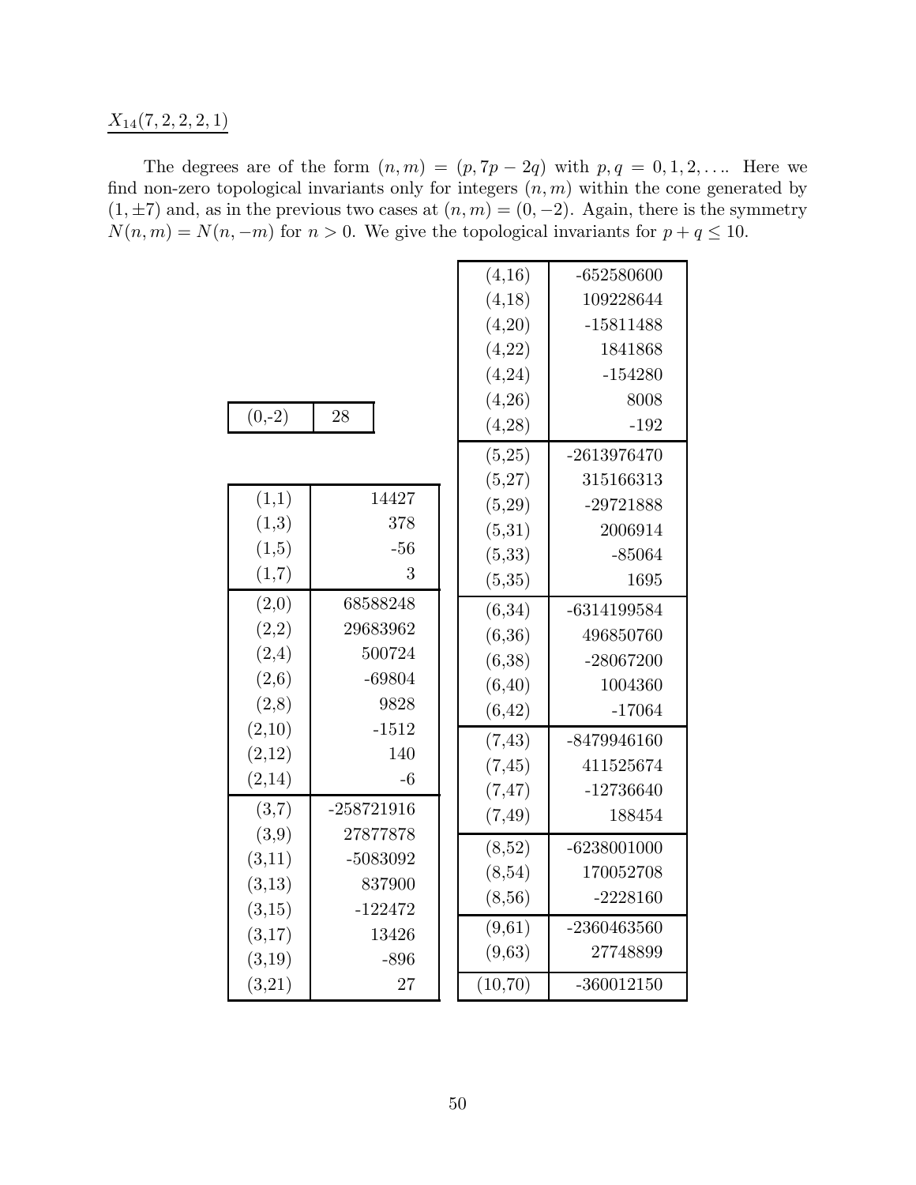<u>$X_{14}(7,2,2,2,1)$</u>

The degrees are of the form $(n,m) = (p, 7p-2q)$ with $p,q = 0,1,2,\ldots$. Here we find non-zero topological invariants only for integers $(n,m)$ within the cone generated by $(1,\pm 7)$ and, as in the previous two cases at $(n,m) = (0,-2)$. Again, there is the symmetry $N(n,m) = N(n,-m)$ for $n > 0$. We give the topological invariants for $p+q \leq 10$.

| $(n,m)$ | $N(n,m)$ |
|---|---|
| (0,-2) | 28 |

| $(n,m)$ | $N(n,m)$ |
|---|---|
| (1,1) | 14427 |
| (1,3) | 378 |
| (1,5) | -56 |
| (1,7) | 3 |
| (2,0) | 68588248 |
| (2,2) | 29683962 |
| (2,4) | 500724 |
| (2,6) | -69804 |
| (2,8) | 9828 |
| (2,10) | -1512 |
| (2,12) | 140 |
| (2,14) | -6 |
| (3,7) | -258721916 |
| (3,9) | 27877878 |
| (3,11) | -5083092 |
| (3,13) | 837900 |
| (3,15) | -122472 |
| (3,17) | 13426 |
| (3,19) | -896 |
| (3,21) | 27 |

| $(n,m)$ | $N(n,m)$ |
|---|---|
| (4,16) | -652580600 |
| (4,18) | 109228644 |
| (4,20) | -15811488 |
| (4,22) | 1841868 |
| (4,24) | -154280 |
| (4,26) | 8008 |
| (4,28) | -192 |
| (5,25) | -2613976470 |
| (5,27) | 315166313 |
| (5,29) | -29721888 |
| (5,31) | 2006914 |
| (5,33) | -85064 |
| (5,35) | 1695 |
| (6,34) | -6314199584 |
| (6,36) | 496850760 |
| (6,38) | -28067200 |
| (6,40) | 1004360 |
| (6,42) | -17064 |
| (7,43) | -8479946160 |
| (7,45) | 411525674 |
| (7,47) | -12736640 |
| (7,49) | 188454 |
| (8,52) | -6238001000 |
| (8,54) | 170052708 |
| (8,56) | -2228160 |
| (9,61) | -2360463560 |
| (9,63) | 27748899 |
| (10,70) | -360012150 |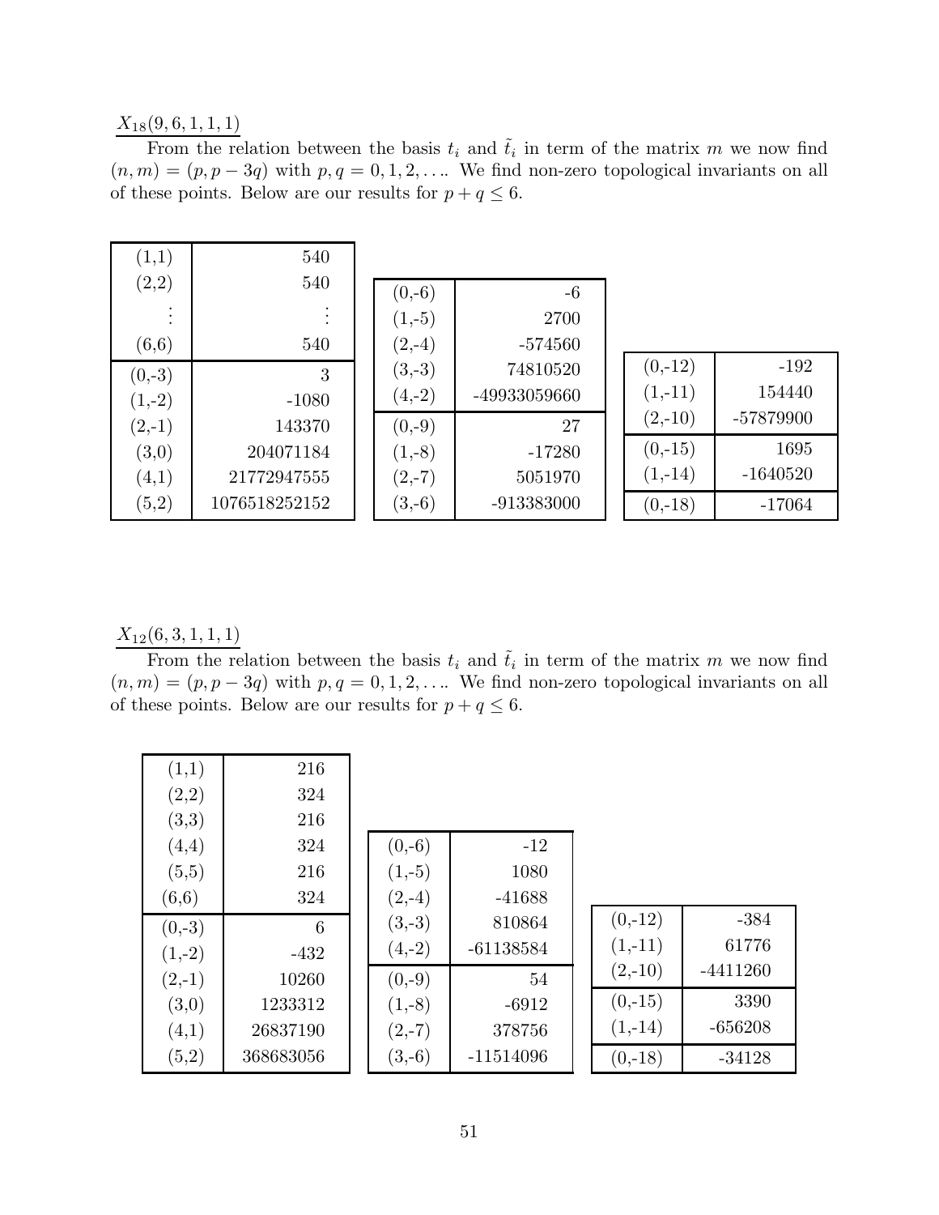$X_{18}(9,6,1,1,1)$

From the relation between the basis $t_i$ and $\tilde{t}_i$ in term of the matrix $m$ we now find $(n,m) = (p, p-3q)$ with $p, q = 0, 1, 2, \ldots$. We find non-zero topological invariants on all of these points. Below are our results for $p + q \leq 6$.

| $(n,m)$ | |
|---|---|
| (1,1) | 540 |
| (2,2) | 540 |
| ⋮ | ⋮ |
| (6,6) | 540 |
| (0,-3) | 3 |
| (1,-2) | -1080 |
| (2,-1) | 143370 |
| (3,0) | 204071184 |
| (4,1) | 21772947555 |
| (5,2) | 1076518252152 |

| $(n,m)$ | |
|---|---|
| (0,-6) | -6 |
| (1,-5) | 2700 |
| (2,-4) | -574560 |
| (3,-3) | 74810520 |
| (4,-2) | -49933059660 |
| (0,-9) | 27 |
| (1,-8) | -17280 |
| (2,-7) | 5051970 |
| (3,-6) | -913383000 |

| $(n,m)$ | |
|---|---|
| (0,-12) | -192 |
| (1,-11) | 154440 |
| (2,-10) | -57879900 |
| (0,-15) | 1695 |
| (1,-14) | -1640520 |
| (0,-18) | -17064 |

$X_{12}(6,3,1,1,1)$

From the relation between the basis $t_i$ and $\tilde{t}_i$ in term of the matrix $m$ we now find $(n,m) = (p, p-3q)$ with $p, q = 0, 1, 2, \ldots$. We find non-zero topological invariants on all of these points. Below are our results for $p + q \leq 6$.

| $(n,m)$ | |
|---|---|
| (1,1) | 216 |
| (2,2) | 324 |
| (3,3) | 216 |
| (4,4) | 324 |
| (5,5) | 216 |
| (6,6) | 324 |
| (0,-3) | 6 |
| (1,-2) | -432 |
| (2,-1) | 10260 |
| (3,0) | 1233312 |
| (4,1) | 26837190 |
| (5,2) | 368683056 |

| $(n,m)$ | |
|---|---|
| (0,-6) | -12 |
| (1,-5) | 1080 |
| (2,-4) | -41688 |
| (3,-3) | 810864 |
| (4,-2) | -61138584 |
| (0,-9) | 54 |
| (1,-8) | -6912 |
| (2,-7) | 378756 |
| (3,-6) | -11514096 |

| $(n,m)$ | |
|---|---|
| (0,-12) | -384 |
| (1,-11) | 61776 |
| (2,-10) | -4411260 |
| (0,-15) | 3390 |
| (1,-14) | -656208 |
| (0,-18) | -34128 |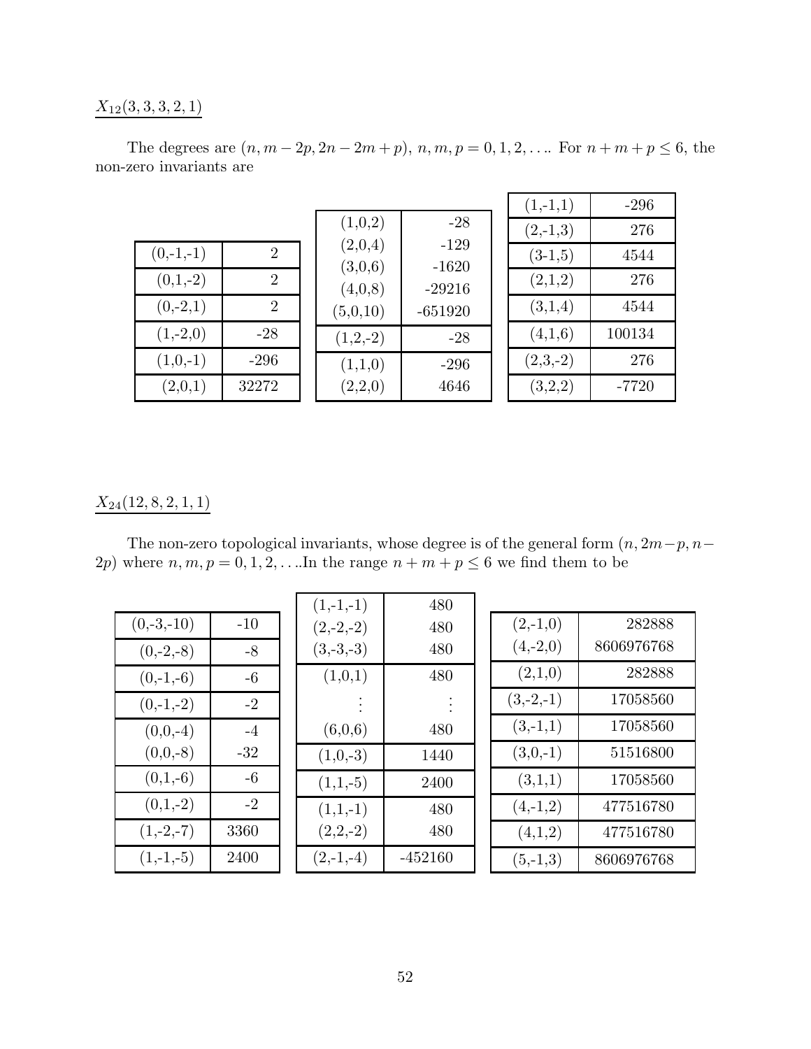$\underline{X_{12}(3,3,3,2,1)}$

The degrees are $(n, m-2p, 2n-2m+p)$, $n, m, p = 0, 1, 2, \ldots$. For $n+m+p \leq 6$, the non-zero invariants are

| Degree | Invariant |
|---|---|
| (0,-1,-1) | 2 |
| (0,1,-2) | 2 |
| (0,-2,1) | 2 |
| (1,-2,0) | -28 |
| (1,0,-1) | -296 |
| (2,0,1) | 32272 |

| Degree | Invariant |
|---|---|
| (1,0,2) | -28 |
| (2,0,4) | -129 |
| (3,0,6) | -1620 |
| (4,0,8) | -29216 |
| (5,0,10) | -651920 |
| (1,2,-2) | -28 |
| (1,1,0) | -296 |
| (2,2,0) | 4646 |

| Degree | Invariant |
|---|---|
| (1,-1,1) | -296 |
| (2,-1,3) | 276 |
| (3-1,5) | 4544 |
| (2,1,2) | 276 |
| (3,1,4) | 4544 |
| (4,1,6) | 100134 |
| (2,3,-2) | 276 |
| (3,2,2) | -7720 |

$\underline{X_{24}(12,8,2,1,1)}$

The non-zero topological invariants, whose degree is of the general form $(n, 2m-p, n-2p)$ where $n, m, p = 0, 1, 2, \ldots$In the range $n+m+p \leq 6$ we find them to be

| Degree | Invariant |
|---|---|
| (0,-3,-10) | -10 |
| (0,-2,-8) | -8 |
| (0,-1,-6) | -6 |
| (0,-1,-2) | -2 |
| (0,0,-4) | -4 |
| (0,0,-8) | -32 |
| (0,1,-6) | -6 |
| (0,1,-2) | -2 |
| (1,-2,-7) | 3360 |
| (1,-1,-5) | 2400 |

| Degree | Invariant |
|---|---|
| (1,-1,-1) | 480 |
| (2,-2,-2) | 480 |
| (3,-3,-3) | 480 |
| (1,0,1) | 480 |
| ⋮ | ⋮ |
| (6,0,6) | 480 |
| (1,0,-3) | 1440 |
| (1,1,-5) | 2400 |
| (1,1,-1) | 480 |
| (2,2,-2) | 480 |
| (2,-1,-4) | -452160 |

| Degree | Invariant |
|---|---|
| (2,-1,0) | 282888 |
| (4,-2,0) | 8606976768 |
| (2,1,0) | 282888 |
| (3,-2,-1) | 17058560 |
| (3,-1,1) | 17058560 |
| (3,0,-1) | 51516800 |
| (3,1,1) | 17058560 |
| (4,-1,2) | 477516780 |
| (4,1,2) | 477516780 |
| (5,-1,3) | 8606976768 |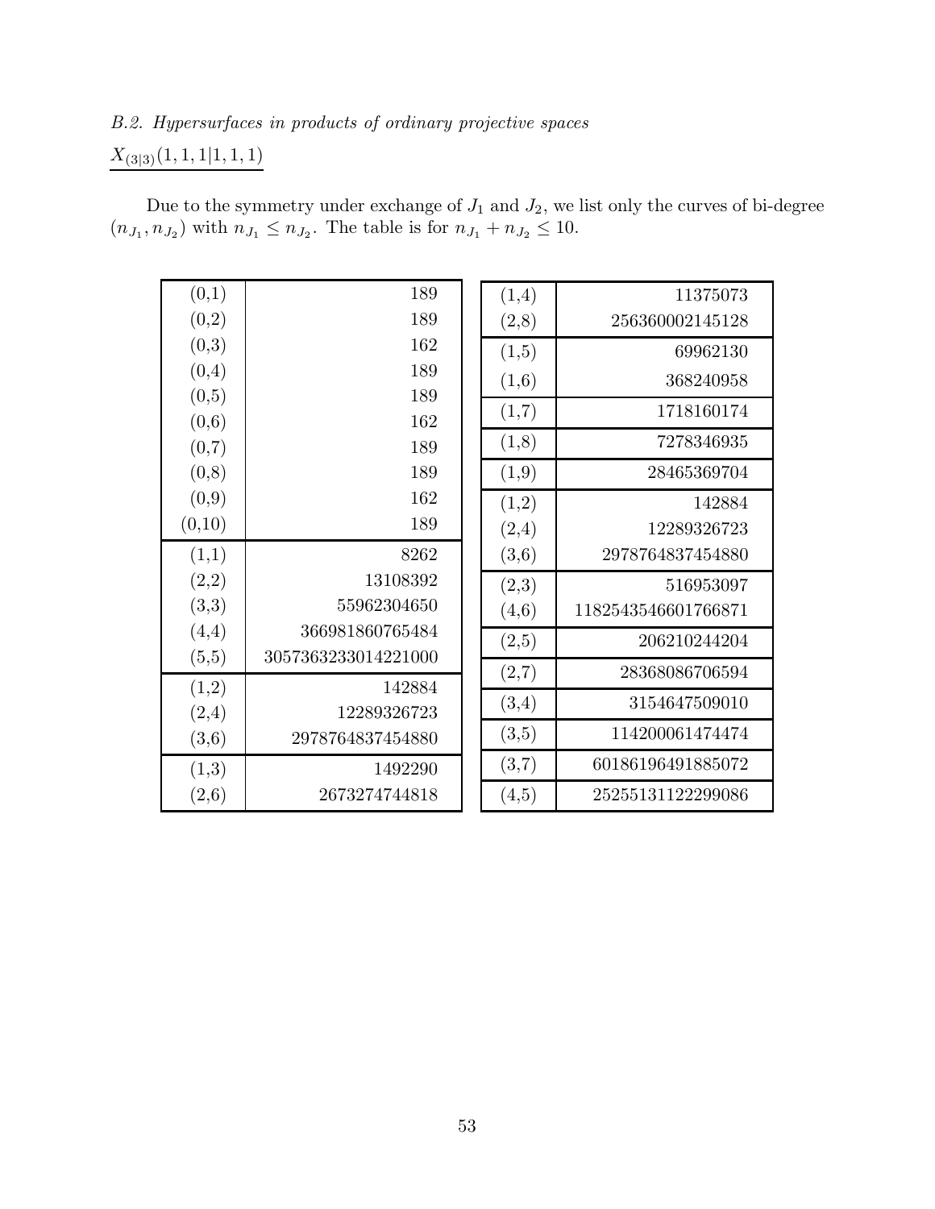*B.2. Hypersurfaces in products of ordinary projective spaces*

$\underline{X_{(3|3)}(1,1,1|1,1,1)}$

Due to the symmetry under exchange of $J_1$ and $J_2$, we list only the curves of bi-degree $(n_{J_1}, n_{J_2})$ with $n_{J_1} \leq n_{J_2}$. The table is for $n_{J_1} + n_{J_2} \leq 10$.

| | |
|---|---:|
| (0,1) | 189 |
| (0,2) | 189 |
| (0,3) | 162 |
| (0,4) | 189 |
| (0,5) | 189 |
| (0,6) | 162 |
| (0,7) | 189 |
| (0,8) | 189 |
| (0,9) | 162 |
| (0,10) | 189 |
| (1,1) | 8262 |
| (2,2) | 13108392 |
| (3,3) | 55962304650 |
| (4,4) | 366981860765484 |
| (5,5) | 3057363233014221000 |
| (1,2) | 142884 |
| (2,4) | 12289326723 |
| (3,6) | 2978764837454880 |
| (1,3) | 1492290 |
| (2,6) | 2673274744818 |

| | |
|---|---:|
| (1,4) | 11375073 |
| (2,8) | 256360002145128 |
| (1,5) | 69962130 |
| (1,6) | 368240958 |
| (1,7) | 1718160174 |
| (1,8) | 7278346935 |
| (1,9) | 28465369704 |
| (1,2) | 142884 |
| (2,4) | 12289326723 |
| (3,6) | 2978764837454880 |
| (2,3) | 516953097 |
| (4,6) | 1182543546601766871 |
| (2,5) | 206210244204 |
| (2,7) | 28368086706594 |
| (3,4) | 3154647509010 |
| (3,5) | 114200061474474 |
| (3,7) | 60186196491885072 |
| (4,5) | 25255131122299086 |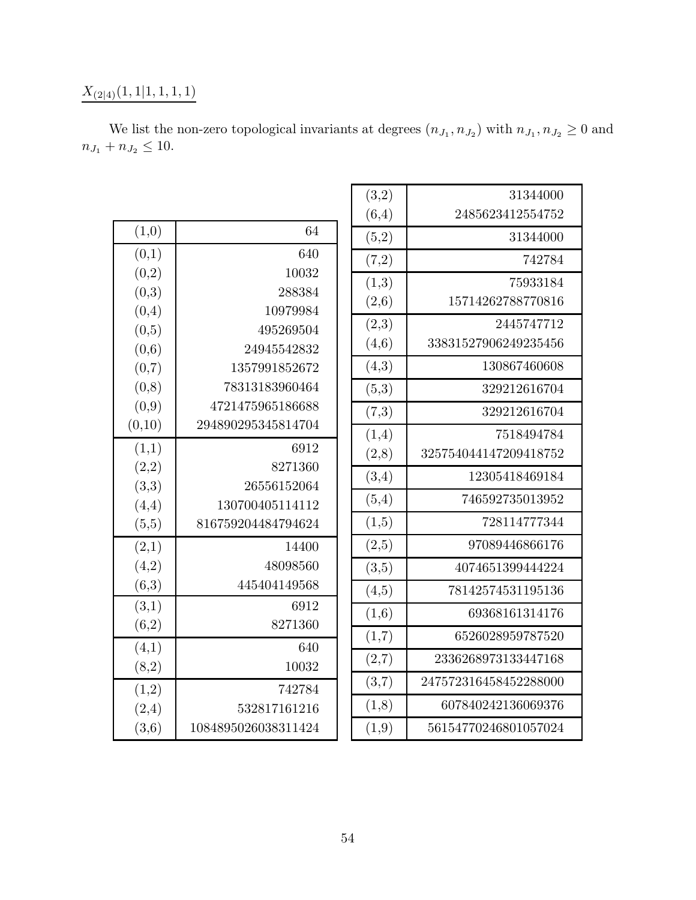$\underline{X_{(2|4)}(1,1|1,1,1,1)}$

We list the non-zero topological invariants at degrees $(n_{J_1}, n_{J_2})$ with $n_{J_1}, n_{J_2} \geq 0$ and $n_{J_1} + n_{J_2} \leq 10$.

| | |
|---|---|
| (1,0) | 64 |
| (0,1) | 640 |
| (0,2) | 10032 |
| (0,3) | 288384 |
| (0,4) | 10979984 |
| (0,5) | 495269504 |
| (0,6) | 24945542832 |
| (0,7) | 1357991852672 |
| (0,8) | 78313183960464 |
| (0,9) | 4721475965186688 |
| (0,10) | 294890295345814704 |
| (1,1) | 6912 |
| (2,2) | 8271360 |
| (3,3) | 26556152064 |
| (4,4) | 130700405114112 |
| (5,5) | 816759204484794624 |
| (2,1) | 14400 |
| (4,2) | 48098560 |
| (6,3) | 445404149568 |
| (3,1) | 6912 |
| (6,2) | 8271360 |
| (4,1) | 640 |
| (8,2) | 10032 |
| (1,2) | 742784 |
| (2,4) | 532817161216 |
| (3,6) | 1084895026038311424 |

| | |
|---|---|
| (3,2) | 31344000 |
| (6,4) | 2485623412554752 |
| (5,2) | 31344000 |
| (7,2) | 742784 |
| (1,3) | 75933184 |
| (2,6) | 15714262788770816 |
| (2,3) | 2445747712 |
| (4,6) | 33831527906249235456 |
| (4,3) | 130867460608 |
| (5,3) | 329212616704 |
| (7,3) | 329212616704 |
| (1,4) | 7518494784 |
| (2,8) | 325754044147209418752 |
| (3,4) | 12305418469184 |
| (5,4) | 746592735013952 |
| (1,5) | 728114777344 |
| (2,5) | 97089446866176 |
| (3,5) | 4074651399444224 |
| (4,5) | 78142574531195136 |
| (1,6) | 69368161314176 |
| (1,7) | 6526028959787520 |
| (2,7) | 2336268973133447168 |
| (3,7) | 24757231645845228800 |
| (1,8) | 607840242136069376 |
| (1,9) | 56154770246801057024 |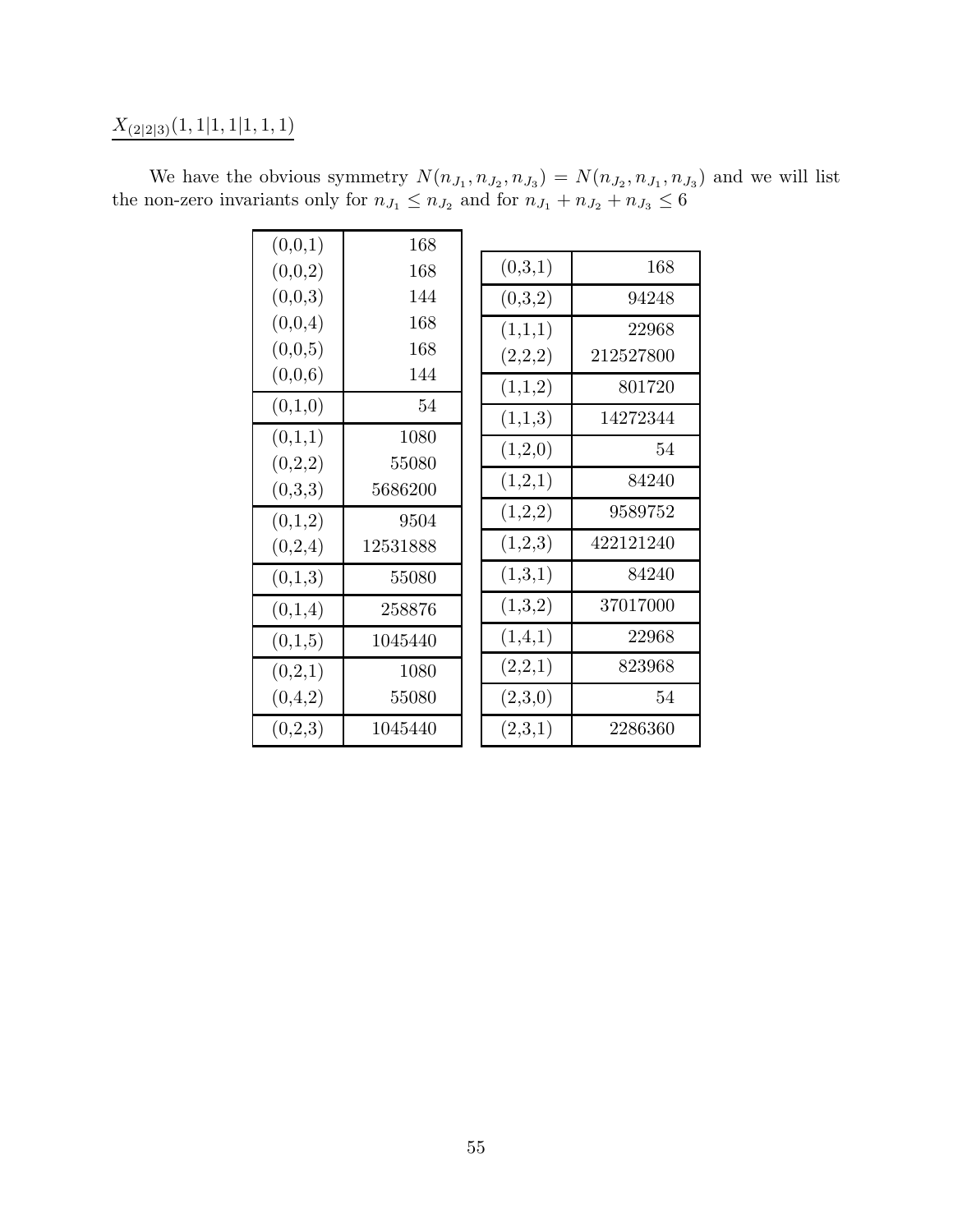$\underline{X_{(2|2|3)}(1,1|1,1|1,1,1)}$

We have the obvious symmetry $N(n_{J_1}, n_{J_2}, n_{J_3}) = N(n_{J_2}, n_{J_1}, n_{J_3})$ and we will list the non-zero invariants only for $n_{J_1} \leq n_{J_2}$ and for $n_{J_1} + n_{J_2} + n_{J_3} \leq 6$

| $(n_{J_1}, n_{J_2}, n_{J_3})$ | $N$ |
|---|---|
| (0,0,1) | 168 |
| (0,0,2) | 168 |
| (0,0,3) | 144 |
| (0,0,4) | 168 |
| (0,0,5) | 168 |
| (0,0,6) | 144 |
| (0,1,0) | 54 |
| (0,1,1) | 1080 |
| (0,2,2) | 55080 |
| (0,3,3) | 5686200 |
| (0,1,2) | 9504 |
| (0,2,4) | 12531888 |
| (0,1,3) | 55080 |
| (0,1,4) | 258876 |
| (0,1,5) | 1045440 |
| (0,2,1) | 1080 |
| (0,4,2) | 55080 |
| (0,2,3) | 1045440 |

| $(n_{J_1}, n_{J_2}, n_{J_3})$ | $N$ |
|---|---|
| (0,3,1) | 168 |
| (0,3,2) | 94248 |
| (1,1,1) | 22968 |
| (2,2,2) | 212527800 |
| (1,1,2) | 801720 |
| (1,1,3) | 14272344 |
| (1,2,0) | 54 |
| (1,2,1) | 84240 |
| (1,2,2) | 9589752 |
| (1,2,3) | 422121240 |
| (1,3,1) | 84240 |
| (1,3,2) | 37017000 |
| (1,4,1) | 22968 |
| (2,2,1) | 823968 |
| (2,3,0) | 54 |
| (2,3,1) | 2286360 |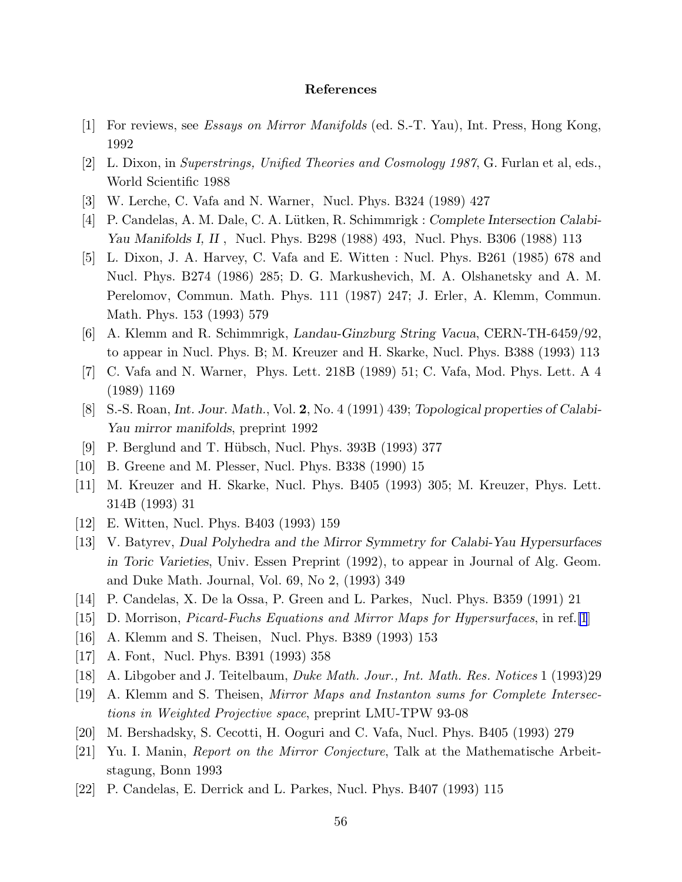## References

[1] For reviews, see *Essays on Mirror Manifolds* (ed. S.-T. Yau), Int. Press, Hong Kong, 1992

[2] L. Dixon, in *Superstrings, Unified Theories and Cosmology 1987*, G. Furlan et al, eds., World Scientific 1988

[3] W. Lerche, C. Vafa and N. Warner, Nucl. Phys. B324 (1989) 427

[4] P. Candelas, A. M. Dale, C. A. Lütken, R. Schimmrigk : *Complete Intersection Calabi-Yau Manifolds I, II* , Nucl. Phys. B298 (1988) 493, Nucl. Phys. B306 (1988) 113

[5] L. Dixon, J. A. Harvey, C. Vafa and E. Witten : Nucl. Phys. B261 (1985) 678 and Nucl. Phys. B274 (1986) 285; D. G. Markushevich, M. A. Olshanetsky and A. M. Perelomov, Commun. Math. Phys. 111 (1987) 247; J. Erler, A. Klemm, Commun. Math. Phys. 153 (1993) 579

[6] A. Klemm and R. Schimmrigk, *Landau-Ginzburg String Vacua*, CERN-TH-6459/92, to appear in Nucl. Phys. B; M. Kreuzer and H. Skarke, Nucl. Phys. B388 (1993) 113

[7] C. Vafa and N. Warner, Phys. Lett. 218B (1989) 51; C. Vafa, Mod. Phys. Lett. A 4 (1989) 1169

[8] S.-S. Roan, *Int. Jour. Math.*, Vol. **2**, No. 4 (1991) 439; *Topological properties of Calabi-Yau mirror manifolds*, preprint 1992

[9] P. Berglund and T. Hübsch, Nucl. Phys. 393B (1993) 377

[10] B. Greene and M. Plesser, Nucl. Phys. B338 (1990) 15

[11] M. Kreuzer and H. Skarke, Nucl. Phys. B405 (1993) 305; M. Kreuzer, Phys. Lett. 314B (1993) 31

[12] E. Witten, Nucl. Phys. B403 (1993) 159

[13] V. Batyrev, *Dual Polyhedra and the Mirror Symmetry for Calabi-Yau Hypersurfaces in Toric Varieties*, Univ. Essen Preprint (1992), to appear in Journal of Alg. Geom. and Duke Math. Journal, Vol. 69, No 2, (1993) 349

[14] P. Candelas, X. De la Ossa, P. Green and L. Parkes, Nucl. Phys. B359 (1991) 21

[15] D. Morrison, *Picard-Fuchs Equations and Mirror Maps for Hypersurfaces*, in ref. [1]

[16] A. Klemm and S. Theisen, Nucl. Phys. B389 (1993) 153

[17] A. Font, Nucl. Phys. B391 (1993) 358

[18] A. Libgober and J. Teitelbaum, *Duke Math. Jour., Int. Math. Res. Notices* 1 (1993)29

[19] A. Klemm and S. Theisen, *Mirror Maps and Instanton sums for Complete Intersections in Weighted Projective space*, preprint LMU-TPW 93-08

[20] M. Bershadsky, S. Cecotti, H. Ooguri and C. Vafa, Nucl. Phys. B405 (1993) 279

[21] Yu. I. Manin, *Report on the Mirror Conjecture*, Talk at the Mathematische Arbeitstagung, Bonn 1993

[22] P. Candelas, E. Derrick and L. Parkes, Nucl. Phys. B407 (1993) 115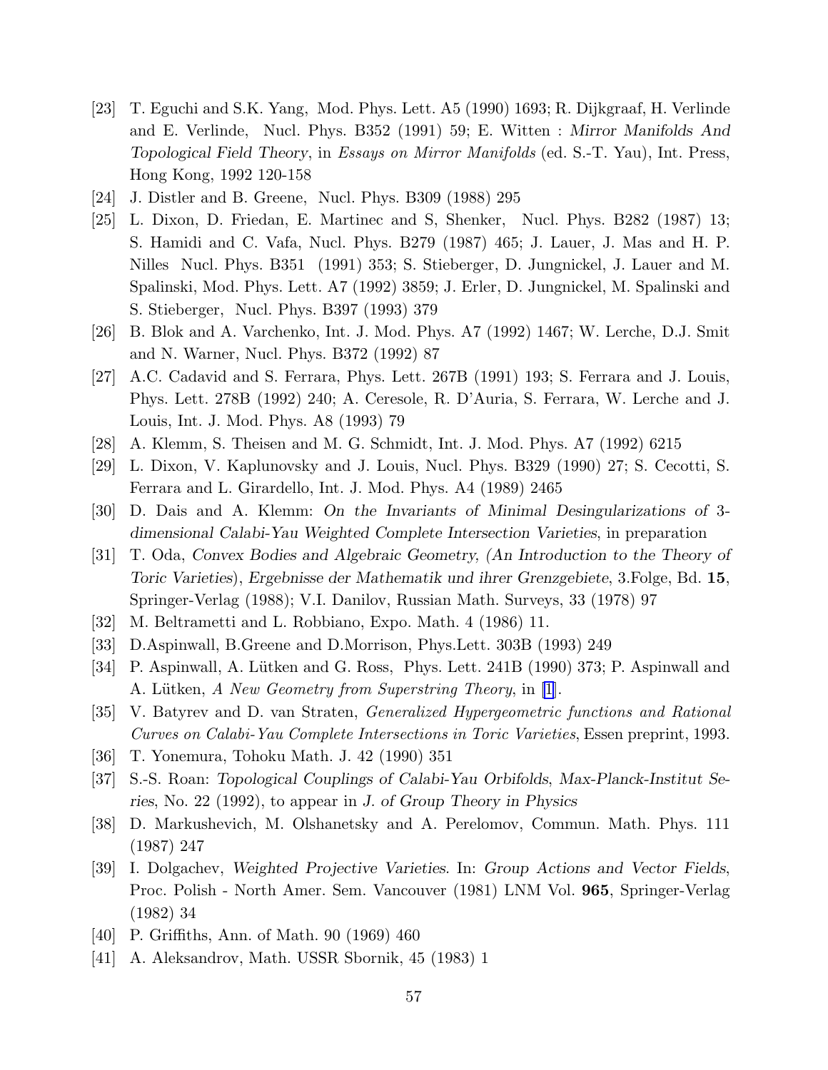[23] T. Eguchi and S.K. Yang, Mod. Phys. Lett. A5 (1990) 1693; R. Dijkgraaf, H. Verlinde and E. Verlinde, Nucl. Phys. B352 (1991) 59; E. Witten : *Mirror Manifolds And Topological Field Theory*, in *Essays on Mirror Manifolds* (ed. S.-T. Yau), Int. Press, Hong Kong, 1992 120-158

[24] J. Distler and B. Greene, Nucl. Phys. B309 (1988) 295

[25] L. Dixon, D. Friedan, E. Martinec and S, Shenker, Nucl. Phys. B282 (1987) 13; S. Hamidi and C. Vafa, Nucl. Phys. B279 (1987) 465; J. Lauer, J. Mas and H. P. Nilles Nucl. Phys. B351 (1991) 353; S. Stieberger, D. Jungnickel, J. Lauer and M. Spalinski, Mod. Phys. Lett. A7 (1992) 3859; J. Erler, D. Jungnickel, M. Spalinski and S. Stieberger, Nucl. Phys. B397 (1993) 379

[26] B. Blok and A. Varchenko, Int. J. Mod. Phys. A7 (1992) 1467; W. Lerche, D.J. Smit and N. Warner, Nucl. Phys. B372 (1992) 87

[27] A.C. Cadavid and S. Ferrara, Phys. Lett. 267B (1991) 193; S. Ferrara and J. Louis, Phys. Lett. 278B (1992) 240; A. Ceresole, R. D'Auria, S. Ferrara, W. Lerche and J. Louis, Int. J. Mod. Phys. A8 (1993) 79

[28] A. Klemm, S. Theisen and M. G. Schmidt, Int. J. Mod. Phys. A7 (1992) 6215

[29] L. Dixon, V. Kaplunovsky and J. Louis, Nucl. Phys. B329 (1990) 27; S. Cecotti, S. Ferrara and L. Girardello, Int. J. Mod. Phys. A4 (1989) 2465

[30] D. Dais and A. Klemm: *On the Invariants of Minimal Desingularizations of 3-dimensional Calabi-Yau Weighted Complete Intersection Varieties*, in preparation

[31] T. Oda, *Convex Bodies and Algebraic Geometry, (An Introduction to the Theory of Toric Varieties), Ergebnisse der Mathematik und ihrer Grenzgebiete*, 3.Folge, Bd. **15**, Springer-Verlag (1988); V.I. Danilov, Russian Math. Surveys, 33 (1978) 97

[32] M. Beltrametti and L. Robbiano, Expo. Math. 4 (1986) 11.

[33] D.Aspinwall, B.Greene and D.Morrison, Phys.Lett. 303B (1993) 249

[34] P. Aspinwall, A. Lütken and G. Ross, Phys. Lett. 241B (1990) 373; P. Aspinwall and A. Lütken, *A New Geometry from Superstring Theory*, in [1].

[35] V. Batyrev and D. van Straten, *Generalized Hypergeometric functions and Rational Curves on Calabi-Yau Complete Intersections in Toric Varieties*, Essen preprint, 1993.

[36] T. Yonemura, Tohoku Math. J. 42 (1990) 351

[37] S.-S. Roan: *Topological Couplings of Calabi-Yau Orbifolds*, *Max-Planck-Institut Series*, No. 22 (1992), to appear in *J. of Group Theory in Physics*

[38] D. Markushevich, M. Olshanetsky and A. Perelomov, Commun. Math. Phys. 111 (1987) 247

[39] I. Dolgachev, *Weighted Projective Varieties*. In: *Group Actions and Vector Fields*, Proc. Polish - North Amer. Sem. Vancouver (1981) LNM Vol. **965**, Springer-Verlag (1982) 34

[40] P. Griffiths, Ann. of Math. 90 (1969) 460

[41] A. Aleksandrov, Math. USSR Sbornik, 45 (1983) 1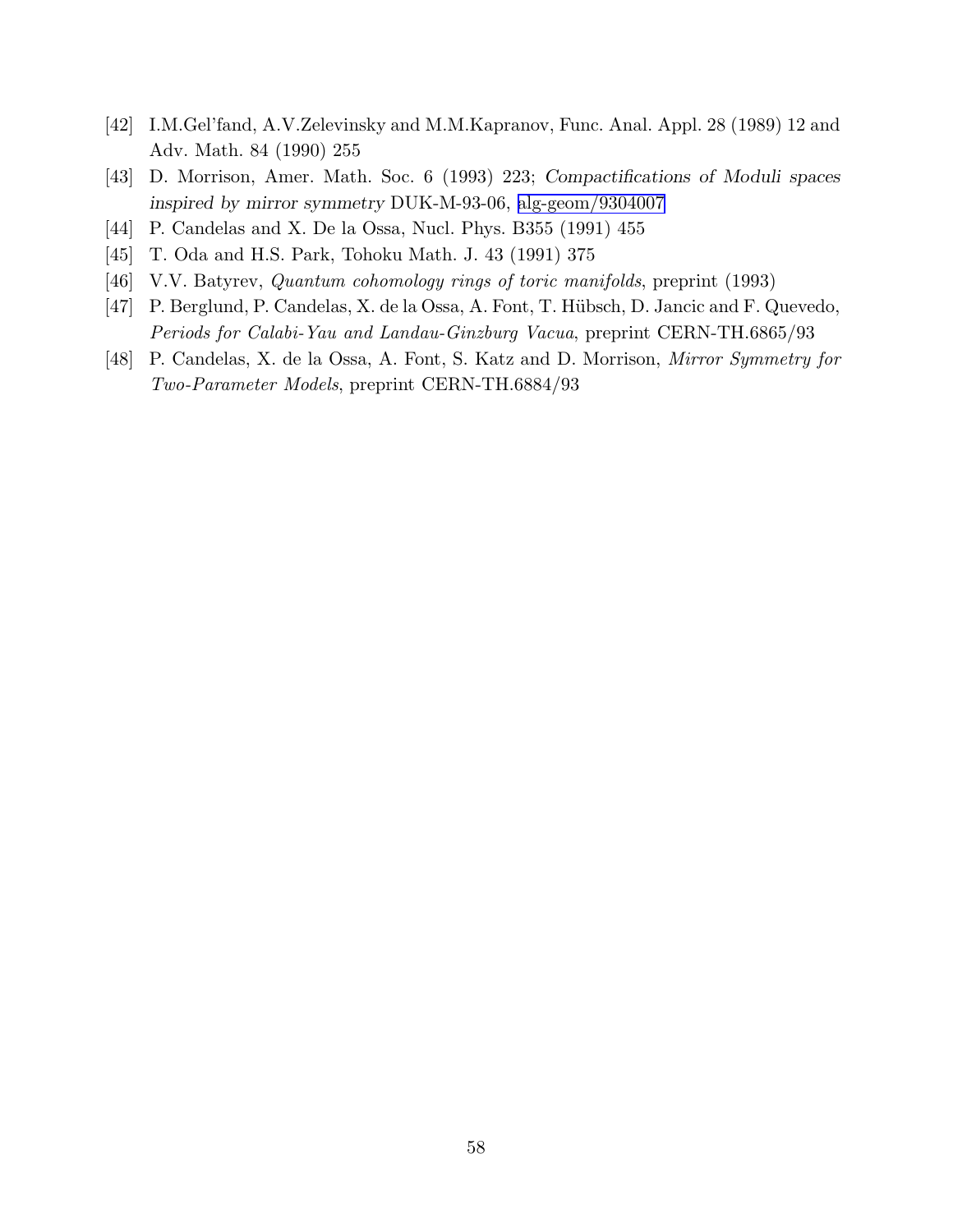[42] I.M.Gel'fand, A.V.Zelevinsky and M.M.Kapranov, Func. Anal. Appl. 28 (1989) 12 and Adv. Math. 84 (1990) 255

[43] D. Morrison, Amer. Math. Soc. 6 (1993) 223; *Compactifications of Moduli spaces inspired by mirror symmetry* DUK-M-93-06, alg-geom/9304007

[44] P. Candelas and X. De la Ossa, Nucl. Phys. B355 (1991) 455

[45] T. Oda and H.S. Park, Tohoku Math. J. 43 (1991) 375

[46] V.V. Batyrev, *Quantum cohomology rings of toric manifolds*, preprint (1993)

[47] P. Berglund, P. Candelas, X. de la Ossa, A. Font, T. Hübsch, D. Jancic and F. Quevedo, *Periods for Calabi-Yau and Landau-Ginzburg Vacua*, preprint CERN-TH.6865/93

[48] P. Candelas, X. de la Ossa, A. Font, S. Katz and D. Morrison, *Mirror Symmetry for Two-Parameter Models*, preprint CERN-TH.6884/93